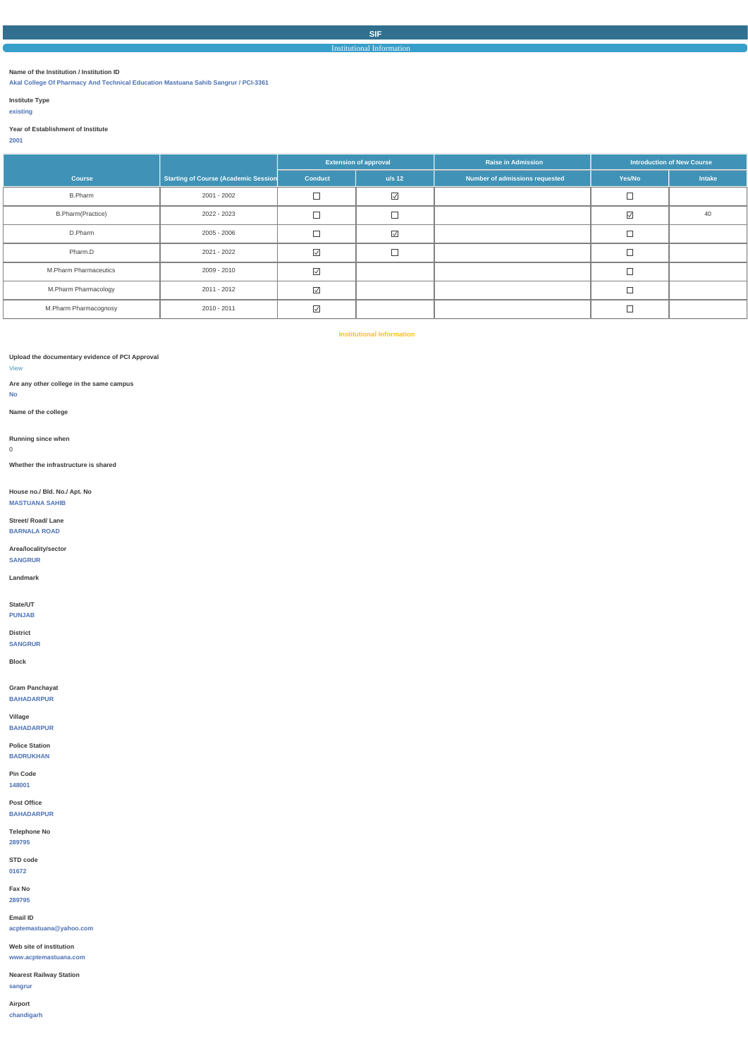## SIF

### Institutional Information

**Name of the Institution / Institution ID**
Akal College Of Pharmacy And Technical Education Mastuana Sahib Sangrur / PCI-3361

**Institute Type**
existing

**Year of Establishment of Institute**
2001

| Course | Starting of Course (Academic Session | Extension of approval | | Raise in Admission | Introduction of New Course | |
|---|---|---|---|---|---|---|
| | | Conduct | u/s 12 | Number of admissions requested | Yes/No | Intake |
| B.Pharm | 2001 - 2002 | ☐ | ☑ | | ☐ | |
| B.Pharm(Practice) | 2022 - 2023 | ☐ | ☐ | | ☑ | 40 |
| D.Pharm | 2005 - 2006 | ☐ | ☑ | | ☐ | |
| Pharm.D | 2021 - 2022 | ☑ | ☐ | | ☐ | |
| M.Pharm Pharmaceutics | 2009 - 2010 | ☑ | | | ☐ | |
| M.Pharm Pharmacology | 2011 - 2012 | ☑ | | | ☐ | |
| M.Pharm Pharmacognosy | 2010 - 2011 | ☑ | | | ☐ | |

**Institutional Information**

**Upload the documentary evidence of PCI Approval**
View

**Are any other college in the same campus**
No

**Name of the college**

**Running since when**
0

**Whether the infrastructure is shared**

**House no./ Bld. No./ Apt. No**
MASTUANA SAHIB

**Street/ Road/ Lane**
BARNALA ROAD

**Area/locality/sector**
SANGRUR

**Landmark**

**State/UT**
PUNJAB

**District**
SANGRUR

**Block**

**Gram Panchayat**
BAHADARPUR

**Village**
BAHADARPUR

**Police Station**
BADRUKHAN

**Pin Code**
148001

**Post Office**
BAHADARPUR

**Telephone No**
289795

**STD code**
01672

**Fax No**
289795

**Email ID**
acptemastuana@yahoo.com

**Web site of institution**
www.acptemastuana.com

**Nearest Railway Station**
sangrur

**Airport**
chandigarh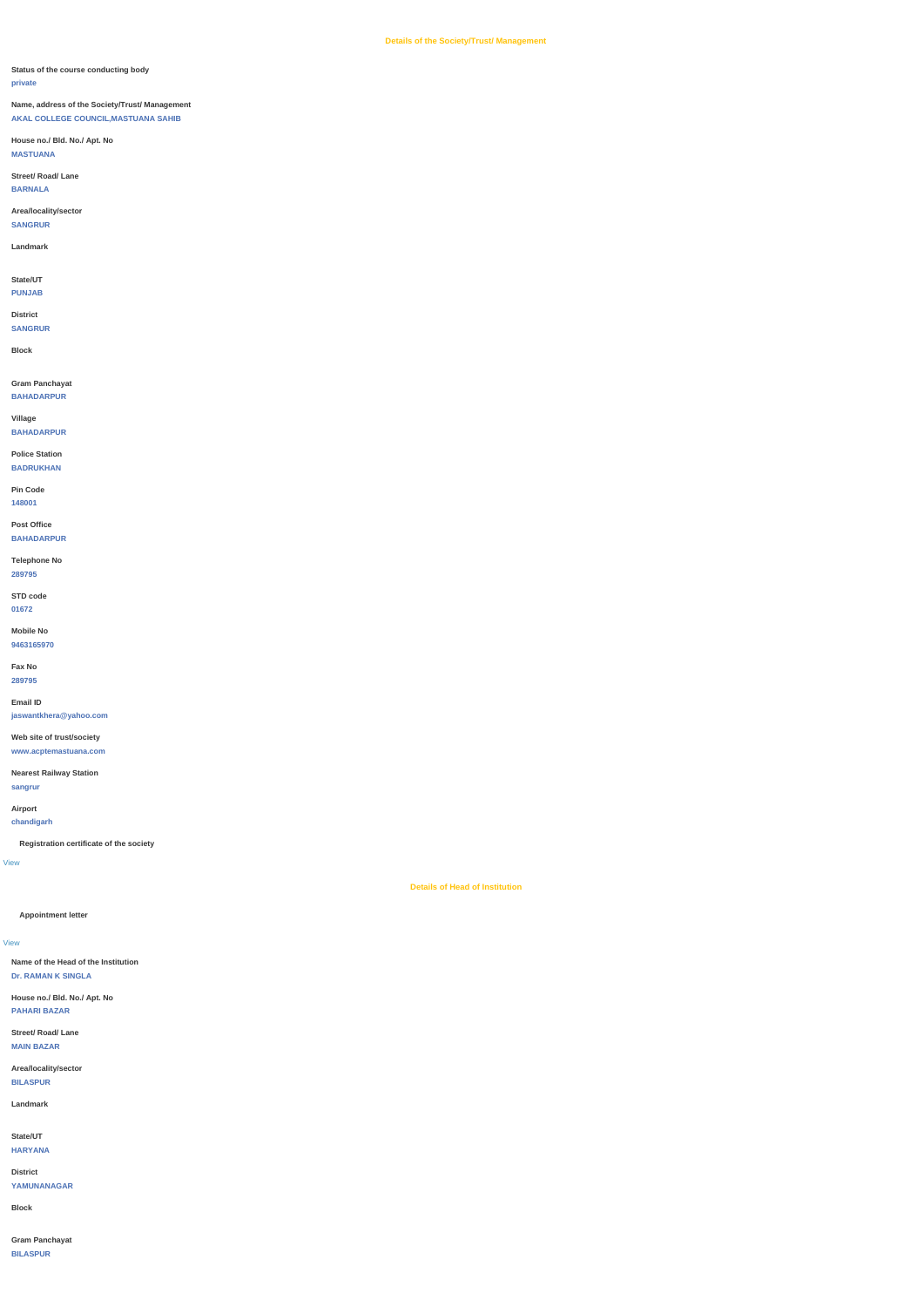## Details of the Society/Trust/ Management

**Status of the course conducting body**
private

**Name, address of the Society/Trust/ Management**
AKAL COLLEGE COUNCIL,MASTUANA SAHIB

**House no./ Bld. No./ Apt. No**
MASTUANA

**Street/ Road/ Lane**
BARNALA

**Area/locality/sector**
SANGRUR

**Landmark**

**State/UT**
PUNJAB

**District**
SANGRUR

**Block**

**Gram Panchayat**
BAHADARPUR

**Village**
BAHADARPUR

**Police Station**
BADRUKHAN

**Pin Code**
148001

**Post Office**
BAHADARPUR

**Telephone No**
289795

**STD code**
01672

**Mobile No**
9463165970

**Fax No**
289795

**Email ID**
jaswantkhera@yahoo.com

**Web site of trust/society**
www.acptemastuana.com

**Nearest Railway Station**
sangrur

**Airport**
chandigarh

**Registration certificate of the society**

View

## Details of Head of Institution

**Appointment letter**

View

**Name of the Head of the Institution**
Dr. RAMAN K SINGLA

**House no./ Bld. No./ Apt. No**
PAHARI BAZAR

**Street/ Road/ Lane**
MAIN BAZAR

**Area/locality/sector**
BILASPUR

**Landmark**

**State/UT**
HARYANA

**District**
YAMUNANAGAR

**Block**

**Gram Panchayat**
BILASPUR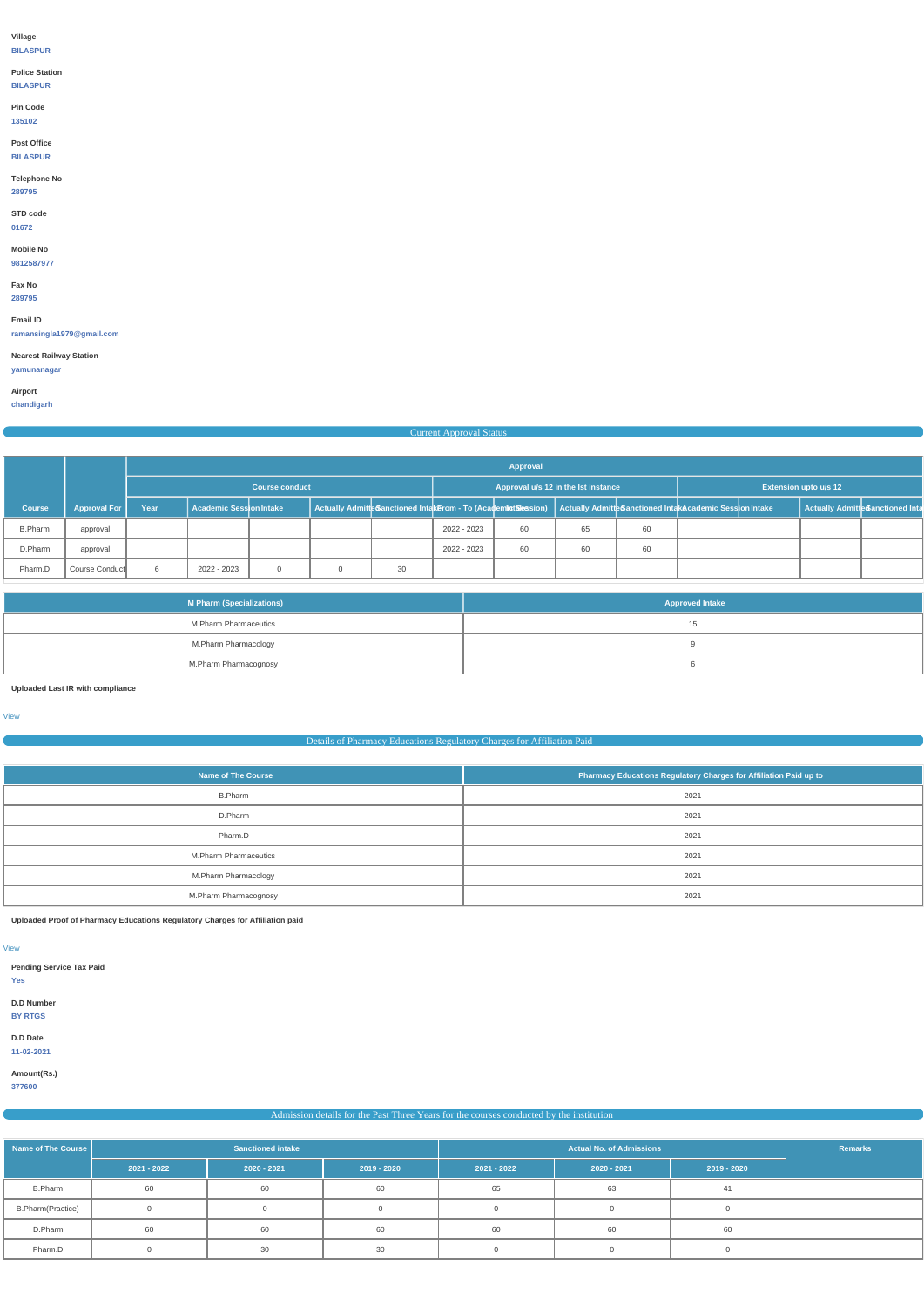**Village**
BILASPUR

**Police Station**
BILASPUR

**Pin Code**
135102

**Post Office**
BILASPUR

**Telephone No**
289795

**STD code**
01672

**Mobile No**
9812587977

**Fax No**
289795

**Email ID**
ramansingla1979@gmail.com

**Nearest Railway Station**
yamunanagar

**Airport**
chandigarh

## Current Approval Status

| Course | Approval For | Approval | | | | | | | | | | | | | |
|---|---|---|---|---|---|---|---|---|---|---|---|---|---|---|---|
| | | Course conduct | | | | | Approval u/s 12 in the Ist instance | | | | Extension upto u/s 12 | | | | |
| | | Year | Academic Session | Intake | Actually Admitted | Sanctioned Intake | From - To (Academic Session) | Intake | Actually Admitted | Sanctioned Intake | Academic Session | Intake | Actually Admitted | Sanctioned Intake | |
| B.Pharm | approval | | | | | | 2022 - 2023 | 60 | 65 | 60 | | | | | |
| D.Pharm | approval | | | | | | 2022 - 2023 | 60 | 60 | 60 | | | | | |
| Pharm.D | Course Conduct | 6 | 2022 - 2023 | 0 | 0 | 30 | | | | | | | | | |

| M Pharm (Specializations) | Approved Intake |
|---|---|
| M.Pharm Pharmaceutics | 15 |
| M.Pharm Pharmacology | 9 |
| M.Pharm Pharmacognosy | 6 |

**Uploaded Last IR with compliance**

View

## Details of Pharmacy Educations Regulatory Charges for Affiliation Paid

| Name of The Course | Pharmacy Educations Regulatory Charges for Affiliation Paid up to |
|---|---|
| B.Pharm | 2021 |
| D.Pharm | 2021 |
| Pharm.D | 2021 |
| M.Pharm Pharmaceutics | 2021 |
| M.Pharm Pharmacology | 2021 |
| M.Pharm Pharmacognosy | 2021 |

**Uploaded Proof of Pharmacy Educations Regulatory Charges for Affiliation paid**

View

**Pending Service Tax Paid**
Yes

**D.D Number**
BY RTGS

**D.D Date**
11-02-2021

**Amount(Rs.)**
377600

## Admission details for the Past Three Years for the courses conducted by the institution

| Name of The Course | Sanctioned intake | | | Actual No. of Admissions | | | Remarks |
|---|---|---|---|---|---|---|---|
| | 2021 - 2022 | 2020 - 2021 | 2019 - 2020 | 2021 - 2022 | 2020 - 2021 | 2019 - 2020 | |
| B.Pharm | 60 | 60 | 60 | 65 | 63 | 41 | |
| B.Pharm(Practice) | 0 | 0 | 0 | 0 | 0 | 0 | |
| D.Pharm | 60 | 60 | 60 | 60 | 60 | 60 | |
| Pharm.D | 0 | 30 | 30 | 0 | 0 | 0 | |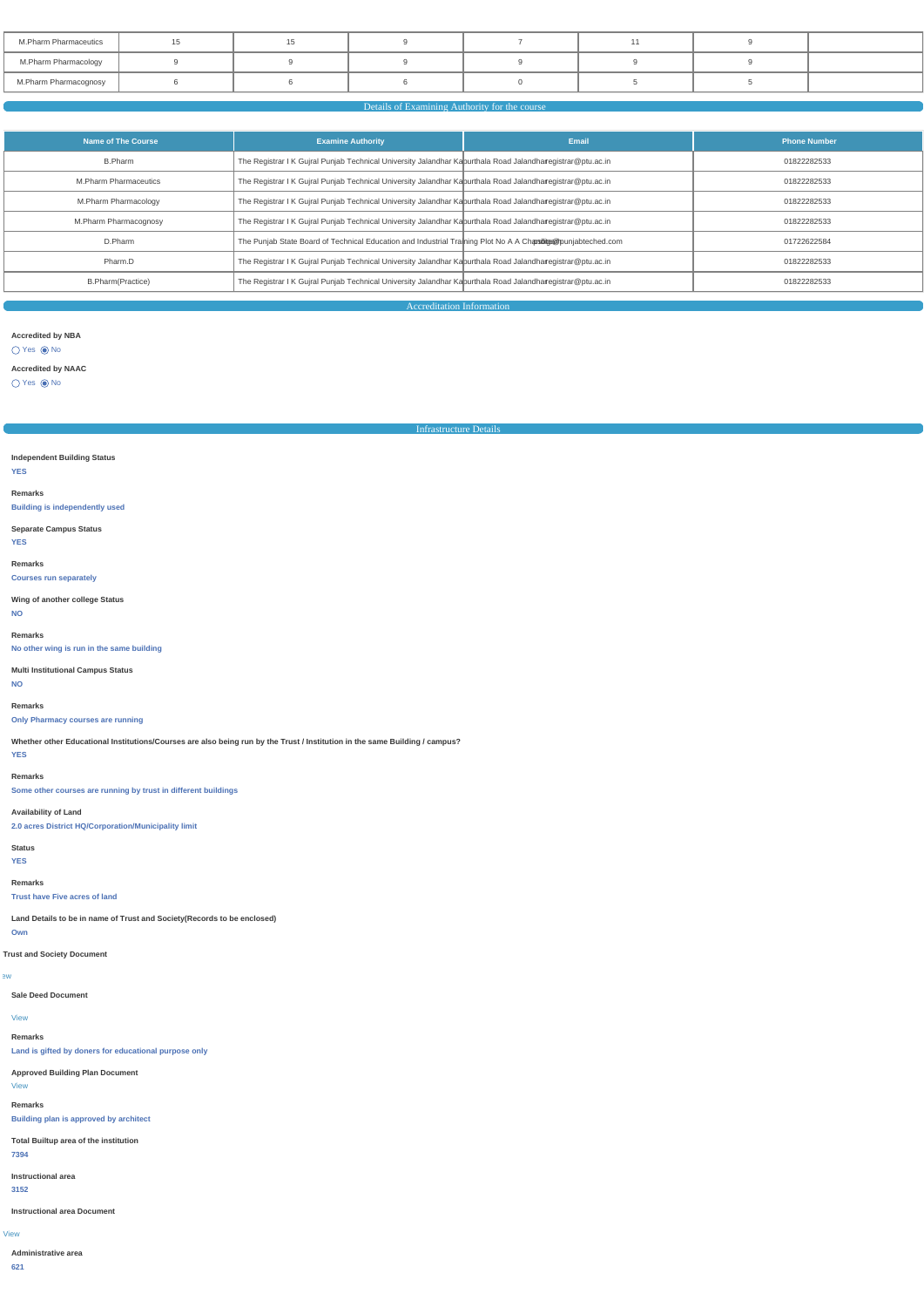| M.Pharm Pharmaceutics | 15 | 15 | 9 | 7 | 11 | 9 | |
|---|---|---|---|---|---|---|---|
| M.Pharm Pharmacology | 9 | 9 | 9 | 9 | 9 | 9 | |
| M.Pharm Pharmacognosy | 6 | 6 | 6 | 0 | 5 | 5 | |

## Details of Examining Authority for the course

| Name of The Course | Examine Authority | Email | Phone Number |
|---|---|---|---|
| B.Pharm | The Registrar I K Gujral Punjab Technical University Jalandhar Kapurthala Road Jalandhar | registrar@ptu.ac.in | 01822282533 |
| M.Pharm Pharmaceutics | The Registrar I K Gujral Punjab Technical University Jalandhar Kapurthala Road Jalandhar | registrar@ptu.ac.in | 01822282533 |
| M.Pharm Pharmacology | The Registrar I K Gujral Punjab Technical University Jalandhar Kapurthala Road Jalandhar | registrar@ptu.ac.in | 01822282533 |
| M.Pharm Pharmacognosy | The Registrar I K Gujral Punjab Technical University Jalandhar Kapurthala Road Jalandhar | registrar@ptu.ac.in | 01822282533 |
| D.Pharm | The Punjab State Board of Technical Education and Industrial Training Plot No A A Chandigarh | psbte@punjabteched.com | 01722622584 |
| Pharm.D | The Registrar I K Gujral Punjab Technical University Jalandhar Kapurthala Road Jalandhar | registrar@ptu.ac.in | 01822282533 |
| B.Pharm(Practice) | The Registrar I K Gujral Punjab Technical University Jalandhar Kapurthala Road Jalandhar | registrar@ptu.ac.in | 01822282533 |

## Accreditation Information

**Accredited by NBA**

◯ Yes ◉ No

**Accredited by NAAC**

◯ Yes ◉ No

## Infrastructure Details

**Independent Building Status**

**YES**

**Remarks**

**Building is independently used**

**Separate Campus Status**

**YES**

**Remarks**

**Courses run separately**

**Wing of another college Status**

**NO**

**Remarks**

**No other wing is run in the same building**

**Multi Institutional Campus Status**

**NO**

**Remarks**

**Only Pharmacy courses are running**

**Whether other Educational Institutions/Courses are also being run by the Trust / Institution in the same Building / campus?**

**YES**

**Remarks**

**Some other courses are running by trust in different buildings**

**Availability of Land**

**2.0 acres District HQ/Corporation/Municipality limit**

**Status**

**YES**

**Remarks**

**Trust have Five acres of land**

**Land Details to be in name of Trust and Society(Records to be enclosed)**

**Own**

**Trust and Society Document**

ew

**Sale Deed Document**

View

**Remarks**

**Land is gifted by doners for educational purpose only**

**Approved Building Plan Document**

View

**Remarks**

**Building plan is approved by architect**

**Total Builtup area of the institution**

**7394**

**Instructional area**

**3152**

**Instructional area Document**

View

**Administrative area**

**621**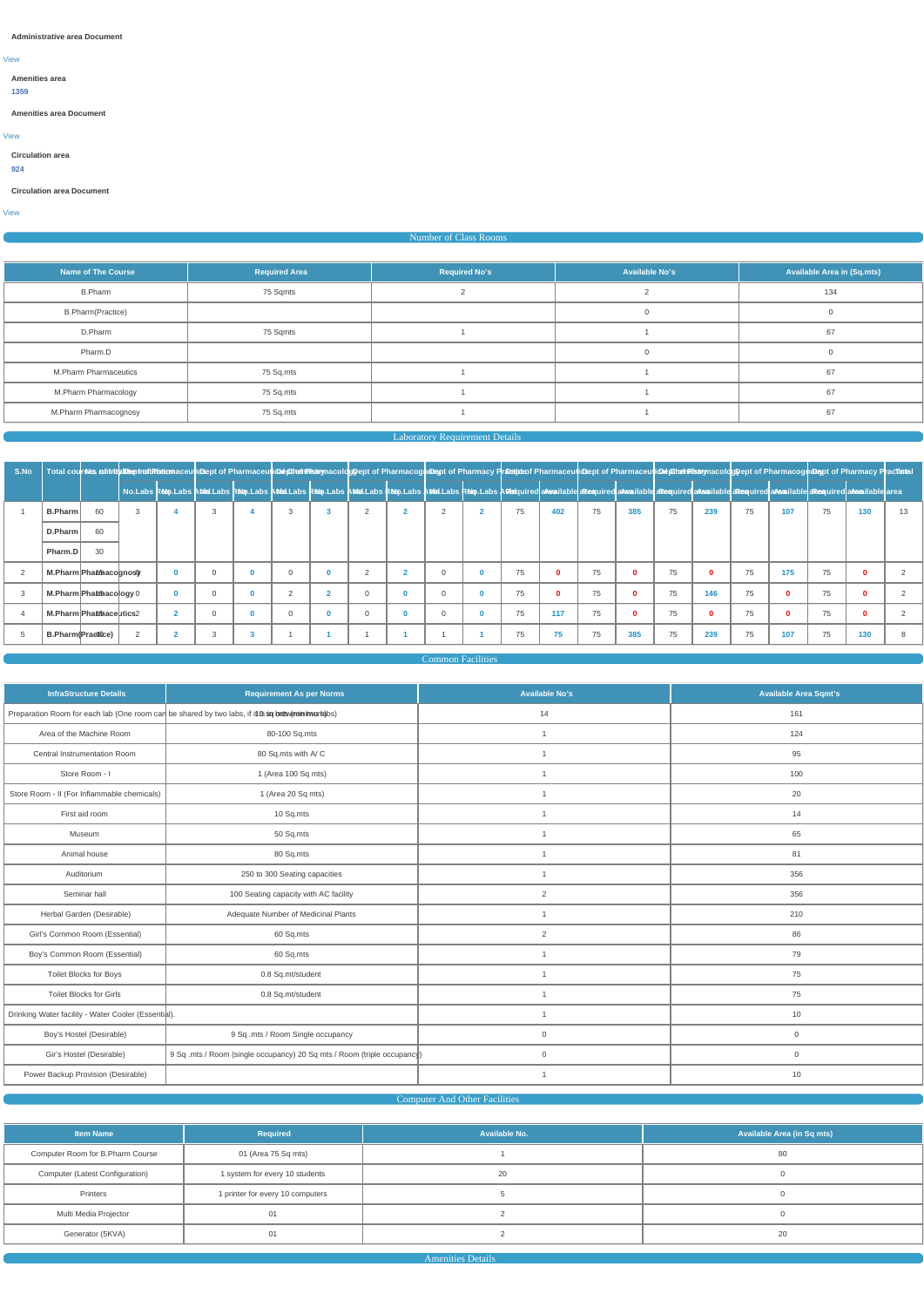**Administrative area Document**

View

**Amenities area**

**1359**

**Amenities area Document**

View

**Circulation area**

**924**

**Circulation area Document**

View

## Number of Class Rooms

| Name of The Course | Required Area | Required No's | Available No's | Available Area in (Sq.mts) |
|---|---|---|---|---|
| B.Pharm | 75 Sqmts | 2 | 2 | 134 |
| B.Pharm(Practice) | | | 0 | 0 |
| D.Pharm | 75 Sqmts | 1 | 1 | 67 |
| Pharm.D | | | 0 | 0 |
| M.Pharm Pharmaceutics | 75 Sq.mts | 1 | 1 | 67 |
| M.Pharm Pharmacology | 75 Sq.mts | 1 | 1 | 67 |
| M.Pharm Pharmacognosy | 75 Sq.mts | 1 | 1 | 67 |

## Laboratory Requirement Details

| S.No | Total courses offered | No. of intake | Dept of Pharmaceutics | | Dept of Pharmaceutical Chemistry | | Dept of Pharmacology | | Dept of Pharmacognosy | | Dept of Pharmacy Practice | | Dept of Pharmaceutics | | Dept of Pharmaceutical Chemistry | | Dept of Pharmacology | | Dept of Pharmacognosy | | Dept of Pharmacy Practice | | Total |
|---|---|---|---|---|---|---|---|---|---|---|---|---|---|---|---|---|---|---|---|---|---|---|---|
| | | | No.Labs Req | No.Labs Avail | No.Labs Req | No.Labs Avail | No.Labs Req | No.Labs Avail | No.Labs Req | No.Labs Avail | No.Labs Req | No.Labs Avail | Required area | available area | Required area | available area | Required area | available area | Required area | available area | Required area | available area | area |
| 1 | B.Pharm | 60 | 3 | 4 | 3 | 4 | 3 | 3 | 2 | 2 | 2 | 2 | 75 | 402 | 75 | 385 | 75 | 239 | 75 | 107 | 75 | 130 | 13 |
| | D.Pharm | 60 | | | | | | | | | | | | | | | | | | | | | |
| | Pharm.D | 30 | | | | | | | | | | | | | | | | | | | | | |
| 2 | M.Pharm Pharmacognosy | 15 | 0 | 0 | 0 | 0 | 0 | 0 | 2 | 2 | 0 | 0 | 75 | 0 | 75 | 0 | 75 | 0 | 75 | 175 | 75 | 0 | 2 |
| 3 | M.Pharm Pharmacology | 15 | 0 | 0 | 0 | 0 | 2 | 2 | 0 | 0 | 0 | 0 | 75 | 0 | 75 | 0 | 75 | 146 | 75 | 0 | 75 | 0 | 2 |
| 4 | M.Pharm Pharmaceutics | 15 | 2 | 2 | 0 | 0 | 0 | 0 | 0 | 0 | 0 | 0 | 75 | 117 | 75 | 0 | 75 | 0 | 75 | 0 | 75 | 0 | 2 |
| 5 | B.Pharm(Practice) | 60 | 2 | 2 | 3 | 3 | 1 | 1 | 1 | 1 | 1 | 1 | 75 | 75 | 75 | 385 | 75 | 239 | 75 | 107 | 75 | 130 | 8 |

## Common Facilities

| InfraStructure Details | Requirement As per Norms | Available No's | Available Area Sqmt's |
|---|---|---|---|
| Preparation Room for each lab (One room can be shared by two labs, if it is in between two labs) | 10 sq.mts (minimum) | 14 | 161 |
| Area of the Machine Room | 80-100 Sq.mts | 1 | 124 |
| Central Instrumentation Room | 80 Sq.mts with A/ C | 1 | 95 |
| Store Room - I | 1 (Area 100 Sq mts) | 1 | 100 |
| Store Room - II (For Inflammable chemicals) | 1 (Area 20 Sq mts) | 1 | 20 |
| First aid room | 10 Sq.mts | 1 | 14 |
| Museum | 50 Sq.mts | 1 | 65 |
| Animal house | 80 Sq.mts | 1 | 81 |
| Auditorium | 250 to 300 Seating capacities | 1 | 356 |
| Seminar hall | 100 Seating capacity with AC facility | 2 | 356 |
| Herbal Garden (Desirable) | Adequate Number of Medicinal Plants | 1 | 210 |
| Girl's Common Room (Essential) | 60 Sq.mts | 2 | 86 |
| Boy's Common Room (Essential) | 60 Sq.mts | 1 | 79 |
| Toilet Blocks for Boys | 0.8 Sq.mt/student | 1 | 75 |
| Toilet Blocks for Girls | 0.8 Sq.mt/student | 1 | 75 |
| Drinking Water facility - Water Cooler (Essential). | | 1 | 10 |
| Boy's Hostel (Desirable) | 9 Sq .mts / Room Single occupancy | 0 | 0 |
| Gir's Hostel (Desirable) | 9 Sq .mts / Room (single occupancy) 20 Sq mts / Room (triple occupancy) | 0 | 0 |
| Power Backup Provision (Desirable) | | 1 | 10 |

## Computer And Other Facilities

| Item Name | Required | Available No. | Available Area (in Sq mts) |
|---|---|---|---|
| Computer Room for B.Pharm Course | 01 (Area 75 Sq mts) | 1 | 80 |
| Computer (Latest Configuration) | 1 system for every 10 students | 20 | 0 |
| Printers | 1 printer for every 10 computers | 5 | 0 |
| Multi Media Projector | 01 | 2 | 0 |
| Generator (5KVA) | 01 | 2 | 20 |

## Amenities Details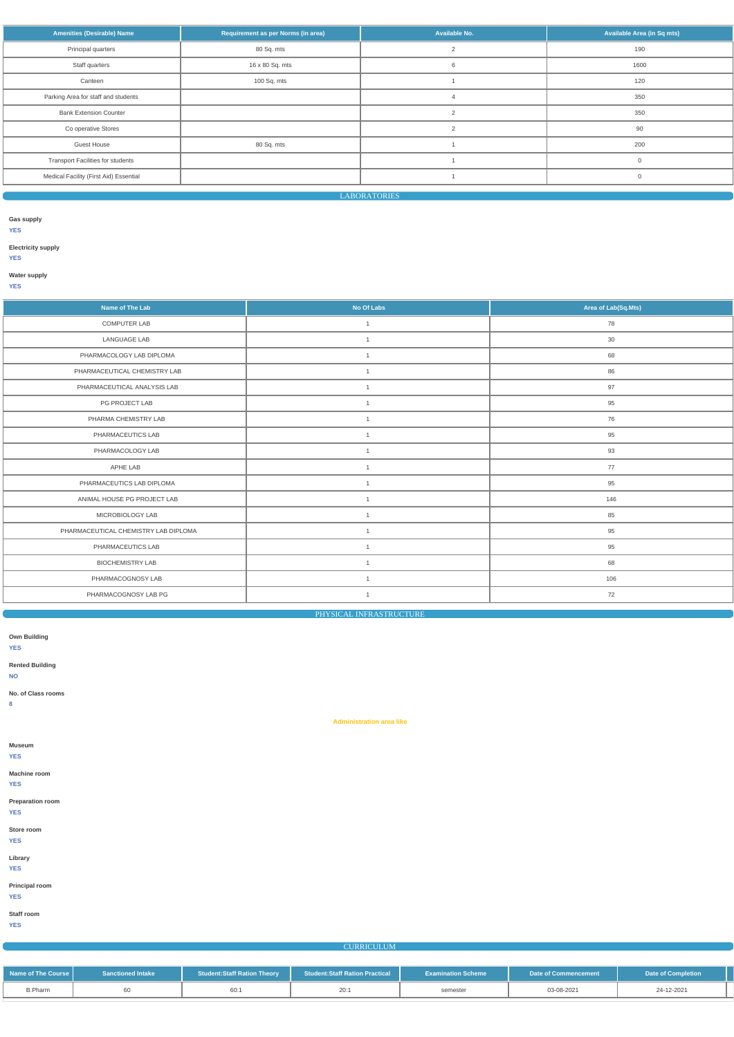| Amenities (Desirable) Name | Requirement as per Norms (in area) | Available No. | Available Area (in Sq mts) |
|---|---|---|---|
| Principal quarters | 80 Sq. mts | 2 | 190 |
| Staff quarters | 16 x 80 Sq. mts | 6 | 1600 |
| Canteen | 100 Sq. mts | 1 | 120 |
| Parking Area for staff and students | | 4 | 350 |
| Bank Extension Counter | | 2 | 350 |
| Co operative Stores | | 2 | 90 |
| Guest House | 80 Sq. mts | 1 | 200 |
| Transport Facilities for students | | 1 | 0 |
| Medical Facility (First Aid) Essential | | 1 | 0 |

## LABORATORIES

**Gas supply**
YES

**Electricity supply**
YES

**Water supply**
YES

| Name of The Lab | No Of Labs | Area of Lab(Sq.Mts) |
|---|---|---|
| COMPUTER LAB | 1 | 78 |
| LANGUAGE LAB | 1 | 30 |
| PHARMACOLOGY LAB DIPLOMA | 1 | 68 |
| PHARMACEUTICAL CHEMISTRY LAB | 1 | 86 |
| PHARMACEUTICAL ANALYSIS LAB | 1 | 97 |
| PG PROJECT LAB | 1 | 95 |
| PHARMA CHEMISTRY LAB | 1 | 76 |
| PHARMACEUTICS LAB | 1 | 95 |
| PHARMACOLOGY LAB | 1 | 93 |
| APHE LAB | 1 | 77 |
| PHARMACEUTICS LAB DIPLOMA | 1 | 95 |
| ANIMAL HOUSE PG PROJECT LAB | 1 | 146 |
| MICROBIOLOGY LAB | 1 | 85 |
| PHARMACEUTICAL CHEMISTRY LAB DIPLOMA | 1 | 95 |
| PHARMACEUTICS LAB | 1 | 95 |
| BIOCHEMISTRY LAB | 1 | 68 |
| PHARMACOGNOSY LAB | 1 | 106 |
| PHARMACOGNOSY LAB PG | 1 | 72 |

## PHYSICAL INFRASTRUCTURE

**Own Building**
YES

**Rented Building**
NO

**No. of Class rooms**
8

**Administration area like**

**Museum**
YES

**Machine room**
YES

**Preparation room**
YES

**Store room**
YES

**Library**
YES

**Principal room**
YES

**Staff room**
YES

## CURRICULUM

| Name of The Course | Sanctioned Intake | Student:Staff Ration Theory | Student:Staff Ration Practical | Examination Scheme | Date of Commencement | Date of Completion |
|---|---|---|---|---|---|---|
| B.Pharm | 60 | 60:1 | 20:1 | semester | 03-08-2021 | 24-12-2021 |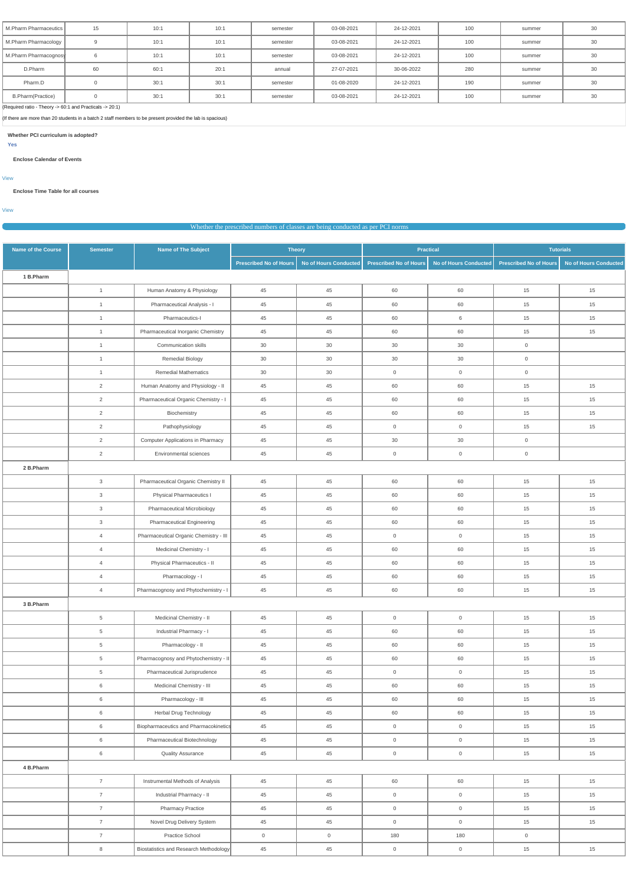| M.Pharm Pharmaceutics | 15 | 10:1 | 10:1 | semester | 03-08-2021 | 24-12-2021 | 100 | summer | 30 |
|---|---|---|---|---|---|---|---|---|---|
| M.Pharm Pharmacology | 9 | 10:1 | 10:1 | semester | 03-08-2021 | 24-12-2021 | 100 | summer | 30 |
| M.Pharm Pharmacognosy | 6 | 10:1 | 10:1 | semester | 03-08-2021 | 24-12-2021 | 100 | summer | 30 |
| D.Pharm | 60 | 60:1 | 20:1 | annual | 27-07-2021 | 30-06-2022 | 280 | summer | 30 |
| Pharm.D | 0 | 30:1 | 30:1 | semester | 01-08-2020 | 24-12-2021 | 190 | summer | 30 |
| B.Pharm(Practice) | 0 | 30:1 | 30:1 | semester | 03-08-2021 | 24-12-2021 | 100 | summer | 30 |

(Required ratio - Theory -> 60:1 and Practicals -> 20:1)

(If there are more than 20 students in a batch 2 staff members to be present provided the lab is spacious)

**Whether PCI curriculum is adopted?**

Yes

**Enclose Calendar of Events**

View

**Enclose Time Table for all courses**

View

Whether the prescribed numbers of classes are being conducted as per PCI norms

| Name of the Course | Semester | Name of The Subject | Theory | | Practical | | Tutorials | |
|---|---|---|---|---|---|---|---|---|
| | | | Prescribed No of Hours | No of Hours Conducted | Prescribed No of Hours | No of Hours Conducted | Prescribed No of Hours | No of Hours Conducted |
| 1 B.Pharm | | | | | | | | |
| | 1 | Human Anatomy & Physiology | 45 | 45 | 60 | 60 | 15 | 15 |
| | 1 | Pharmaceutical Analysis - I | 45 | 45 | 60 | 60 | 15 | 15 |
| | 1 | Pharmaceutics-I | 45 | 45 | 60 | 6 | 15 | 15 |
| | 1 | Pharmaceutical Inorganic Chemistry | 45 | 45 | 60 | 60 | 15 | 15 |
| | 1 | Communication skills | 30 | 30 | 30 | 30 | 0 | |
| | 1 | Remedial Biology | 30 | 30 | 30 | 30 | 0 | |
| | 1 | Remedial Mathematics | 30 | 30 | 0 | 0 | 0 | |
| | 2 | Human Anatomy and Physiology - II | 45 | 45 | 60 | 60 | 15 | 15 |
| | 2 | Pharmaceutical Organic Chemistry - I | 45 | 45 | 60 | 60 | 15 | 15 |
| | 2 | Biochemistry | 45 | 45 | 60 | 60 | 15 | 15 |
| | 2 | Pathophysiology | 45 | 45 | 0 | 0 | 15 | 15 |
| | 2 | Computer Applications in Pharmacy | 45 | 45 | 30 | 30 | 0 | |
| | 2 | Environmental sciences | 45 | 45 | 0 | 0 | 0 | |
| 2 B.Pharm | | | | | | | | |
| | 3 | Pharmaceutical Organic Chemistry II | 45 | 45 | 60 | 60 | 15 | 15 |
| | 3 | Physical Pharmaceutics I | 45 | 45 | 60 | 60 | 15 | 15 |
| | 3 | Pharmaceutical Microbiology | 45 | 45 | 60 | 60 | 15 | 15 |
| | 3 | Pharmaceutical Engineering | 45 | 45 | 60 | 60 | 15 | 15 |
| | 4 | Pharmaceutical Organic Chemistry - III | 45 | 45 | 0 | 0 | 15 | 15 |
| | 4 | Medicinal Chemistry - I | 45 | 45 | 60 | 60 | 15 | 15 |
| | 4 | Physical Pharmaceutics - II | 45 | 45 | 60 | 60 | 15 | 15 |
| | 4 | Pharmacology - I | 45 | 45 | 60 | 60 | 15 | 15 |
| | 4 | Pharmacognosy and Phytochemistry - I | 45 | 45 | 60 | 60 | 15 | 15 |
| 3 B.Pharm | | | | | | | | |
| | 5 | Medicinal Chemistry - II | 45 | 45 | 0 | 0 | 15 | 15 |
| | 5 | Industrial Pharmacy - I | 45 | 45 | 60 | 60 | 15 | 15 |
| | 5 | Pharmacology - II | 45 | 45 | 60 | 60 | 15 | 15 |
| | 5 | Pharmacognosy and Phytochemistry - II | 45 | 45 | 60 | 60 | 15 | 15 |
| | 5 | Pharmaceutical Jurisprudence | 45 | 45 | 0 | 0 | 15 | 15 |
| | 6 | Medicinal Chemistry - III | 45 | 45 | 60 | 60 | 15 | 15 |
| | 6 | Pharmacology - III | 45 | 45 | 60 | 60 | 15 | 15 |
| | 6 | Herbal Drug Technology | 45 | 45 | 60 | 60 | 15 | 15 |
| | 6 | Biopharmaceutics and Pharmacokinetics | 45 | 45 | 0 | 0 | 15 | 15 |
| | 6 | Pharmaceutical Biotechnology | 45 | 45 | 0 | 0 | 15 | 15 |
| | 6 | Quality Assurance | 45 | 45 | 0 | 0 | 15 | 15 |
| 4 B.Pharm | | | | | | | | |
| | 7 | Instrumental Methods of Analysis | 45 | 45 | 60 | 60 | 15 | 15 |
| | 7 | Industrial Pharmacy - II | 45 | 45 | 0 | 0 | 15 | 15 |
| | 7 | Pharmacy Practice | 45 | 45 | 0 | 0 | 15 | 15 |
| | 7 | Novel Drug Delivery System | 45 | 45 | 0 | 0 | 15 | 15 |
| | 7 | Practice School | 0 | 0 | 180 | 180 | 0 | |
| | 8 | Biostatistics and Research Methodology | 45 | 45 | 0 | 0 | 15 | 15 |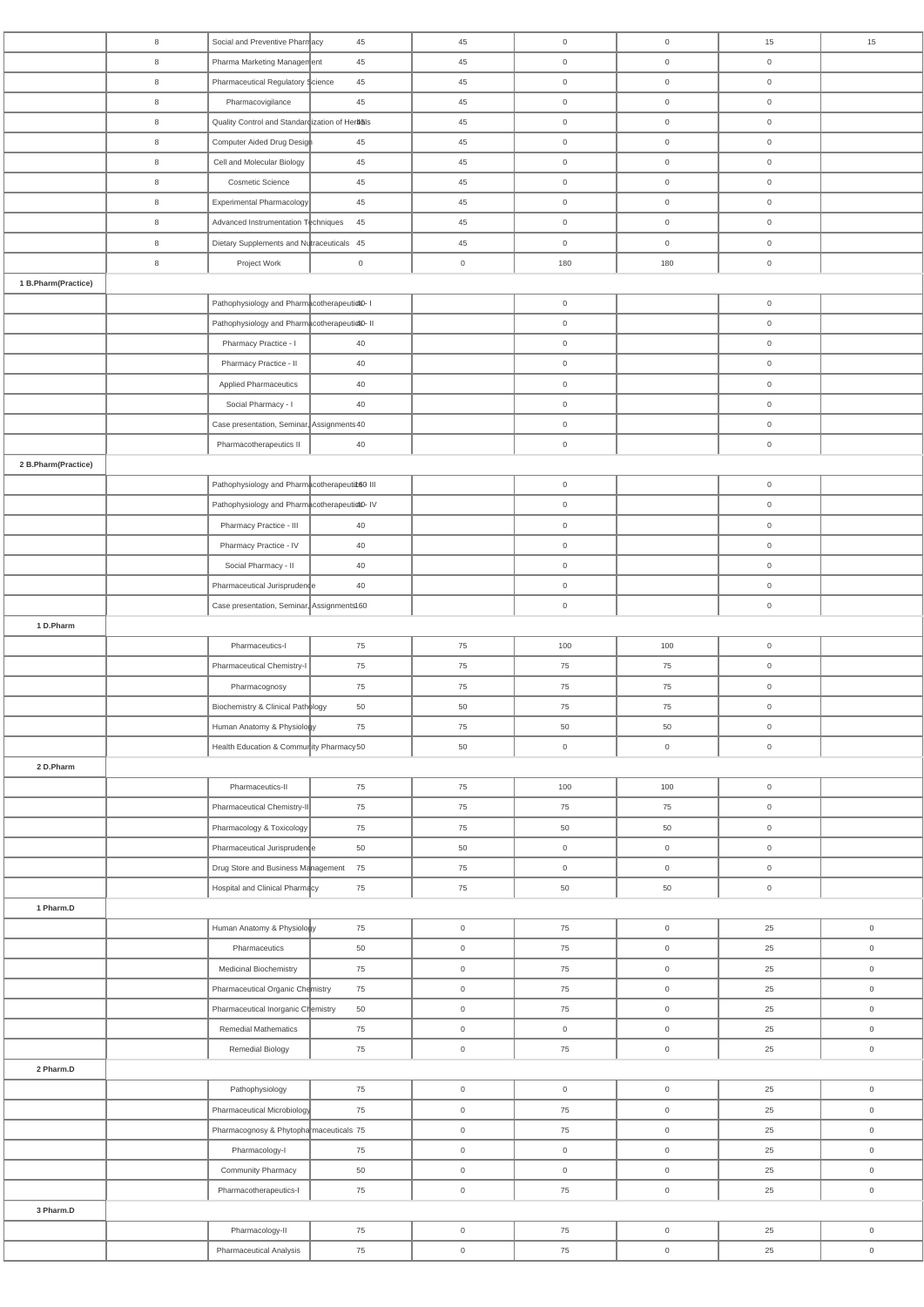| | 8 | Social and Preventive Pharmacy | 45 | 45 | 0 | 0 | 15 | 15 |
|---|---|---|---|---|---|---|---|---|
| | 8 | Pharma Marketing Management | 45 | 45 | 0 | 0 | 0 | |
| | 8 | Pharmaceutical Regulatory Science | 45 | 45 | 0 | 0 | 0 | |
| | 8 | Pharmacovigilance | 45 | 45 | 0 | 0 | 0 | |
| | 8 | Quality Control and Standardization of Herbals | 45 | 45 | 0 | 0 | 0 | |
| | 8 | Computer Aided Drug Design | 45 | 45 | 0 | 0 | 0 | |
| | 8 | Cell and Molecular Biology | 45 | 45 | 0 | 0 | 0 | |
| | 8 | Cosmetic Science | 45 | 45 | 0 | 0 | 0 | |
| | 8 | Experimental Pharmacology | 45 | 45 | 0 | 0 | 0 | |
| | 8 | Advanced Instrumentation Techniques | 45 | 45 | 0 | 0 | 0 | |
| | 8 | Dietary Supplements and Nutraceuticals | 45 | 45 | 0 | 0 | 0 | |
| | 8 | Project Work | 0 | 0 | 180 | 180 | 0 | |
| **1 B.Pharm(Practice)** | | | | | | | | |
| | | Pathophysiology and Pharmacotherapeutics - I | 40 | | 0 | | 0 | |
| | | Pathophysiology and Pharmacotherapeutics - II | 40 | | 0 | | 0 | |
| | | Pharmacy Practice - I | 40 | | 0 | | 0 | |
| | | Pharmacy Practice - II | 40 | | 0 | | 0 | |
| | | Applied Pharmaceutics | 40 | | 0 | | 0 | |
| | | Social Pharmacy - I | 40 | | 0 | | 0 | |
| | | Case presentation, Seminar, Assignments | 40 | | 0 | | 0 | |
| | | Pharmacotherapeutics II | 40 | | 0 | | 0 | |
| **2 B.Pharm(Practice)** | | | | | | | | |
| | | Pathophysiology and Pharmacotherapeutics - III | 160 | | 0 | | 0 | |
| | | Pathophysiology and Pharmacotherapeutics - IV | 40 | | 0 | | 0 | |
| | | Pharmacy Practice - III | 40 | | 0 | | 0 | |
| | | Pharmacy Practice - IV | 40 | | 0 | | 0 | |
| | | Social Pharmacy - II | 40 | | 0 | | 0 | |
| | | Pharmaceutical Jurisprudence | 40 | | 0 | | 0 | |
| | | Case presentation, Seminar, Assignments | 160 | | 0 | | 0 | |
| **1 D.Pharm** | | | | | | | | |
| | | Pharmaceutics-I | 75 | 75 | 100 | 100 | 0 | |
| | | Pharmaceutical Chemistry-I | 75 | 75 | 75 | 75 | 0 | |
| | | Pharmacognosy | 75 | 75 | 75 | 75 | 0 | |
| | | Biochemistry & Clinical Pathology | 50 | 50 | 75 | 75 | 0 | |
| | | Human Anatomy & Physiology | 75 | 75 | 50 | 50 | 0 | |
| | | Health Education & Community Pharmacy | 50 | 50 | 0 | 0 | 0 | |
| **2 D.Pharm** | | | | | | | | |
| | | Pharmaceutics-II | 75 | 75 | 100 | 100 | 0 | |
| | | Pharmaceutical Chemistry-II | 75 | 75 | 75 | 75 | 0 | |
| | | Pharmacology & Toxicology | 75 | 75 | 50 | 50 | 0 | |
| | | Pharmaceutical Jurisprudence | 50 | 50 | 0 | 0 | 0 | |
| | | Drug Store and Business Management | 75 | 75 | 0 | 0 | 0 | |
| | | Hospital and Clinical Pharmacy | 75 | 75 | 50 | 50 | 0 | |
| **1 Pharm.D** | | | | | | | | |
| | | Human Anatomy & Physiology | 75 | 0 | 75 | 0 | 25 | 0 |
| | | Pharmaceutics | 50 | 0 | 75 | 0 | 25 | 0 |
| | | Medicinal Biochemistry | 75 | 0 | 75 | 0 | 25 | 0 |
| | | Pharmaceutical Organic Chemistry | 75 | 0 | 75 | 0 | 25 | 0 |
| | | Pharmaceutical Inorganic Chemistry | 50 | 0 | 75 | 0 | 25 | 0 |
| | | Remedial Mathematics | 75 | 0 | 0 | 0 | 25 | 0 |
| | | Remedial Biology | 75 | 0 | 75 | 0 | 25 | 0 |
| **2 Pharm.D** | | | | | | | | |
| | | Pathophysiology | 75 | 0 | 0 | 0 | 25 | 0 |
| | | Pharmaceutical Microbiology | 75 | 0 | 75 | 0 | 25 | 0 |
| | | Pharmacognosy & Phytopharmaceuticals | 75 | 0 | 75 | 0 | 25 | 0 |
| | | Pharmacology-I | 75 | 0 | 0 | 0 | 25 | 0 |
| | | Community Pharmacy | 50 | 0 | 0 | 0 | 25 | 0 |
| | | Pharmacotherapeutics-I | 75 | 0 | 75 | 0 | 25 | 0 |
| **3 Pharm.D** | | | | | | | | |
| | | Pharmacology-II | 75 | 0 | 75 | 0 | 25 | 0 |
| | | Pharmaceutical Analysis | 75 | 0 | 75 | 0 | 25 | 0 |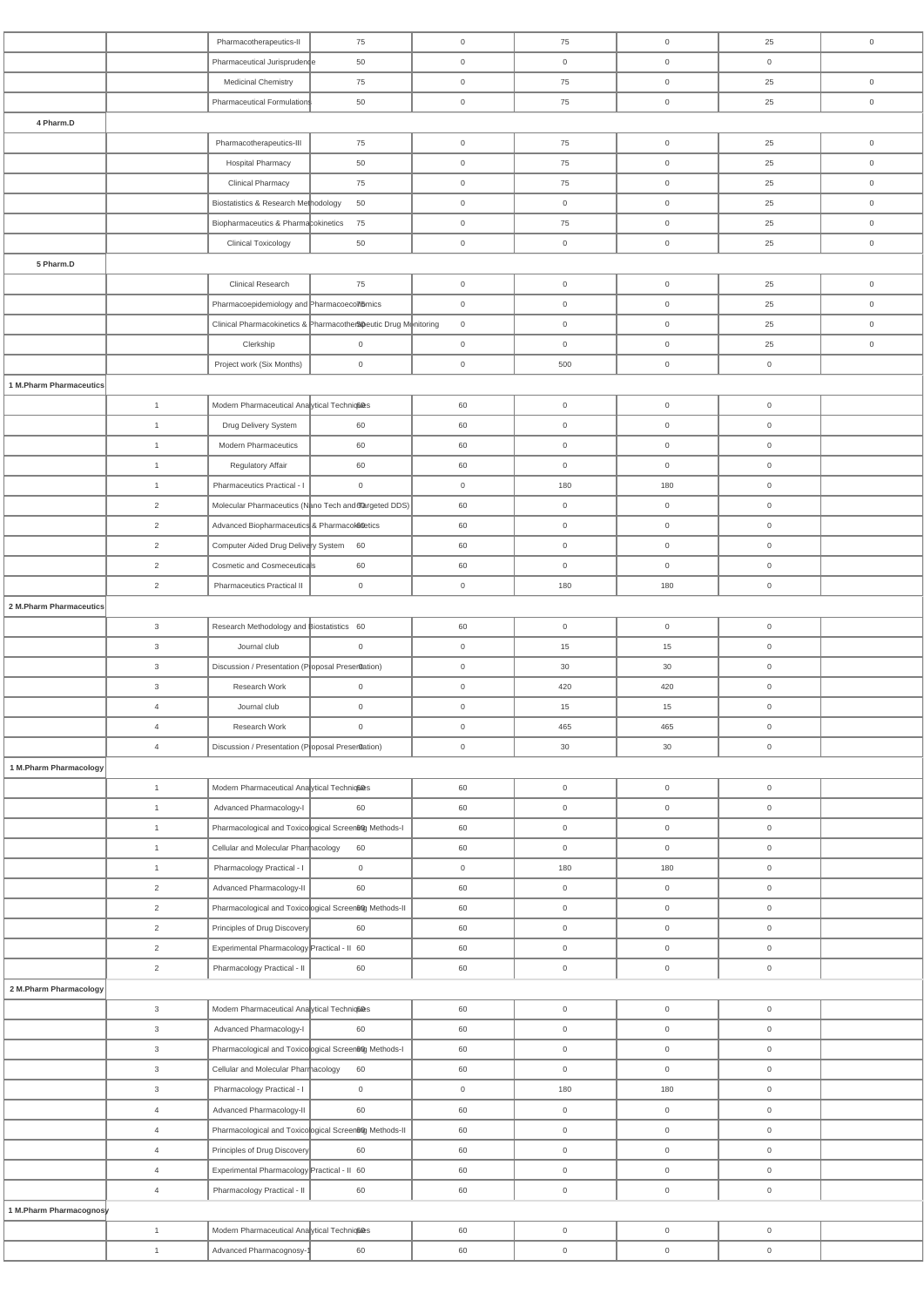| | | | | | | | | |
|---|---|---|---|---|---|---|---|---|
| | | Pharmacotherapeutics-II | 75 | 0 | 75 | 0 | 25 | 0 |
| | | Pharmaceutical Jurisprudence | 50 | 0 | 0 | 0 | 0 | |
| | | Medicinal Chemistry | 75 | 0 | 75 | 0 | 25 | 0 |
| | | Pharmaceutical Formulations | 50 | 0 | 75 | 0 | 25 | 0 |
| 4 Pharm.D | | | | | | | | |
| | | Pharmacotherapeutics-III | 75 | 0 | 75 | 0 | 25 | 0 |
| | | Hospital Pharmacy | 50 | 0 | 75 | 0 | 25 | 0 |
| | | Clinical Pharmacy | 75 | 0 | 75 | 0 | 25 | 0 |
| | | Biostatistics & Research Methodology | 50 | 0 | 0 | 0 | 25 | 0 |
| | | Biopharmaceutics & Pharmacokinetics | 75 | 0 | 75 | 0 | 25 | 0 |
| | | Clinical Toxicology | 50 | 0 | 0 | 0 | 25 | 0 |
| 5 Pharm.D | | | | | | | | |
| | | Clinical Research | 75 | 0 | 0 | 0 | 25 | 0 |
| | | Pharmacoepidemiology and Pharmacoeconomics | 75 | 0 | 0 | 0 | 25 | 0 |
| | | Clinical Pharmacokinetics & Pharmacotherapeutic Drug Monitoring | 50 | 0 | 0 | 0 | 25 | 0 |
| | | Clerkship | 0 | 0 | 0 | 0 | 25 | 0 |
| | | Project work (Six Months) | 0 | 0 | 500 | 0 | 0 | |
| 1 M.Pharm Pharmaceutics | | | | | | | | |
| | 1 | Modern Pharmaceutical Analytical Techniques | 60 | 60 | 0 | 0 | 0 | |
| | 1 | Drug Delivery System | 60 | 60 | 0 | 0 | 0 | |
| | 1 | Modern Pharmaceutics | 60 | 60 | 0 | 0 | 0 | |
| | 1 | Regulatory Affair | 60 | 60 | 0 | 0 | 0 | |
| | 1 | Pharmaceutics Practical - I | 0 | 0 | 180 | 180 | 0 | |
| | 2 | Molecular Pharmaceutics (Nano Tech and Targeted DDS) | 60 | 60 | 0 | 0 | 0 | |
| | 2 | Advanced Biopharmaceutics & Pharmacokinetics | 60 | 60 | 0 | 0 | 0 | |
| | 2 | Computer Aided Drug Delivery System | 60 | 60 | 0 | 0 | 0 | |
| | 2 | Cosmetic and Cosmeceuticals | 60 | 60 | 0 | 0 | 0 | |
| | 2 | Pharmaceutics Practical II | 0 | 0 | 180 | 180 | 0 | |
| 2 M.Pharm Pharmaceutics | | | | | | | | |
| | 3 | Research Methodology and Biostatistics | 60 | 60 | 0 | 0 | 0 | |
| | 3 | Journal club | 0 | 0 | 15 | 15 | 0 | |
| | 3 | Discussion / Presentation (Proposal Presentation) | 0 | 0 | 30 | 30 | 0 | |
| | 3 | Research Work | 0 | 0 | 420 | 420 | 0 | |
| | 4 | Journal club | 0 | 0 | 15 | 15 | 0 | |
| | 4 | Research Work | 0 | 0 | 465 | 465 | 0 | |
| | 4 | Discussion / Presentation (Proposal Presentation) | 0 | 0 | 30 | 30 | 0 | |
| 1 M.Pharm Pharmacology | | | | | | | | |
| | 1 | Modern Pharmaceutical Analytical Techniques | 60 | 60 | 0 | 0 | 0 | |
| | 1 | Advanced Pharmacology-I | 60 | 60 | 0 | 0 | 0 | |
| | 1 | Pharmacological and Toxicological Screening Methods-I | 60 | 60 | 0 | 0 | 0 | |
| | 1 | Cellular and Molecular Pharmacology | 60 | 60 | 0 | 0 | 0 | |
| | 1 | Pharmacology Practical - I | 0 | 0 | 180 | 180 | 0 | |
| | 2 | Advanced Pharmacology-II | 60 | 60 | 0 | 0 | 0 | |
| | 2 | Pharmacological and Toxicological Screening Methods-II | 60 | 60 | 0 | 0 | 0 | |
| | 2 | Principles of Drug Discovery | 60 | 60 | 0 | 0 | 0 | |
| | 2 | Experimental Pharmacology Practical - II | 60 | 60 | 0 | 0 | 0 | |
| | 2 | Pharmacology Practical - II | 60 | 60 | 0 | 0 | 0 | |
| 2 M.Pharm Pharmacology | | | | | | | | |
| | 3 | Modern Pharmaceutical Analytical Techniques | 60 | 60 | 0 | 0 | 0 | |
| | 3 | Advanced Pharmacology-I | 60 | 60 | 0 | 0 | 0 | |
| | 3 | Pharmacological and Toxicological Screening Methods-I | 60 | 60 | 0 | 0 | 0 | |
| | 3 | Cellular and Molecular Pharmacology | 60 | 60 | 0 | 0 | 0 | |
| | 3 | Pharmacology Practical - I | 0 | 0 | 180 | 180 | 0 | |
| | 4 | Advanced Pharmacology-II | 60 | 60 | 0 | 0 | 0 | |
| | 4 | Pharmacological and Toxicological Screening Methods-II | 60 | 60 | 0 | 0 | 0 | |
| | 4 | Principles of Drug Discovery | 60 | 60 | 0 | 0 | 0 | |
| | 4 | Experimental Pharmacology Practical - II | 60 | 60 | 0 | 0 | 0 | |
| | 4 | Pharmacology Practical - II | 60 | 60 | 0 | 0 | 0 | |
| 1 M.Pharm Pharmacognosy | | | | | | | | |
| | 1 | Modern Pharmaceutical Analytical Techniques | 60 | 60 | 0 | 0 | 0 | |
| | 1 | Advanced Pharmacognosy-1 | 60 | 60 | 0 | 0 | 0 | |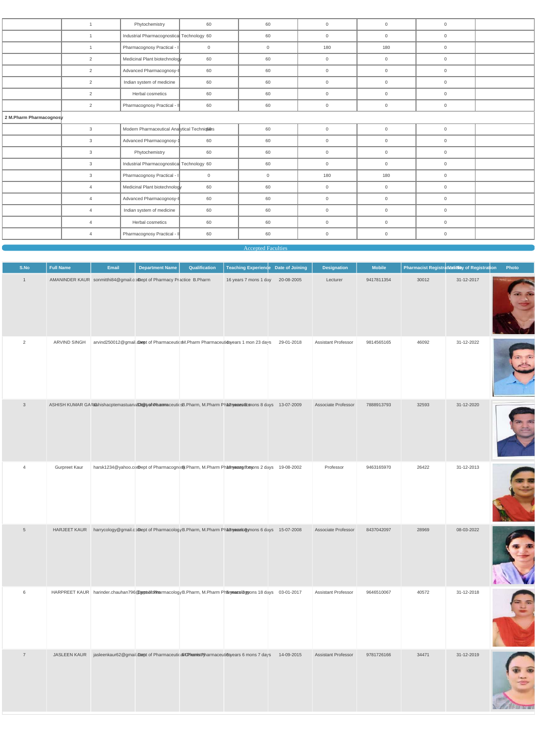| | | | | | | | | |
|---|---|---|---|---|---|---|---|---|
| | 1 | Phytochemistry | 60 | 60 | 0 | 0 | 0 | |
| | 1 | Industrial Pharmacognostical Technology | 60 | 60 | 0 | 0 | 0 | |
| | 1 | Pharmacognosy Practical - I | 0 | 0 | 180 | 180 | 0 | |
| | 2 | Medicinal Plant biotechnology | 60 | 60 | 0 | 0 | 0 | |
| | 2 | Advanced Pharmacognosy-II | 60 | 60 | 0 | 0 | 0 | |
| | 2 | Indian system of medicine | 60 | 60 | 0 | 0 | 0 | |
| | 2 | Herbal cosmetics | 60 | 60 | 0 | 0 | 0 | |
| | 2 | Pharmacognosy Practical - II | 60 | 60 | 0 | 0 | 0 | |
| **2 M.Pharm Pharmacognosy** | | | | | | | | |
| | 3 | Modern Pharmaceutical Analytical Techniques | 60 | 60 | 0 | 0 | 0 | |
| | 3 | Advanced Pharmacognosy-1 | 60 | 60 | 0 | 0 | 0 | |
| | 3 | Phytochemistry | 60 | 60 | 0 | 0 | 0 | |
| | 3 | Industrial Pharmacognostical Technology | 60 | 60 | 0 | 0 | 0 | |
| | 3 | Pharmacognosy Practical - I | 0 | 0 | 180 | 180 | 0 | |
| | 4 | Medicinal Plant biotechnology | 60 | 60 | 0 | 0 | 0 | |
| | 4 | Advanced Pharmacognosy-II | 60 | 60 | 0 | 0 | 0 | |
| | 4 | Indian system of medicine | 60 | 60 | 0 | 0 | 0 | |
| | 4 | Herbal cosmetics | 60 | 60 | 0 | 0 | 0 | |
| | 4 | Pharmacognosy Practical - II | 60 | 60 | 0 | 0 | 0 | |

## Accepted Faculties

| S.No | Full Name | Email | Department Name | Qualification | Teaching Experience | Date of Joining | Designation | Mobile | Pharmacist Registration No | Validity of Registration | Photo |
|---|---|---|---|---|---|---|---|---|---|---|---|
| 1 | AMANINDER KAUR | sonmitthi84@gmail.com | Dept of Pharmacy Practice | B.Pharm | 16 years 7 mons 1 day | 20-08-2005 | Lecturer | 9417811354 | 30012 | 31-12-2017 | |
| 2 | ARVIND SINGH | arvind250012@gmail.com | Dept of Pharmaceutics | M.Pharm Pharmaceutics | 4 years 1 mon 23 days | 29-01-2018 | Assistant Professor | 9814565165 | 46092 | 31-12-2022 | |
| 3 | ASHISH KUMAR GARG | ashishacptemastuana12@yahoo.com | Dept of Pharmaceutics | B.Pharm, M.Pharm Pharmaceutics | 12 years 8 mons 8 days | 13-07-2009 | Associate Professor | 7888913793 | 32593 | 31-12-2020 | |
| 4 | Gurpreet Kaur | harsk1234@yahoo.com | Dept of Pharmacognosy | B.Pharm, M.Pharm Pharmacognosy | 19 years 7 mons 2 days | 19-08-2002 | Professor | 9463165970 | 26422 | 31-12-2013 | |
| 5 | HARJEET KAUR | harrycology@gmail.com | Dept of Pharmacology | B.Pharm, M.Pharm Pharmacology | 13 years 8 mons 6 days | 15-07-2008 | Associate Professor | 8437042097 | 28969 | 08-03-2022 | |
| 6 | HARPREET KAUR | harinder.chauhan796@gmail.com | Dept of Pharmacology | B.Pharm, M.Pharm Pharmacology | 5 years 2 mons 18 days | 03-01-2017 | Assistant Professor | 9646510067 | 40572 | 31-12-2018 | |
| 7 | JASLEEN KAUR | jasleenkaur62@gmail.com | Dept of Pharmaceutical Chemistry | M.Pharm Pharmaceutical Chemistry | 6 years 6 mons 7 days | 14-09-2015 | Assistant Professor | 9781726166 | 34471 | 31-12-2019 | |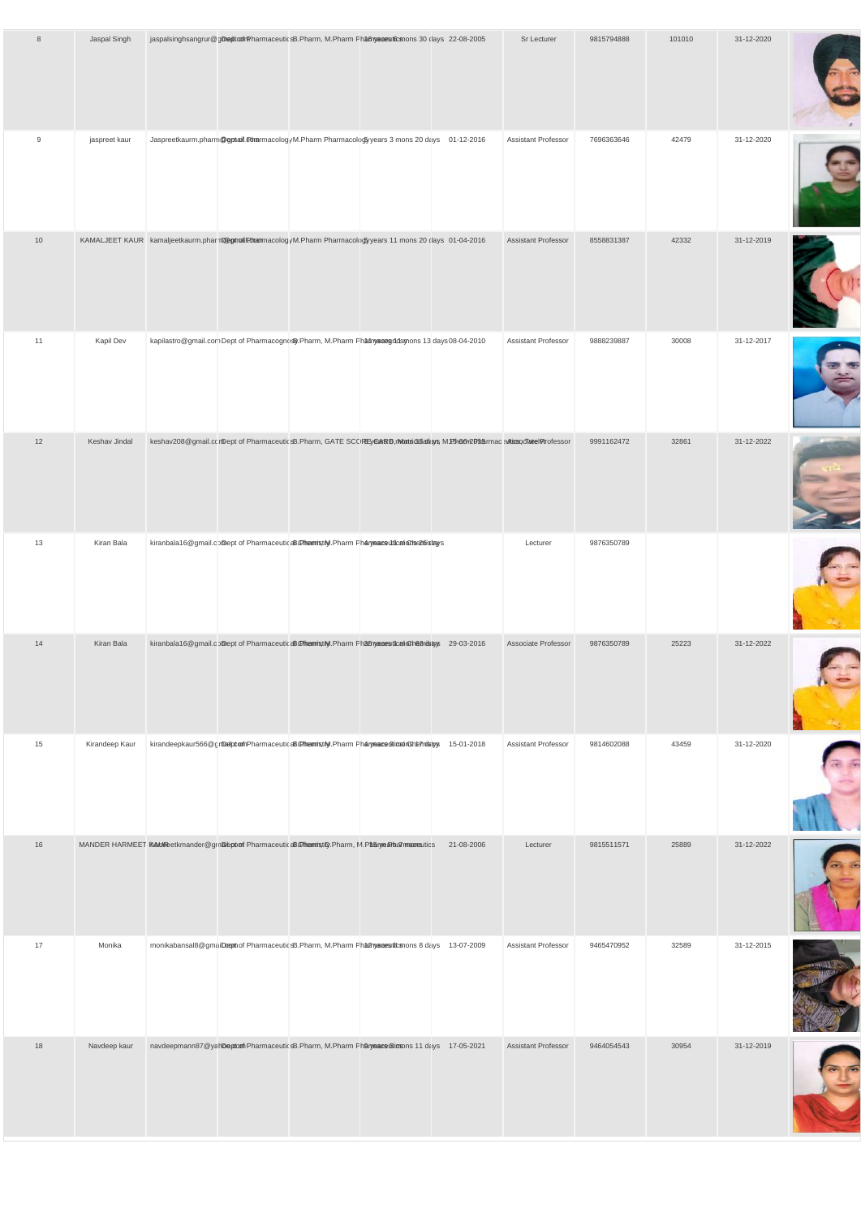| 8 | Jaspal Singh | jaspalsinghsangrur@gmail.com | Dept of Pharmaceutics | B.Pharm, M.Pharm Pharmaceutics | 16 years 6 mons 30 days | 22-08-2005 | Sr Lecturer | 9815794888 | 101010 | 31-12-2020 | |
|---|---|---|---|---|---|---|---|---|---|---|---|
| 9 | jaspreet kaur | Jaspreetkaurm.pharm@gmail.com | Dept of Pharmacology | M.Pharm Pharmacology | 6 years 3 mons 20 days | 01-12-2016 | Assistant Professor | 7696363646 | 42479 | 31-12-2020 | |
| 10 | KAMALJEET KAUR | kamaljeetkaurm.pharm@gmail.com | Dept of Pharmacology | M.Pharm Pharmacology | 5 years 11 mons 20 days | 01-04-2016 | Assistant Professor | 8558831387 | 42332 | 31-12-2019 | |
| 11 | Kapil Dev | kapilastro@gmail.com | Dept of Pharmacognosy | B.Pharm, M.Pharm Pharmacognosy | 11 years 11 mons 13 days | 08-04-2010 | Assistant Professor | 9888239887 | 30008 | 31-12-2017 | |
| 12 | Keshav Jindal | keshav208@gmail.com | Dept of Pharmaceutics | B.Pharm, GATE SCORE CARD, M.Pharm Pharmaceutics | 13 years 1 mons 15 days | 15-08-2013 | Associate Professor | 9991162472 | 32861 | 31-12-2022 | |
| 13 | Kiran Bala | kiranbala16@gmail.com | Dept of Pharmaceutical Chemistry | B.Pharm, M.Pharm Pharmaceutical Chemistry | 4 years 11 mons 25 days | | Lecturer | 9876350789 | | | |
| 14 | Kiran Bala | kiranbala16@gmail.com | Dept of Pharmaceutical Chemistry | B.Pharm, M.Pharm Pharmaceutical Chemistry | 5 years 11 mons 3 days | 29-03-2016 | Associate Professor | 9876350789 | 25223 | 31-12-2022 | |
| 15 | Kirandeep Kaur | kirandeepkaur566@gmail.com | Dept of Pharmaceutical Chemistry | B.Pharm, M.Pharm Pharmaceutical Chemistry | 4 years 1 mons 17 days | 15-01-2018 | Assistant Professor | 9814602088 | 43459 | 31-12-2020 | |
| 16 | MANDER HARMEET KAUR | harmeetkmander@gmail.com | Dept of Pharmaceutical Chemistry | B.Pharm, D.Pharm, M.Pharm Pharmaceutics | 15 years 7 mons | 21-08-2006 | Lecturer | 9815511571 | 25889 | 31-12-2022 | |
| 17 | Monika | monikabansal8@gmail.com | Dept of Pharmaceutics | B.Pharm, M.Pharm Pharmaceutics | 12 years 8 mons 8 days | 13-07-2009 | Assistant Professor | 9465470952 | 32589 | 31-12-2015 | |
| 18 | Navdeep kaur | navdeepmann87@yahoo.com | Dept of Pharmaceutics | B.Pharm, M.Pharm Pharmaceutics | 0 years 10 mons 11 days | 17-05-2021 | Assistant Professor | 9464054543 | 30954 | 31-12-2019 | |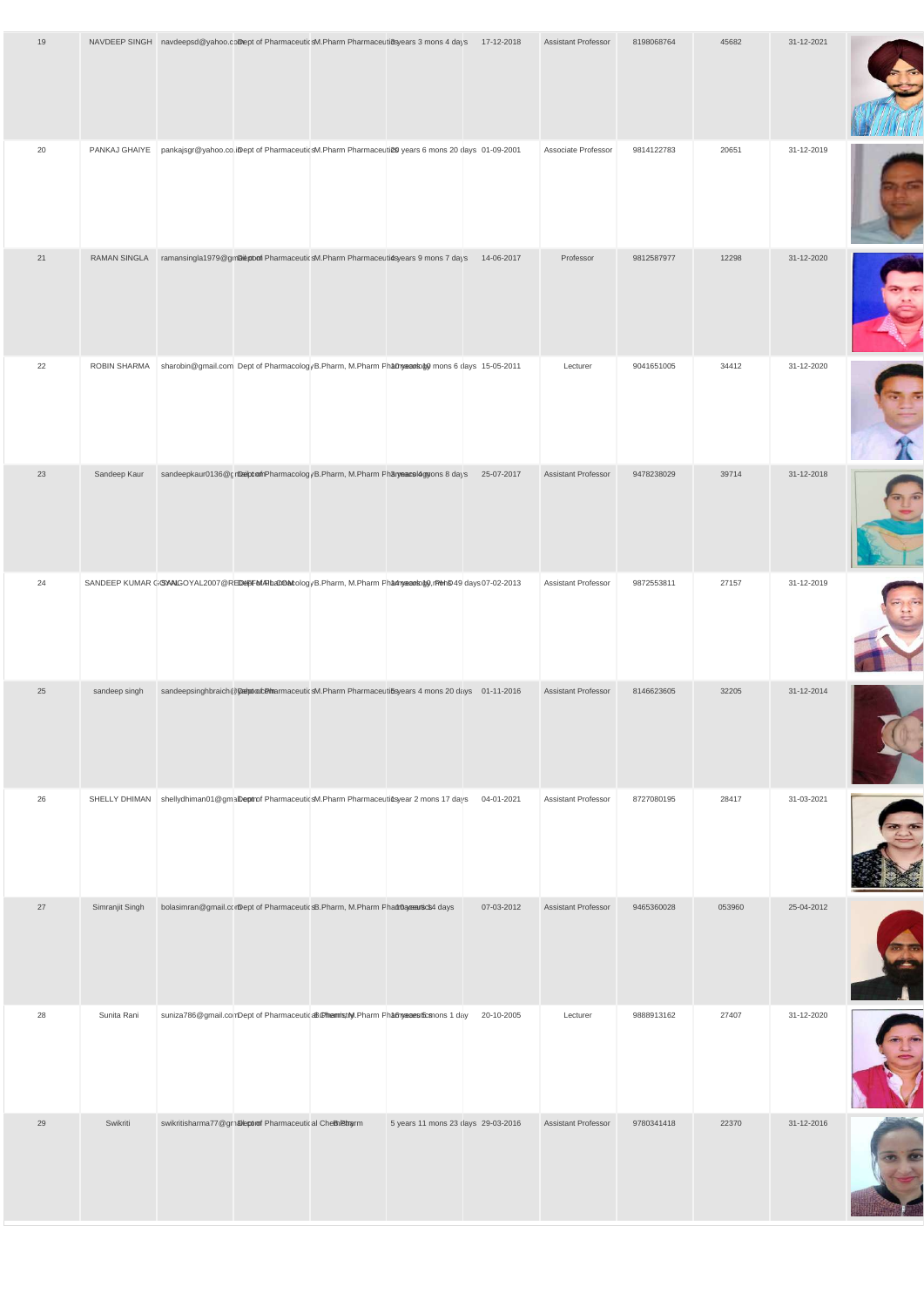| 19 | NAVDEEP SINGH | navdeepsd@yahoo.com | Dept of Pharmaceutics | M.Pharm Pharmaceutics | 3 years 3 mons 4 days | 17-12-2018 | Assistant Professor | 8198068764 | 45682 | 31-12-2021 | |
|---|---|---|---|---|---|---|---|---|---|---|---|
| 20 | PANKAJ GHAIYE | pankajsgr@yahoo.co.in | Dept of Pharmaceutics | M.Pharm Pharmaceutics | 20 years 6 mons 20 days | 01-09-2001 | Associate Professor | 9814122783 | 20651 | 31-12-2019 | |
| 21 | RAMAN SINGLA | ramansingla1979@gmail.com | Dept of Pharmaceutics | M.Pharm Pharmaceutics | 4 years 9 mons 7 days | 14-06-2017 | Professor | 9812587977 | 12298 | 31-12-2020 | |
| 22 | ROBIN SHARMA | sharobin@gmail.com | Dept of Pharmacology | B.Pharm, M.Pharm Pharmacology | 10 years 10 mons 6 days | 15-05-2011 | Lecturer | 9041651005 | 34412 | 31-12-2020 | |
| 23 | Sandeep Kaur | sandeepkaur0136@gmail.com | Dept of Pharmacology | B.Pharm, M.Pharm Pharmacology | 3 years 4 mons 8 days | 25-07-2017 | Assistant Professor | 9478238029 | 39714 | 31-12-2018 | |
| 24 | SANDEEP KUMAR GOYAL | SANGOYAL2007@REDIFFMAIL.COM | Dept of Pharmacology | B.Pharm, M.Pharm Pharmacology, PhD | 14 years 10 mons 49 days | 07-02-2013 | Assistant Professor | 9872553811 | 27157 | 31-12-2019 | |
| 25 | sandeep singh | sandeepsinghbraich@gmail.com | Dept of Pharmaceutics | M.Pharm Pharmaceutics | 5 years 4 mons 20 days | 01-11-2016 | Assistant Professor | 8146623605 | 32205 | 31-12-2014 | |
| 26 | SHELLY DHIMAN | shellydhiman01@gmail.com | Dept of Pharmaceutics | M.Pharm Pharmaceutics | 1 year 2 mons 17 days | 04-01-2021 | Assistant Professor | 8727080195 | 28417 | 31-03-2021 | |
| 27 | Simranjit Singh | bolasimran@gmail.com | Dept of Pharmaceutics | B.Pharm, M.Pharm Pharmaceutics | 10 years 14 days | 07-03-2012 | Assistant Professor | 9465360028 | 053960 | 25-04-2012 | |
| 28 | Sunita Rani | suniza786@gmail.com | Dept of Pharmaceutical Chemistry | B.Pharm, M.Pharm Pharmaceutics | 16 years 5 mons 1 day | 20-10-2005 | Lecturer | 9888913162 | 27407 | 31-12-2020 | |
| 29 | Swikriti | swikritisharma77@gmail.com | Dept of Pharmaceutical Chemistry | B.Pharm | 5 years 11 mons 23 days | 29-03-2016 | Assistant Professor | 9780341418 | 22370 | 31-12-2016 | |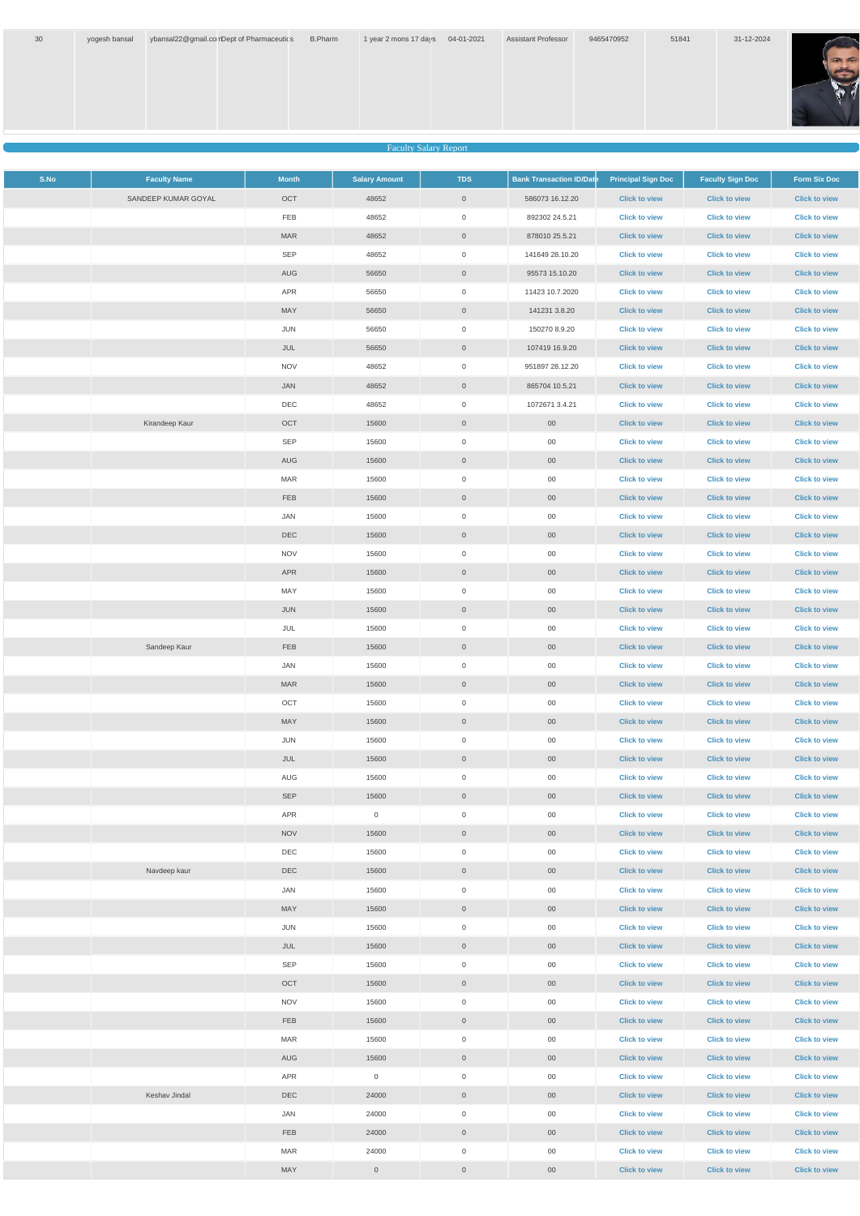| 30 | yogesh bansal | ybansal22@gmail.com | Dept of Pharmaceutics | B.Pharm | 1 year 2 mons 17 days | 04-01-2021 | Assistant Professor | 9465470952 | 51841 | 31-12-2024 |
|---|---|---|---|---|---|---|---|---|---|---|

Faculty Salary Report

| S.No | Faculty Name | Month | Salary Amount | TDS | Bank Transaction ID/Date | Principal Sign Doc | Faculty Sign Doc | Form Six Doc |
|---|---|---|---|---|---|---|---|---|
| | SANDEEP KUMAR GOYAL | OCT | 48652 | 0 | 586073 16.12.20 | Click to view | Click to view | Click to view |
| | | FEB | 48652 | 0 | 892302 24.5.21 | Click to view | Click to view | Click to view |
| | | MAR | 48652 | 0 | 878010 25.5.21 | Click to view | Click to view | Click to view |
| | | SEP | 48652 | 0 | 141649 28.10.20 | Click to view | Click to view | Click to view |
| | | AUG | 56650 | 0 | 95573 15.10.20 | Click to view | Click to view | Click to view |
| | | APR | 56650 | 0 | 11423 10.7.2020 | Click to view | Click to view | Click to view |
| | | MAY | 56650 | 0 | 141231 3.8.20 | Click to view | Click to view | Click to view |
| | | JUN | 56650 | 0 | 150270 8.9.20 | Click to view | Click to view | Click to view |
| | | JUL | 56650 | 0 | 107419 16.9.20 | Click to view | Click to view | Click to view |
| | | NOV | 48652 | 0 | 951897 28.12.20 | Click to view | Click to view | Click to view |
| | | JAN | 48652 | 0 | 865704 10.5.21 | Click to view | Click to view | Click to view |
| | | DEC | 48652 | 0 | 1072671 3.4.21 | Click to view | Click to view | Click to view |
| | Kirandeep Kaur | OCT | 15600 | 0 | 00 | Click to view | Click to view | Click to view |
| | | SEP | 15600 | 0 | 00 | Click to view | Click to view | Click to view |
| | | AUG | 15600 | 0 | 00 | Click to view | Click to view | Click to view |
| | | MAR | 15600 | 0 | 00 | Click to view | Click to view | Click to view |
| | | FEB | 15600 | 0 | 00 | Click to view | Click to view | Click to view |
| | | JAN | 15600 | 0 | 00 | Click to view | Click to view | Click to view |
| | | DEC | 15600 | 0 | 00 | Click to view | Click to view | Click to view |
| | | NOV | 15600 | 0 | 00 | Click to view | Click to view | Click to view |
| | | APR | 15600 | 0 | 00 | Click to view | Click to view | Click to view |
| | | MAY | 15600 | 0 | 00 | Click to view | Click to view | Click to view |
| | | JUN | 15600 | 0 | 00 | Click to view | Click to view | Click to view |
| | | JUL | 15600 | 0 | 00 | Click to view | Click to view | Click to view |
| | Sandeep Kaur | FEB | 15600 | 0 | 00 | Click to view | Click to view | Click to view |
| | | JAN | 15600 | 0 | 00 | Click to view | Click to view | Click to view |
| | | MAR | 15600 | 0 | 00 | Click to view | Click to view | Click to view |
| | | OCT | 15600 | 0 | 00 | Click to view | Click to view | Click to view |
| | | MAY | 15600 | 0 | 00 | Click to view | Click to view | Click to view |
| | | JUN | 15600 | 0 | 00 | Click to view | Click to view | Click to view |
| | | JUL | 15600 | 0 | 00 | Click to view | Click to view | Click to view |
| | | AUG | 15600 | 0 | 00 | Click to view | Click to view | Click to view |
| | | SEP | 15600 | 0 | 00 | Click to view | Click to view | Click to view |
| | | APR | 0 | 0 | 00 | Click to view | Click to view | Click to view |
| | | NOV | 15600 | 0 | 00 | Click to view | Click to view | Click to view |
| | | DEC | 15600 | 0 | 00 | Click to view | Click to view | Click to view |
| | Navdeep kaur | DEC | 15600 | 0 | 00 | Click to view | Click to view | Click to view |
| | | JAN | 15600 | 0 | 00 | Click to view | Click to view | Click to view |
| | | MAY | 15600 | 0 | 00 | Click to view | Click to view | Click to view |
| | | JUN | 15600 | 0 | 00 | Click to view | Click to view | Click to view |
| | | JUL | 15600 | 0 | 00 | Click to view | Click to view | Click to view |
| | | SEP | 15600 | 0 | 00 | Click to view | Click to view | Click to view |
| | | OCT | 15600 | 0 | 00 | Click to view | Click to view | Click to view |
| | | NOV | 15600 | 0 | 00 | Click to view | Click to view | Click to view |
| | | FEB | 15600 | 0 | 00 | Click to view | Click to view | Click to view |
| | | MAR | 15600 | 0 | 00 | Click to view | Click to view | Click to view |
| | | AUG | 15600 | 0 | 00 | Click to view | Click to view | Click to view |
| | | APR | 0 | 0 | 00 | Click to view | Click to view | Click to view |
| | Keshav Jindal | DEC | 24000 | 0 | 00 | Click to view | Click to view | Click to view |
| | | JAN | 24000 | 0 | 00 | Click to view | Click to view | Click to view |
| | | FEB | 24000 | 0 | 00 | Click to view | Click to view | Click to view |
| | | MAR | 24000 | 0 | 00 | Click to view | Click to view | Click to view |
| | | MAY | 0 | 0 | 00 | Click to view | Click to view | Click to view |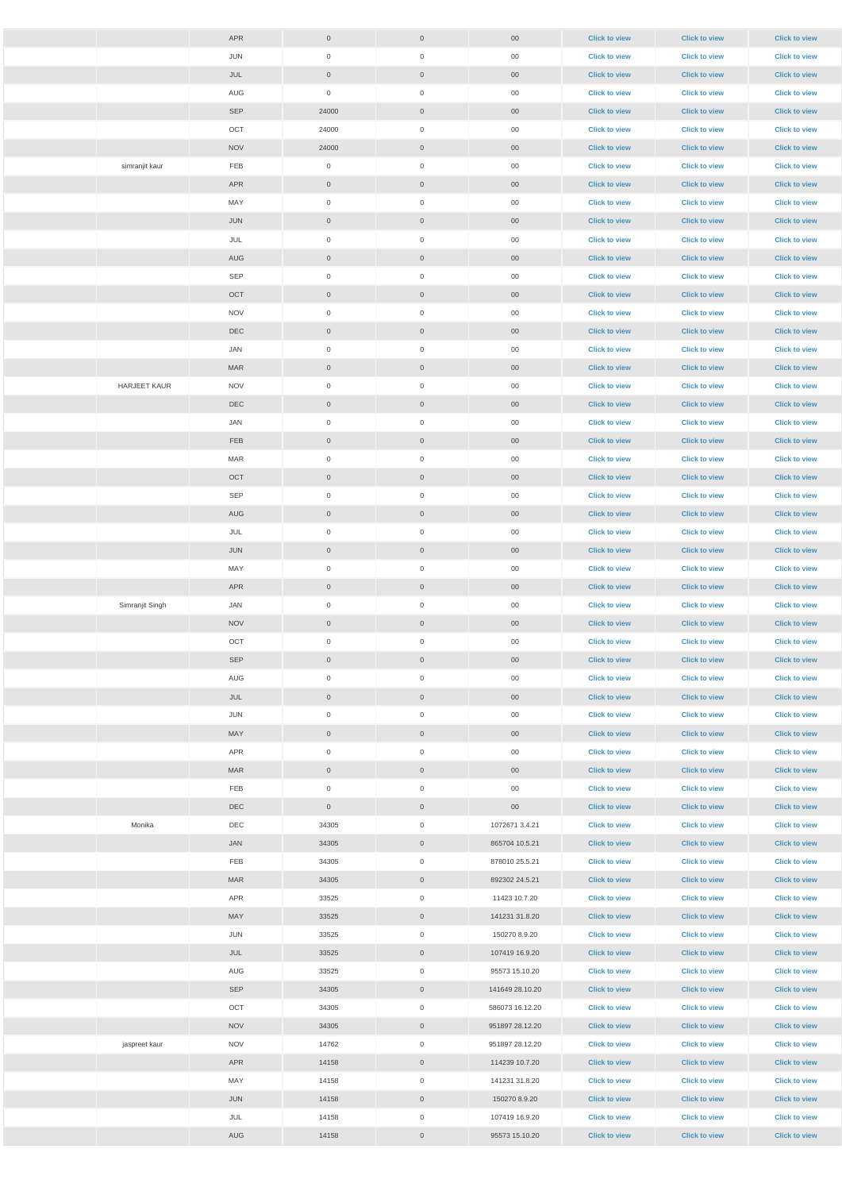| | | | | | | | | |
|---|---|---|---|---|---|---|---|---|
| | | APR | 0 | 0 | 00 | Click to view | Click to view | Click to view |
| | | JUN | 0 | 0 | 00 | Click to view | Click to view | Click to view |
| | | JUL | 0 | 0 | 00 | Click to view | Click to view | Click to view |
| | | AUG | 0 | 0 | 00 | Click to view | Click to view | Click to view |
| | | SEP | 24000 | 0 | 00 | Click to view | Click to view | Click to view |
| | | OCT | 24000 | 0 | 00 | Click to view | Click to view | Click to view |
| | | NOV | 24000 | 0 | 00 | Click to view | Click to view | Click to view |
| | simranjit kaur | FEB | 0 | 0 | 00 | Click to view | Click to view | Click to view |
| | | APR | 0 | 0 | 00 | Click to view | Click to view | Click to view |
| | | MAY | 0 | 0 | 00 | Click to view | Click to view | Click to view |
| | | JUN | 0 | 0 | 00 | Click to view | Click to view | Click to view |
| | | JUL | 0 | 0 | 00 | Click to view | Click to view | Click to view |
| | | AUG | 0 | 0 | 00 | Click to view | Click to view | Click to view |
| | | SEP | 0 | 0 | 00 | Click to view | Click to view | Click to view |
| | | OCT | 0 | 0 | 00 | Click to view | Click to view | Click to view |
| | | NOV | 0 | 0 | 00 | Click to view | Click to view | Click to view |
| | | DEC | 0 | 0 | 00 | Click to view | Click to view | Click to view |
| | | JAN | 0 | 0 | 00 | Click to view | Click to view | Click to view |
| | | MAR | 0 | 0 | 00 | Click to view | Click to view | Click to view |
| | HARJEET KAUR | NOV | 0 | 0 | 00 | Click to view | Click to view | Click to view |
| | | DEC | 0 | 0 | 00 | Click to view | Click to view | Click to view |
| | | JAN | 0 | 0 | 00 | Click to view | Click to view | Click to view |
| | | FEB | 0 | 0 | 00 | Click to view | Click to view | Click to view |
| | | MAR | 0 | 0 | 00 | Click to view | Click to view | Click to view |
| | | OCT | 0 | 0 | 00 | Click to view | Click to view | Click to view |
| | | SEP | 0 | 0 | 00 | Click to view | Click to view | Click to view |
| | | AUG | 0 | 0 | 00 | Click to view | Click to view | Click to view |
| | | JUL | 0 | 0 | 00 | Click to view | Click to view | Click to view |
| | | JUN | 0 | 0 | 00 | Click to view | Click to view | Click to view |
| | | MAY | 0 | 0 | 00 | Click to view | Click to view | Click to view |
| | | APR | 0 | 0 | 00 | Click to view | Click to view | Click to view |
| | Simranjit Singh | JAN | 0 | 0 | 00 | Click to view | Click to view | Click to view |
| | | NOV | 0 | 0 | 00 | Click to view | Click to view | Click to view |
| | | OCT | 0 | 0 | 00 | Click to view | Click to view | Click to view |
| | | SEP | 0 | 0 | 00 | Click to view | Click to view | Click to view |
| | | AUG | 0 | 0 | 00 | Click to view | Click to view | Click to view |
| | | JUL | 0 | 0 | 00 | Click to view | Click to view | Click to view |
| | | JUN | 0 | 0 | 00 | Click to view | Click to view | Click to view |
| | | MAY | 0 | 0 | 00 | Click to view | Click to view | Click to view |
| | | APR | 0 | 0 | 00 | Click to view | Click to view | Click to view |
| | | MAR | 0 | 0 | 00 | Click to view | Click to view | Click to view |
| | | FEB | 0 | 0 | 00 | Click to view | Click to view | Click to view |
| | | DEC | 0 | 0 | 00 | Click to view | Click to view | Click to view |
| | Monika | DEC | 34305 | 0 | 1072671 3.4.21 | Click to view | Click to view | Click to view |
| | | JAN | 34305 | 0 | 865704 10.5.21 | Click to view | Click to view | Click to view |
| | | FEB | 34305 | 0 | 878010 25.5.21 | Click to view | Click to view | Click to view |
| | | MAR | 34305 | 0 | 892302 24.5.21 | Click to view | Click to view | Click to view |
| | | APR | 33525 | 0 | 11423 10.7.20 | Click to view | Click to view | Click to view |
| | | MAY | 33525 | 0 | 141231 31.8.20 | Click to view | Click to view | Click to view |
| | | JUN | 33525 | 0 | 150270 8.9.20 | Click to view | Click to view | Click to view |
| | | JUL | 33525 | 0 | 107419 16.9.20 | Click to view | Click to view | Click to view |
| | | AUG | 33525 | 0 | 95573 15.10.20 | Click to view | Click to view | Click to view |
| | | SEP | 34305 | 0 | 141649 28.10.20 | Click to view | Click to view | Click to view |
| | | OCT | 34305 | 0 | 586073 16.12.20 | Click to view | Click to view | Click to view |
| | | NOV | 34305 | 0 | 951897 28.12.20 | Click to view | Click to view | Click to view |
| | jaspreet kaur | NOV | 14762 | 0 | 951897 28.12.20 | Click to view | Click to view | Click to view |
| | | APR | 14158 | 0 | 114239 10.7.20 | Click to view | Click to view | Click to view |
| | | MAY | 14158 | 0 | 141231 31.8.20 | Click to view | Click to view | Click to view |
| | | JUN | 14158 | 0 | 150270 8.9.20 | Click to view | Click to view | Click to view |
| | | JUL | 14158 | 0 | 107419 16.9.20 | Click to view | Click to view | Click to view |
| | | AUG | 14158 | 0 | 95573 15.10.20 | Click to view | Click to view | Click to view |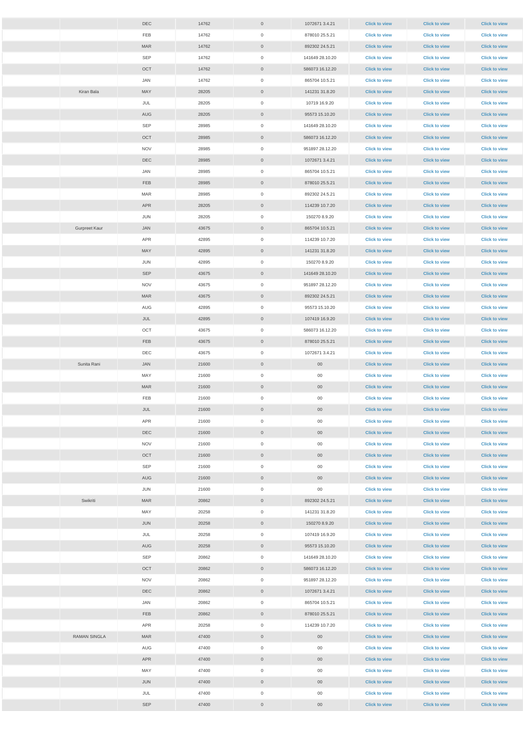| | | | | | | | | |
|---|---|---|---|---|---|---|---|---|
| | | DEC | 14762 | 0 | 1072671 3.4.21 | Click to view | Click to view | Click to view |
| | | FEB | 14762 | 0 | 878010 25.5.21 | Click to view | Click to view | Click to view |
| | | MAR | 14762 | 0 | 892302 24.5.21 | Click to view | Click to view | Click to view |
| | | SEP | 14762 | 0 | 141649 28.10.20 | Click to view | Click to view | Click to view |
| | | OCT | 14762 | 0 | 586073 16.12.20 | Click to view | Click to view | Click to view |
| | | JAN | 14762 | 0 | 865704 10.5.21 | Click to view | Click to view | Click to view |
| | Kiran Bala | MAY | 28205 | 0 | 141231 31.8.20 | Click to view | Click to view | Click to view |
| | | JUL | 28205 | 0 | 10719 16.9.20 | Click to view | Click to view | Click to view |
| | | AUG | 28205 | 0 | 95573 15.10.20 | Click to view | Click to view | Click to view |
| | | SEP | 28985 | 0 | 141649 28.10.20 | Click to view | Click to view | Click to view |
| | | OCT | 28985 | 0 | 586073 16.12.20 | Click to view | Click to view | Click to view |
| | | NOV | 28985 | 0 | 951897 28.12.20 | Click to view | Click to view | Click to view |
| | | DEC | 28985 | 0 | 1072671 3.4.21 | Click to view | Click to view | Click to view |
| | | JAN | 28985 | 0 | 865704 10.5.21 | Click to view | Click to view | Click to view |
| | | FEB | 28985 | 0 | 878010 25.5.21 | Click to view | Click to view | Click to view |
| | | MAR | 28985 | 0 | 892302 24.5.21 | Click to view | Click to view | Click to view |
| | | APR | 28205 | 0 | 114239 10.7.20 | Click to view | Click to view | Click to view |
| | | JUN | 28205 | 0 | 150270 8.9.20 | Click to view | Click to view | Click to view |
| | Gurpreet Kaur | JAN | 43675 | 0 | 865704 10.5.21 | Click to view | Click to view | Click to view |
| | | APR | 42895 | 0 | 114239 10.7.20 | Click to view | Click to view | Click to view |
| | | MAY | 42895 | 0 | 141231 31.8.20 | Click to view | Click to view | Click to view |
| | | JUN | 42895 | 0 | 150270 8.9.20 | Click to view | Click to view | Click to view |
| | | SEP | 43675 | 0 | 141649 28.10.20 | Click to view | Click to view | Click to view |
| | | NOV | 43675 | 0 | 951897 28.12.20 | Click to view | Click to view | Click to view |
| | | MAR | 43675 | 0 | 892302 24.5.21 | Click to view | Click to view | Click to view |
| | | AUG | 42895 | 0 | 95573 15.10.20 | Click to view | Click to view | Click to view |
| | | JUL | 42895 | 0 | 107419 16.9.20 | Click to view | Click to view | Click to view |
| | | OCT | 43675 | 0 | 586073 16.12.20 | Click to view | Click to view | Click to view |
| | | FEB | 43675 | 0 | 878010 25.5.21 | Click to view | Click to view | Click to view |
| | | DEC | 43675 | 0 | 1072671 3.4.21 | Click to view | Click to view | Click to view |
| | Sunita Rani | JAN | 21600 | 0 | 00 | Click to view | Click to view | Click to view |
| | | MAY | 21600 | 0 | 00 | Click to view | Click to view | Click to view |
| | | MAR | 21600 | 0 | 00 | Click to view | Click to view | Click to view |
| | | FEB | 21600 | 0 | 00 | Click to view | Click to view | Click to view |
| | | JUL | 21600 | 0 | 00 | Click to view | Click to view | Click to view |
| | | APR | 21600 | 0 | 00 | Click to view | Click to view | Click to view |
| | | DEC | 21600 | 0 | 00 | Click to view | Click to view | Click to view |
| | | NOV | 21600 | 0 | 00 | Click to view | Click to view | Click to view |
| | | OCT | 21600 | 0 | 00 | Click to view | Click to view | Click to view |
| | | SEP | 21600 | 0 | 00 | Click to view | Click to view | Click to view |
| | | AUG | 21600 | 0 | 00 | Click to view | Click to view | Click to view |
| | | JUN | 21600 | 0 | 00 | Click to view | Click to view | Click to view |
| | Swikriti | MAR | 20862 | 0 | 892302 24.5.21 | Click to view | Click to view | Click to view |
| | | MAY | 20258 | 0 | 141231 31.8.20 | Click to view | Click to view | Click to view |
| | | JUN | 20258 | 0 | 150270 8.9.20 | Click to view | Click to view | Click to view |
| | | JUL | 20258 | 0 | 107419 16.9.20 | Click to view | Click to view | Click to view |
| | | AUG | 20258 | 0 | 95573 15.10.20 | Click to view | Click to view | Click to view |
| | | SEP | 20862 | 0 | 141649 28.10.20 | Click to view | Click to view | Click to view |
| | | OCT | 20862 | 0 | 586073 16.12.20 | Click to view | Click to view | Click to view |
| | | NOV | 20862 | 0 | 951897 28.12.20 | Click to view | Click to view | Click to view |
| | | DEC | 20862 | 0 | 1072671 3.4.21 | Click to view | Click to view | Click to view |
| | | JAN | 20862 | 0 | 865704 10.5.21 | Click to view | Click to view | Click to view |
| | | FEB | 20862 | 0 | 878010 25.5.21 | Click to view | Click to view | Click to view |
| | | APR | 20258 | 0 | 114239 10.7.20 | Click to view | Click to view | Click to view |
| | RAMAN SINGLA | MAR | 47400 | 0 | 00 | Click to view | Click to view | Click to view |
| | | AUG | 47400 | 0 | 00 | Click to view | Click to view | Click to view |
| | | APR | 47400 | 0 | 00 | Click to view | Click to view | Click to view |
| | | MAY | 47400 | 0 | 00 | Click to view | Click to view | Click to view |
| | | JUN | 47400 | 0 | 00 | Click to view | Click to view | Click to view |
| | | JUL | 47400 | 0 | 00 | Click to view | Click to view | Click to view |
| | | SEP | 47400 | 0 | 00 | Click to view | Click to view | Click to view |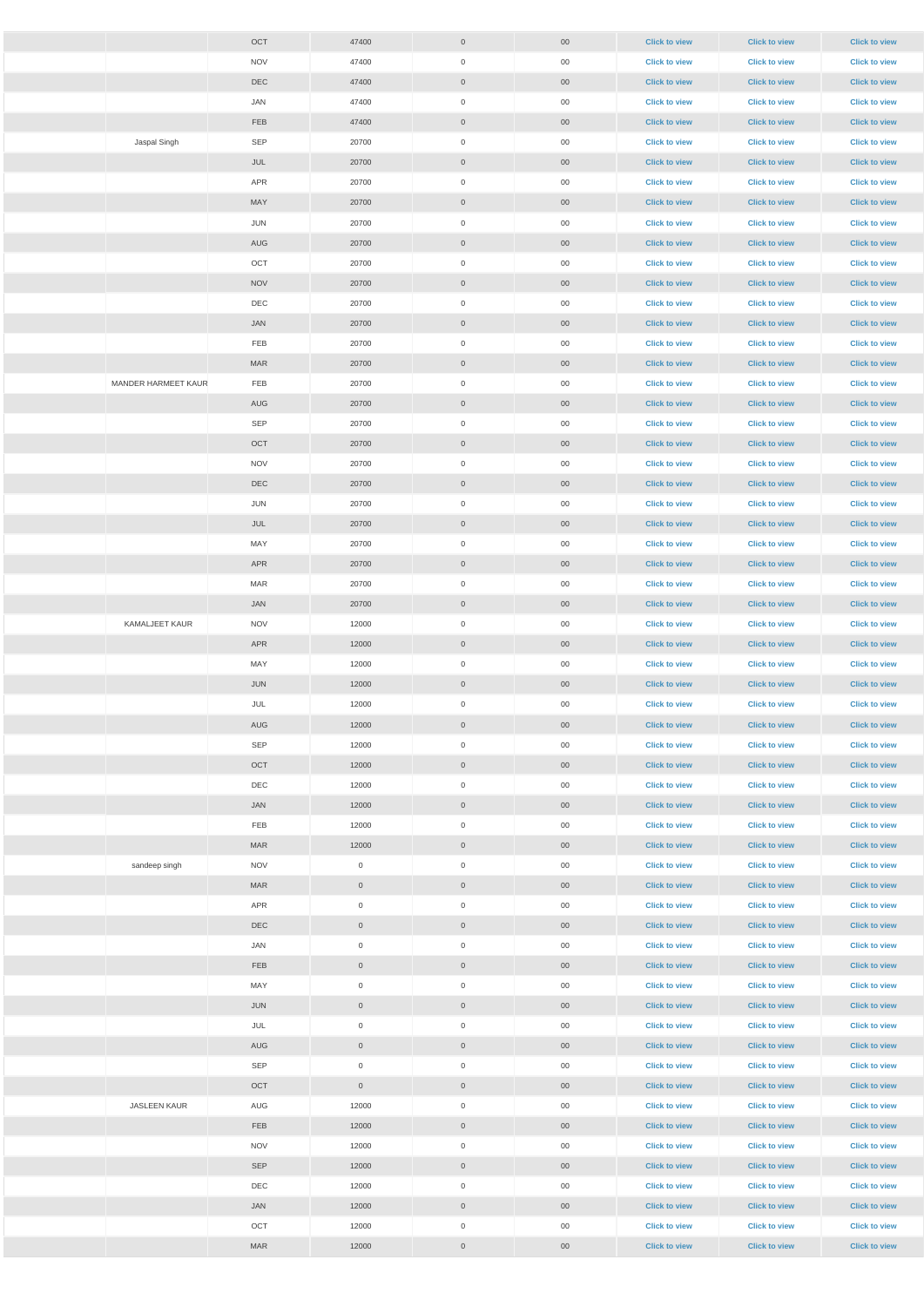| | | | | | | | | |
|---|---|---|---|---|---|---|---|---|
| | | OCT | 47400 | 0 | 00 | Click to view | Click to view | Click to view |
| | | NOV | 47400 | 0 | 00 | Click to view | Click to view | Click to view |
| | | DEC | 47400 | 0 | 00 | Click to view | Click to view | Click to view |
| | | JAN | 47400 | 0 | 00 | Click to view | Click to view | Click to view |
| | | FEB | 47400 | 0 | 00 | Click to view | Click to view | Click to view |
| | Jaspal Singh | SEP | 20700 | 0 | 00 | Click to view | Click to view | Click to view |
| | | JUL | 20700 | 0 | 00 | Click to view | Click to view | Click to view |
| | | APR | 20700 | 0 | 00 | Click to view | Click to view | Click to view |
| | | MAY | 20700 | 0 | 00 | Click to view | Click to view | Click to view |
| | | JUN | 20700 | 0 | 00 | Click to view | Click to view | Click to view |
| | | AUG | 20700 | 0 | 00 | Click to view | Click to view | Click to view |
| | | OCT | 20700 | 0 | 00 | Click to view | Click to view | Click to view |
| | | NOV | 20700 | 0 | 00 | Click to view | Click to view | Click to view |
| | | DEC | 20700 | 0 | 00 | Click to view | Click to view | Click to view |
| | | JAN | 20700 | 0 | 00 | Click to view | Click to view | Click to view |
| | | FEB | 20700 | 0 | 00 | Click to view | Click to view | Click to view |
| | | MAR | 20700 | 0 | 00 | Click to view | Click to view | Click to view |
| | MANDER HARMEET KAUR | FEB | 20700 | 0 | 00 | Click to view | Click to view | Click to view |
| | | AUG | 20700 | 0 | 00 | Click to view | Click to view | Click to view |
| | | SEP | 20700 | 0 | 00 | Click to view | Click to view | Click to view |
| | | OCT | 20700 | 0 | 00 | Click to view | Click to view | Click to view |
| | | NOV | 20700 | 0 | 00 | Click to view | Click to view | Click to view |
| | | DEC | 20700 | 0 | 00 | Click to view | Click to view | Click to view |
| | | JUN | 20700 | 0 | 00 | Click to view | Click to view | Click to view |
| | | JUL | 20700 | 0 | 00 | Click to view | Click to view | Click to view |
| | | MAY | 20700 | 0 | 00 | Click to view | Click to view | Click to view |
| | | APR | 20700 | 0 | 00 | Click to view | Click to view | Click to view |
| | | MAR | 20700 | 0 | 00 | Click to view | Click to view | Click to view |
| | | JAN | 20700 | 0 | 00 | Click to view | Click to view | Click to view |
| | KAMALJEET KAUR | NOV | 12000 | 0 | 00 | Click to view | Click to view | Click to view |
| | | APR | 12000 | 0 | 00 | Click to view | Click to view | Click to view |
| | | MAY | 12000 | 0 | 00 | Click to view | Click to view | Click to view |
| | | JUN | 12000 | 0 | 00 | Click to view | Click to view | Click to view |
| | | JUL | 12000 | 0 | 00 | Click to view | Click to view | Click to view |
| | | AUG | 12000 | 0 | 00 | Click to view | Click to view | Click to view |
| | | SEP | 12000 | 0 | 00 | Click to view | Click to view | Click to view |
| | | OCT | 12000 | 0 | 00 | Click to view | Click to view | Click to view |
| | | DEC | 12000 | 0 | 00 | Click to view | Click to view | Click to view |
| | | JAN | 12000 | 0 | 00 | Click to view | Click to view | Click to view |
| | | FEB | 12000 | 0 | 00 | Click to view | Click to view | Click to view |
| | | MAR | 12000 | 0 | 00 | Click to view | Click to view | Click to view |
| | sandeep singh | NOV | 0 | 0 | 00 | Click to view | Click to view | Click to view |
| | | MAR | 0 | 0 | 00 | Click to view | Click to view | Click to view |
| | | APR | 0 | 0 | 00 | Click to view | Click to view | Click to view |
| | | DEC | 0 | 0 | 00 | Click to view | Click to view | Click to view |
| | | JAN | 0 | 0 | 00 | Click to view | Click to view | Click to view |
| | | FEB | 0 | 0 | 00 | Click to view | Click to view | Click to view |
| | | MAY | 0 | 0 | 00 | Click to view | Click to view | Click to view |
| | | JUN | 0 | 0 | 00 | Click to view | Click to view | Click to view |
| | | JUL | 0 | 0 | 00 | Click to view | Click to view | Click to view |
| | | AUG | 0 | 0 | 00 | Click to view | Click to view | Click to view |
| | | SEP | 0 | 0 | 00 | Click to view | Click to view | Click to view |
| | | OCT | 0 | 0 | 00 | Click to view | Click to view | Click to view |
| | JASLEEN KAUR | AUG | 12000 | 0 | 00 | Click to view | Click to view | Click to view |
| | | FEB | 12000 | 0 | 00 | Click to view | Click to view | Click to view |
| | | NOV | 12000 | 0 | 00 | Click to view | Click to view | Click to view |
| | | SEP | 12000 | 0 | 00 | Click to view | Click to view | Click to view |
| | | DEC | 12000 | 0 | 00 | Click to view | Click to view | Click to view |
| | | JAN | 12000 | 0 | 00 | Click to view | Click to view | Click to view |
| | | OCT | 12000 | 0 | 00 | Click to view | Click to view | Click to view |
| | | MAR | 12000 | 0 | 00 | Click to view | Click to view | Click to view |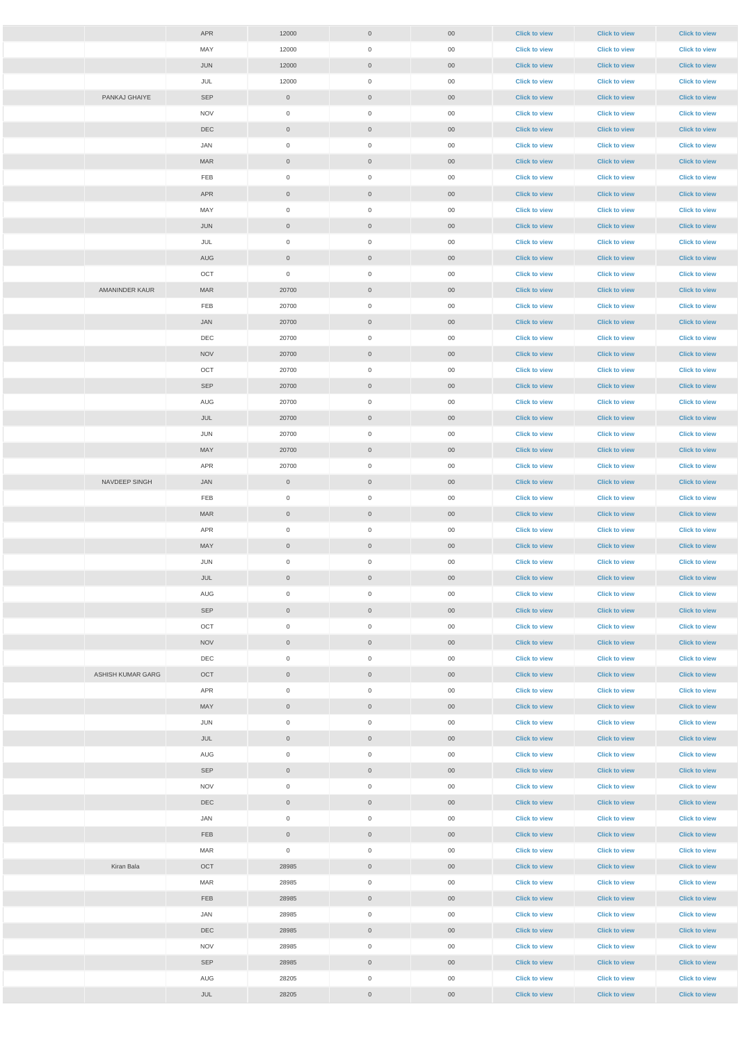|  |  |  |  |  |  |  |  |  |
|---|---|---|---|---|---|---|---|---|
|  |  | APR | 12000 | 0 | 00 | Click to view | Click to view | Click to view |
|  |  | MAY | 12000 | 0 | 00 | Click to view | Click to view | Click to view |
|  |  | JUN | 12000 | 0 | 00 | Click to view | Click to view | Click to view |
|  |  | JUL | 12000 | 0 | 00 | Click to view | Click to view | Click to view |
|  | PANKAJ GHAIYE | SEP | 0 | 0 | 00 | Click to view | Click to view | Click to view |
|  |  | NOV | 0 | 0 | 00 | Click to view | Click to view | Click to view |
|  |  | DEC | 0 | 0 | 00 | Click to view | Click to view | Click to view |
|  |  | JAN | 0 | 0 | 00 | Click to view | Click to view | Click to view |
|  |  | MAR | 0 | 0 | 00 | Click to view | Click to view | Click to view |
|  |  | FEB | 0 | 0 | 00 | Click to view | Click to view | Click to view |
|  |  | APR | 0 | 0 | 00 | Click to view | Click to view | Click to view |
|  |  | MAY | 0 | 0 | 00 | Click to view | Click to view | Click to view |
|  |  | JUN | 0 | 0 | 00 | Click to view | Click to view | Click to view |
|  |  | JUL | 0 | 0 | 00 | Click to view | Click to view | Click to view |
|  |  | AUG | 0 | 0 | 00 | Click to view | Click to view | Click to view |
|  |  | OCT | 0 | 0 | 00 | Click to view | Click to view | Click to view |
|  | AMANINDER KAUR | MAR | 20700 | 0 | 00 | Click to view | Click to view | Click to view |
|  |  | FEB | 20700 | 0 | 00 | Click to view | Click to view | Click to view |
|  |  | JAN | 20700 | 0 | 00 | Click to view | Click to view | Click to view |
|  |  | DEC | 20700 | 0 | 00 | Click to view | Click to view | Click to view |
|  |  | NOV | 20700 | 0 | 00 | Click to view | Click to view | Click to view |
|  |  | OCT | 20700 | 0 | 00 | Click to view | Click to view | Click to view |
|  |  | SEP | 20700 | 0 | 00 | Click to view | Click to view | Click to view |
|  |  | AUG | 20700 | 0 | 00 | Click to view | Click to view | Click to view |
|  |  | JUL | 20700 | 0 | 00 | Click to view | Click to view | Click to view |
|  |  | JUN | 20700 | 0 | 00 | Click to view | Click to view | Click to view |
|  |  | MAY | 20700 | 0 | 00 | Click to view | Click to view | Click to view |
|  |  | APR | 20700 | 0 | 00 | Click to view | Click to view | Click to view |
|  | NAVDEEP SINGH | JAN | 0 | 0 | 00 | Click to view | Click to view | Click to view |
|  |  | FEB | 0 | 0 | 00 | Click to view | Click to view | Click to view |
|  |  | MAR | 0 | 0 | 00 | Click to view | Click to view | Click to view |
|  |  | APR | 0 | 0 | 00 | Click to view | Click to view | Click to view |
|  |  | MAY | 0 | 0 | 00 | Click to view | Click to view | Click to view |
|  |  | JUN | 0 | 0 | 00 | Click to view | Click to view | Click to view |
|  |  | JUL | 0 | 0 | 00 | Click to view | Click to view | Click to view |
|  |  | AUG | 0 | 0 | 00 | Click to view | Click to view | Click to view |
|  |  | SEP | 0 | 0 | 00 | Click to view | Click to view | Click to view |
|  |  | OCT | 0 | 0 | 00 | Click to view | Click to view | Click to view |
|  |  | NOV | 0 | 0 | 00 | Click to view | Click to view | Click to view |
|  |  | DEC | 0 | 0 | 00 | Click to view | Click to view | Click to view |
|  | ASHISH KUMAR GARG | OCT | 0 | 0 | 00 | Click to view | Click to view | Click to view |
|  |  | APR | 0 | 0 | 00 | Click to view | Click to view | Click to view |
|  |  | MAY | 0 | 0 | 00 | Click to view | Click to view | Click to view |
|  |  | JUN | 0 | 0 | 00 | Click to view | Click to view | Click to view |
|  |  | JUL | 0 | 0 | 00 | Click to view | Click to view | Click to view |
|  |  | AUG | 0 | 0 | 00 | Click to view | Click to view | Click to view |
|  |  | SEP | 0 | 0 | 00 | Click to view | Click to view | Click to view |
|  |  | NOV | 0 | 0 | 00 | Click to view | Click to view | Click to view |
|  |  | DEC | 0 | 0 | 00 | Click to view | Click to view | Click to view |
|  |  | JAN | 0 | 0 | 00 | Click to view | Click to view | Click to view |
|  |  | FEB | 0 | 0 | 00 | Click to view | Click to view | Click to view |
|  |  | MAR | 0 | 0 | 00 | Click to view | Click to view | Click to view |
|  | Kiran Bala | OCT | 28985 | 0 | 00 | Click to view | Click to view | Click to view |
|  |  | MAR | 28985 | 0 | 00 | Click to view | Click to view | Click to view |
|  |  | FEB | 28985 | 0 | 00 | Click to view | Click to view | Click to view |
|  |  | JAN | 28985 | 0 | 00 | Click to view | Click to view | Click to view |
|  |  | DEC | 28985 | 0 | 00 | Click to view | Click to view | Click to view |
|  |  | NOV | 28985 | 0 | 00 | Click to view | Click to view | Click to view |
|  |  | SEP | 28985 | 0 | 00 | Click to view | Click to view | Click to view |
|  |  | AUG | 28205 | 0 | 00 | Click to view | Click to view | Click to view |
|  |  | JUL | 28205 | 0 | 00 | Click to view | Click to view | Click to view |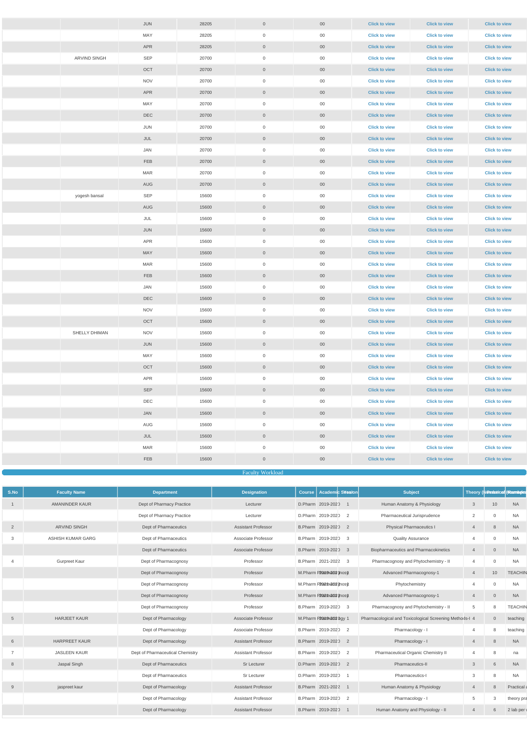|  |  | JUN | 28205 | 0 | 00 | Click to view | Click to view | Click to view |
|---|---|---|---|---|---|---|---|---|
|  |  | MAY | 28205 | 0 | 00 | Click to view | Click to view | Click to view |
|  |  | APR | 28205 | 0 | 00 | Click to view | Click to view | Click to view |
|  | ARVIND SINGH | SEP | 20700 | 0 | 00 | Click to view | Click to view | Click to view |
|  |  | OCT | 20700 | 0 | 00 | Click to view | Click to view | Click to view |
|  |  | NOV | 20700 | 0 | 00 | Click to view | Click to view | Click to view |
|  |  | APR | 20700 | 0 | 00 | Click to view | Click to view | Click to view |
|  |  | MAY | 20700 | 0 | 00 | Click to view | Click to view | Click to view |
|  |  | DEC | 20700 | 0 | 00 | Click to view | Click to view | Click to view |
|  |  | JUN | 20700 | 0 | 00 | Click to view | Click to view | Click to view |
|  |  | JUL | 20700 | 0 | 00 | Click to view | Click to view | Click to view |
|  |  | JAN | 20700 | 0 | 00 | Click to view | Click to view | Click to view |
|  |  | FEB | 20700 | 0 | 00 | Click to view | Click to view | Click to view |
|  |  | MAR | 20700 | 0 | 00 | Click to view | Click to view | Click to view |
|  |  | AUG | 20700 | 0 | 00 | Click to view | Click to view | Click to view |
|  | yogesh bansal | SEP | 15600 | 0 | 00 | Click to view | Click to view | Click to view |
|  |  | AUG | 15600 | 0 | 00 | Click to view | Click to view | Click to view |
|  |  | JUL | 15600 | 0 | 00 | Click to view | Click to view | Click to view |
|  |  | JUN | 15600 | 0 | 00 | Click to view | Click to view | Click to view |
|  |  | APR | 15600 | 0 | 00 | Click to view | Click to view | Click to view |
|  |  | MAY | 15600 | 0 | 00 | Click to view | Click to view | Click to view |
|  |  | MAR | 15600 | 0 | 00 | Click to view | Click to view | Click to view |
|  |  | FEB | 15600 | 0 | 00 | Click to view | Click to view | Click to view |
|  |  | JAN | 15600 | 0 | 00 | Click to view | Click to view | Click to view |
|  |  | DEC | 15600 | 0 | 00 | Click to view | Click to view | Click to view |
|  |  | NOV | 15600 | 0 | 00 | Click to view | Click to view | Click to view |
|  |  | OCT | 15600 | 0 | 00 | Click to view | Click to view | Click to view |
|  | SHELLY DHIMAN | NOV | 15600 | 0 | 00 | Click to view | Click to view | Click to view |
|  |  | JUN | 15600 | 0 | 00 | Click to view | Click to view | Click to view |
|  |  | MAY | 15600 | 0 | 00 | Click to view | Click to view | Click to view |
|  |  | OCT | 15600 | 0 | 00 | Click to view | Click to view | Click to view |
|  |  | APR | 15600 | 0 | 00 | Click to view | Click to view | Click to view |
|  |  | SEP | 15600 | 0 | 00 | Click to view | Click to view | Click to view |
|  |  | DEC | 15600 | 0 | 00 | Click to view | Click to view | Click to view |
|  |  | JAN | 15600 | 0 | 00 | Click to view | Click to view | Click to view |
|  |  | AUG | 15600 | 0 | 00 | Click to view | Click to view | Click to view |
|  |  | JUL | 15600 | 0 | 00 | Click to view | Click to view | Click to view |
|  |  | MAR | 15600 | 0 | 00 | Click to view | Click to view | Click to view |
|  |  | FEB | 15600 | 0 | 00 | Click to view | Click to view | Click to view |

## Faculty Workload

| S.No | Faculty Name | Department | Designation | Course | Academic Session | Year | Subject | Theory (Number) | Practical (Number) | Remarks |
|---|---|---|---|---|---|---|---|---|---|---|
| 1 | AMANINDER KAUR | Dept of Pharmacy Practice | Lecturer | D.Pharm | 2019-2020 | 1 | Human Anatomy & Physiology | 3 | 10 | NA |
|  |  | Dept of Pharmacy Practice | Lecturer | D.Pharm | 2019-2020 | 2 | Pharmaceutical Jurisprudence | 2 | 0 | NA |
| 2 | ARVIND SINGH | Dept of Pharmaceutics | Assistant Professor | B.Pharm | 2019-2020 | 2 | Physical Pharmaceutics I | 4 | 8 | NA |
| 3 | ASHISH KUMAR GARG | Dept of Pharmaceutics | Associate Professor | B.Pharm | 2019-2020 | 3 | Quality Assurance | 4 | 0 | NA |
|  |  | Dept of Pharmaceutics | Associate Professor | B.Pharm | 2019-2020 | 3 | Biopharmaceutics and Pharmacokinetics | 4 | 0 | NA |
| 4 | Gurpreet Kaur | Dept of Pharmacognosy | Professor | B.Pharm | 2021-2022 | 3 | Pharmacognosy and Phytochemistry - II | 4 | 0 | NA |
|  |  | Dept of Pharmacognosy | Professor | M.Pharm Pharmacognosy | 2019-2020 | 1 | Advanced Pharmacognosy-1 | 4 | 10 | TEACHIN |
|  |  | Dept of Pharmacognosy | Professor | M.Pharm Pharmacognosy | 2021-2022 | 1 | Phytochemistry | 4 | 0 | NA |
|  |  | Dept of Pharmacognosy | Professor | M.Pharm Pharmacognosy | 2021-2022 | 1 | Advanced Pharmacognosy-1 | 4 | 0 | NA |
|  |  | Dept of Pharmacognosy | Professor | B.Pharm | 2019-2020 | 3 | Pharmacognosy and Phytochemistry - II | 5 | 8 | TEACHIN |
| 5 | HARJEET KAUR | Dept of Pharmacology | Associate Professor | M.Pharm Pharmacology | 2019-2020 | 1 | Pharmacological and Toxicological Screening Methods-I | 4 | 0 | teaching |
|  |  | Dept of Pharmacology | Associate Professor | B.Pharm | 2019-2020 | 2 | Pharmacology - I | 4 | 8 | teaching |
| 6 | HARPREET KAUR | Dept of Pharmacology | Assistant Professor | B.Pharm | 2019-2020 | 2 | Pharmacology - I | 4 | 8 | NA |
| 7 | JASLEEN KAUR | Dept of Pharmaceutical Chemistry | Assistant Professor | B.Pharm | 2019-2020 | 2 | Pharmaceutical Organic Chemistry II | 4 | 8 | na |
| 8 | Jaspal Singh | Dept of Pharmaceutics | Sr Lecturer | D.Pharm | 2019-2020 | 2 | Pharmaceutics-II | 3 | 6 | NA |
|  |  | Dept of Pharmaceutics | Sr Lecturer | D.Pharm | 2019-2020 | 1 | Pharmaceutics-I | 3 | 8 | NA |
| 9 | jaspreet kaur | Dept of Pharmacology | Assistant Professor | B.Pharm | 2021-2022 | 1 | Human Anatomy & Physiology | 4 | 8 | Practical a |
|  |  | Dept of Pharmacology | Assistant Professor | B.Pharm | 2019-2020 | 2 | Pharmacology - I | 5 | 3 | theory pra |
|  |  | Dept of Pharmacology | Assistant Professor | B.Pharm | 2019-2020 | 1 | Human Anatomy and Physiology - II | 4 | 6 | 2 lab per v |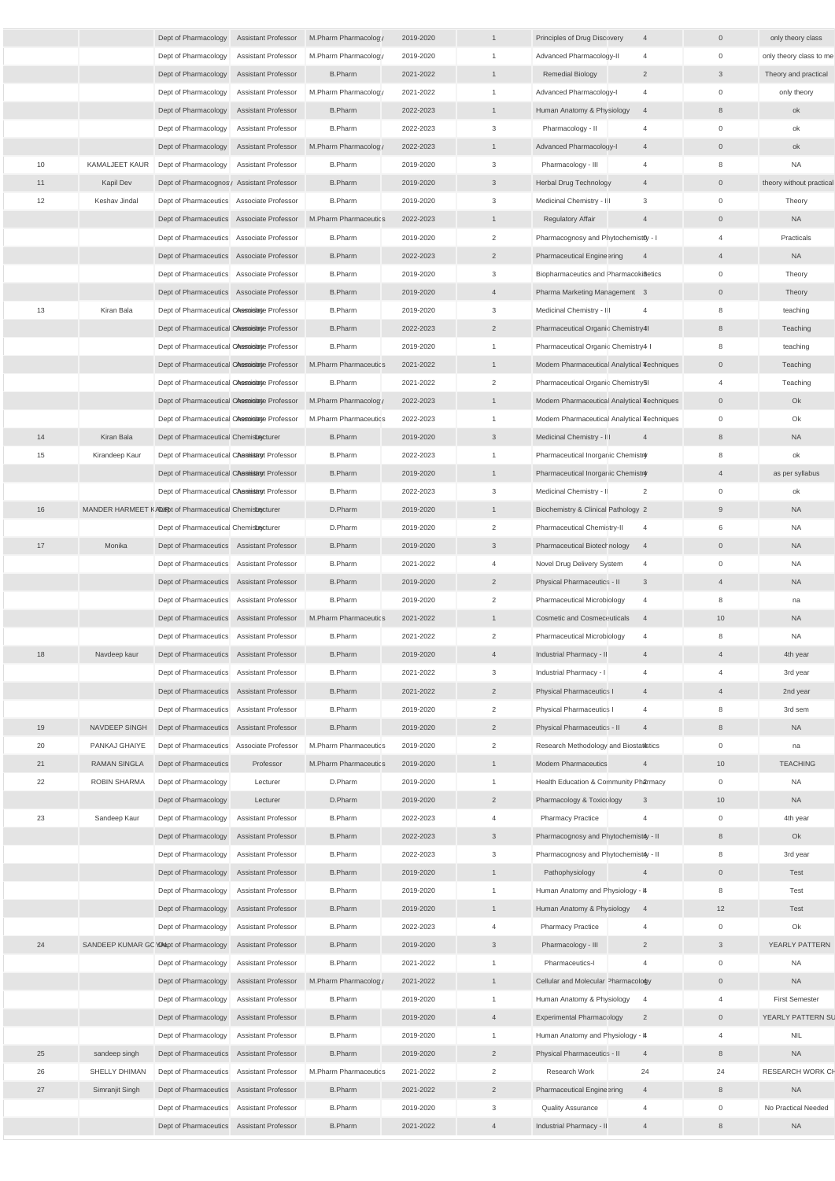|  |  | Dept of Pharmacology | Assistant Professor | M.Pharm Pharmacology | 2019-2020 | 1 | Principles of Drug Discovery | 4 | 0 | only theory class |
|---|---|---|---|---|---|---|---|---|---|---|
|  |  | Dept of Pharmacology | Assistant Professor | M.Pharm Pharmacology | 2019-2020 | 1 | Advanced Pharmacology-II | 4 | 0 | only theory class to me |
|  |  | Dept of Pharmacology | Assistant Professor | B.Pharm | 2021-2022 | 1 | Remedial Biology | 2 | 3 | Theory and practical |
|  |  | Dept of Pharmacology | Assistant Professor | M.Pharm Pharmacology | 2021-2022 | 1 | Advanced Pharmacology-I | 4 | 0 | only theory |
|  |  | Dept of Pharmacology | Assistant Professor | B.Pharm | 2022-2023 | 1 | Human Anatomy & Physiology | 4 | 8 | ok |
|  |  | Dept of Pharmacology | Assistant Professor | B.Pharm | 2022-2023 | 3 | Pharmacology - II | 4 | 0 | ok |
|  |  | Dept of Pharmacology | Assistant Professor | M.Pharm Pharmacology | 2022-2023 | 1 | Advanced Pharmacology-I | 4 | 0 | ok |
| 10 | KAMALJEET KAUR | Dept of Pharmacology | Assistant Professor | B.Pharm | 2019-2020 | 3 | Pharmacology - III | 4 | 8 | NA |
| 11 | Kapil Dev | Dept of Pharmacognosy | Assistant Professor | B.Pharm | 2019-2020 | 3 | Herbal Drug Technology | 4 | 0 | theory without practical |
| 12 | Keshav Jindal | Dept of Pharmaceutics | Associate Professor | B.Pharm | 2019-2020 | 3 | Medicinal Chemistry - III | 3 | 0 | Theory |
|  |  | Dept of Pharmaceutics | Associate Professor | M.Pharm Pharmaceutics | 2022-2023 | 1 | Regulatory Affair | 4 | 0 | NA |
|  |  | Dept of Pharmaceutics | Associate Professor | B.Pharm | 2019-2020 | 2 | Pharmacognosy and Phytochemistry - I | 0 | 4 | Practicals |
|  |  | Dept of Pharmaceutics | Associate Professor | B.Pharm | 2022-2023 | 2 | Pharmaceutical Engineering | 4 | 4 | NA |
|  |  | Dept of Pharmaceutics | Associate Professor | B.Pharm | 2019-2020 | 3 | Biopharmaceutics and Pharmacokinetics | 3 | 0 | Theory |
|  |  | Dept of Pharmaceutics | Associate Professor | B.Pharm | 2019-2020 | 4 | Pharma Marketing Management | 3 | 0 | Theory |
| 13 | Kiran Bala | Dept of Pharmaceutical Chemistry | Associate Professor | B.Pharm | 2019-2020 | 3 | Medicinal Chemistry - III | 4 | 8 | teaching |
|  |  | Dept of Pharmaceutical Chemistry | Associate Professor | B.Pharm | 2022-2023 | 2 | Pharmaceutical Organic Chemistry-II | 4 | 8 | Teaching |
|  |  | Dept of Pharmaceutical Chemistry | Associate Professor | B.Pharm | 2019-2020 | 1 | Pharmaceutical Organic Chemistry - I | 4 | 8 | teaching |
|  |  | Dept of Pharmaceutical Chemistry | Associate Professor | M.Pharm Pharmaceutics | 2021-2022 | 1 | Modern Pharmaceutical Analytical Techniques | 4 | 0 | Teaching |
|  |  | Dept of Pharmaceutical Chemistry | Associate Professor | B.Pharm | 2021-2022 | 2 | Pharmaceutical Organic Chemistry-II | 5 | 4 | Teaching |
|  |  | Dept of Pharmaceutical Chemistry | Associate Professor | M.Pharm Pharmacology | 2022-2023 | 1 | Modern Pharmaceutical Analytical Techniques | 4 | 0 | Ok |
|  |  | Dept of Pharmaceutical Chemistry | Associate Professor | M.Pharm Pharmaceutics | 2022-2023 | 1 | Modern Pharmaceutical Analytical Techniques | 4 | 0 | Ok |
| 14 | Kiran Bala | Dept of Pharmaceutical Chemistry | Lecturer | B.Pharm | 2019-2020 | 3 | Medicinal Chemistry - III | 4 | 8 | NA |
| 15 | Kirandeep Kaur | Dept of Pharmaceutical Chemistry | Assistant Professor | B.Pharm | 2022-2023 | 1 | Pharmaceutical Inorganic Chemistry | 4 | 8 | ok |
|  |  | Dept of Pharmaceutical Chemistry | Assistant Professor | B.Pharm | 2019-2020 | 1 | Pharmaceutical Inorganic Chemistry | 4 | 4 | as per syllabus |
|  |  | Dept of Pharmaceutical Chemistry | Assistant Professor | B.Pharm | 2022-2023 | 3 | Medicinal Chemistry - II | 2 | 0 | ok |
| 16 | MANDER HARMEET KAUR | Dept of Pharmaceutical Chemistry | Lecturer | D.Pharm | 2019-2020 | 1 | Biochemistry & Clinical Pathology | 2 | 9 | NA |
|  |  | Dept of Pharmaceutical Chemistry | Lecturer | D.Pharm | 2019-2020 | 2 | Pharmaceutical Chemistry-II | 4 | 6 | NA |
| 17 | Monika | Dept of Pharmaceutics | Assistant Professor | B.Pharm | 2019-2020 | 3 | Pharmaceutical Biotechnology | 4 | 0 | NA |
|  |  | Dept of Pharmaceutics | Assistant Professor | B.Pharm | 2021-2022 | 4 | Novel Drug Delivery System | 4 | 0 | NA |
|  |  | Dept of Pharmaceutics | Assistant Professor | B.Pharm | 2019-2020 | 2 | Physical Pharmaceutics - II | 3 | 4 | NA |
|  |  | Dept of Pharmaceutics | Assistant Professor | B.Pharm | 2019-2020 | 2 | Pharmaceutical Microbiology | 4 | 8 | na |
|  |  | Dept of Pharmaceutics | Assistant Professor | M.Pharm Pharmaceutics | 2021-2022 | 1 | Cosmetic and Cosmeceuticals | 4 | 10 | NA |
|  |  | Dept of Pharmaceutics | Assistant Professor | B.Pharm | 2021-2022 | 2 | Pharmaceutical Microbiology | 4 | 8 | NA |
| 18 | Navdeep kaur | Dept of Pharmaceutics | Assistant Professor | B.Pharm | 2019-2020 | 4 | Industrial Pharmacy - II | 4 | 4 | 4th year |
|  |  | Dept of Pharmaceutics | Assistant Professor | B.Pharm | 2021-2022 | 3 | Industrial Pharmacy - I | 4 | 4 | 3rd year |
|  |  | Dept of Pharmaceutics | Assistant Professor | B.Pharm | 2021-2022 | 2 | Physical Pharmaceutics I | 4 | 4 | 2nd year |
|  |  | Dept of Pharmaceutics | Assistant Professor | B.Pharm | 2019-2020 | 2 | Physical Pharmaceutics I | 4 | 8 | 3rd sem |
| 19 | NAVDEEP SINGH | Dept of Pharmaceutics | Assistant Professor | B.Pharm | 2019-2020 | 2 | Physical Pharmaceutics - II | 4 | 8 | NA |
| 20 | PANKAJ GHAIYE | Dept of Pharmaceutics | Associate Professor | M.Pharm Pharmaceutics | 2019-2020 | 2 | Research Methodology and Biostatistics | 4 | 0 | na |
| 21 | RAMAN SINGLA | Dept of Pharmaceutics | Professor | M.Pharm Pharmaceutics | 2019-2020 | 1 | Modern Pharmaceutics | 4 | 10 | TEACHING |
| 22 | ROBIN SHARMA | Dept of Pharmacology | Lecturer | D.Pharm | 2019-2020 | 1 | Health Education & Community Pharmacy | 2 | 0 | NA |
|  |  | Dept of Pharmacology | Lecturer | D.Pharm | 2019-2020 | 2 | Pharmacology & Toxicology | 3 | 10 | NA |
| 23 | Sandeep Kaur | Dept of Pharmacology | Assistant Professor | B.Pharm | 2022-2023 | 4 | Pharmacy Practice | 4 | 0 | 4th year |
|  |  | Dept of Pharmacology | Assistant Professor | B.Pharm | 2022-2023 | 3 | Pharmacognosy and Phytochemistry - II | 4 | 8 | Ok |
|  |  | Dept of Pharmacology | Assistant Professor | B.Pharm | 2022-2023 | 3 | Pharmacognosy and Phytochemistry - II | 4 | 8 | 3rd year |
|  |  | Dept of Pharmacology | Assistant Professor | B.Pharm | 2019-2020 | 1 | Pathophysiology | 4 | 0 | Test |
|  |  | Dept of Pharmacology | Assistant Professor | B.Pharm | 2019-2020 | 1 | Human Anatomy and Physiology - II | 4 | 8 | Test |
|  |  | Dept of Pharmacology | Assistant Professor | B.Pharm | 2019-2020 | 1 | Human Anatomy & Physiology | 4 | 12 | Test |
|  |  | Dept of Pharmacology | Assistant Professor | B.Pharm | 2022-2023 | 4 | Pharmacy Practice | 4 | 0 | Ok |
| 24 | SANDEEP KUMAR GOYAL | Dept of Pharmacology | Assistant Professor | B.Pharm | 2019-2020 | 3 | Pharmacology - III | 2 | 3 | YEARLY PATTERN |
|  |  | Dept of Pharmacology | Assistant Professor | B.Pharm | 2021-2022 | 1 | Pharmaceutics-I | 4 | 0 | NA |
|  |  | Dept of Pharmacology | Assistant Professor | M.Pharm Pharmacology | 2021-2022 | 1 | Cellular and Molecular Pharmacology | 4 | 0 | NA |
|  |  | Dept of Pharmacology | Assistant Professor | B.Pharm | 2019-2020 | 1 | Human Anatomy & Physiology | 4 | 4 | First Semester |
|  |  | Dept of Pharmacology | Assistant Professor | B.Pharm | 2019-2020 | 4 | Experimental Pharmacology | 2 | 0 | YEARLY PATTERN SU |
|  |  | Dept of Pharmacology | Assistant Professor | B.Pharm | 2019-2020 | 1 | Human Anatomy and Physiology - II | 4 | 4 | NIL |
| 25 | sandeep singh | Dept of Pharmaceutics | Assistant Professor | B.Pharm | 2019-2020 | 2 | Physical Pharmaceutics - II | 4 | 8 | NA |
| 26 | SHELLY DHIMAN | Dept of Pharmaceutics | Assistant Professor | M.Pharm Pharmaceutics | 2021-2022 | 2 | Research Work | 24 | 24 | RESEARCH WORK CH |
| 27 | Simranjit Singh | Dept of Pharmaceutics | Assistant Professor | B.Pharm | 2021-2022 | 2 | Pharmaceutical Engineering | 4 | 8 | NA |
|  |  | Dept of Pharmaceutics | Assistant Professor | B.Pharm | 2019-2020 | 3 | Quality Assurance | 4 | 0 | No Practical Needed |
|  |  | Dept of Pharmaceutics | Assistant Professor | B.Pharm | 2021-2022 | 4 | Industrial Pharmacy - II | 4 | 8 | NA |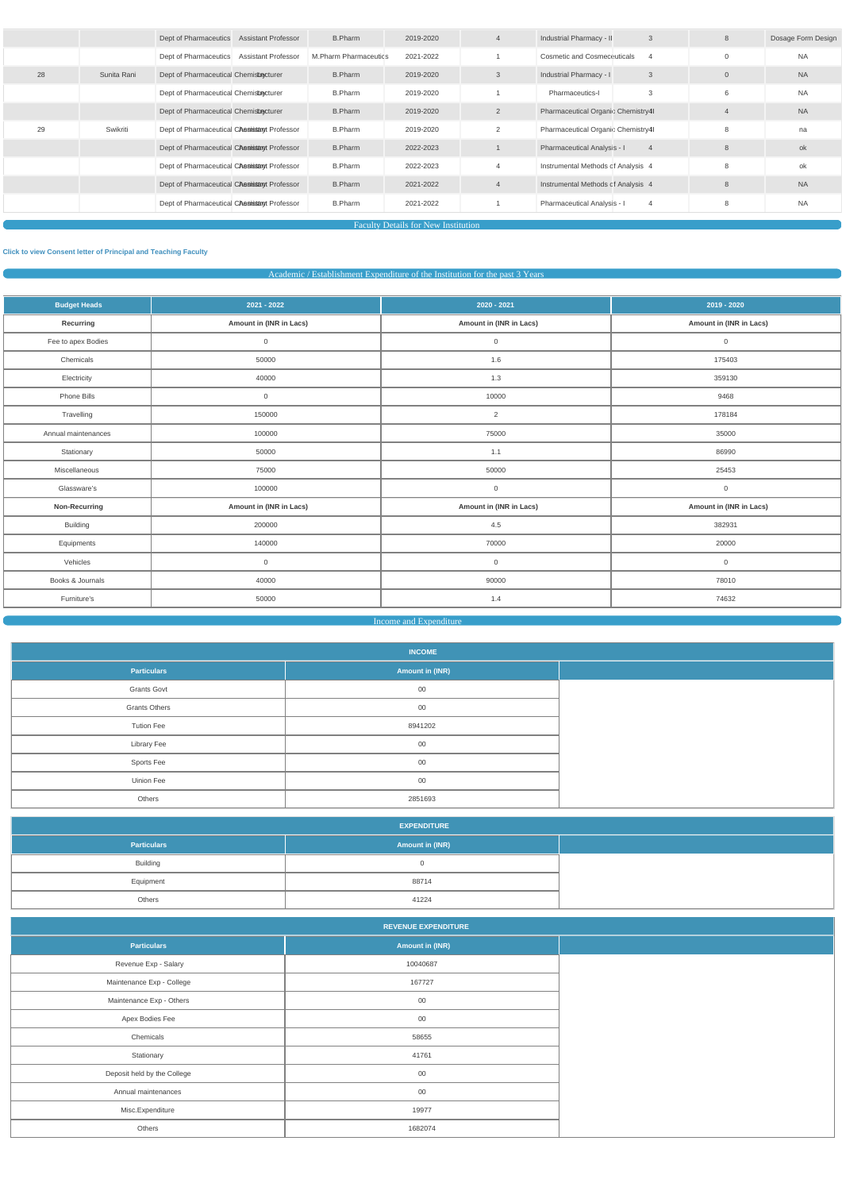|  |  |  |  |  |  |  |  |  |  |  |
|---|---|---|---|---|---|---|---|---|---|---|
|  |  | Dept of Pharmaceutics | Assistant Professor | B.Pharm | 2019-2020 | 4 | Industrial Pharmacy - II | 3 | 8 | Dosage Form Design |
|  |  | Dept of Pharmaceutics | Assistant Professor | M.Pharm Pharmaceutics | 2021-2022 | 1 | Cosmetic and Cosmeceuticals | 4 | 0 | NA |
| 28 | Sunita Rani | Dept of Pharmaceutical Chemistry | Lecturer | B.Pharm | 2019-2020 | 3 | Industrial Pharmacy - I | 3 | 0 | NA |
|  |  | Dept of Pharmaceutical Chemistry | Lecturer | B.Pharm | 2019-2020 | 1 | Pharmaceutics-I | 3 | 6 | NA |
|  |  | Dept of Pharmaceutical Chemistry | Lecturer | B.Pharm | 2019-2020 | 2 | Pharmaceutical Organic Chemistry-I | 4 | 4 | NA |
| 29 | Swikriti | Dept of Pharmaceutical Chemistry | Assistant Professor | B.Pharm | 2019-2020 | 2 | Pharmaceutical Organic Chemistry-I | 4 | 8 | na |
|  |  | Dept of Pharmaceutical Chemistry | Assistant Professor | B.Pharm | 2022-2023 | 1 | Pharmaceutical Analysis - I | 4 | 8 | ok |
|  |  | Dept of Pharmaceutical Chemistry | Assistant Professor | B.Pharm | 2022-2023 | 4 | Instrumental Methods of Analysis | 4 | 8 | ok |
|  |  | Dept of Pharmaceutical Chemistry | Assistant Professor | B.Pharm | 2021-2022 | 4 | Instrumental Methods of Analysis | 4 | 8 | NA |
|  |  | Dept of Pharmaceutical Chemistry | Assistant Professor | B.Pharm | 2021-2022 | 1 | Pharmaceutical Analysis - I | 4 | 8 | NA |

## Faculty Details for New Institution

**Click to view Consent letter of Principal and Teaching Faculty**

## Academic / Establishment Expenditure of the Institution for the past 3 Years

| Budget Heads | 2021 - 2022 | 2020 - 2021 | 2019 - 2020 |
|---|---|---|---|
| **Recurring** | **Amount in (INR in Lacs)** | **Amount in (INR in Lacs)** | **Amount in (INR in Lacs)** |
| Fee to apex Bodies | 0 | 0 | 0 |
| Chemicals | 50000 | 1.6 | 175403 |
| Electricity | 40000 | 1.3 | 359130 |
| Phone Bills | 0 | 10000 | 9468 |
| Travelling | 150000 | 2 | 178184 |
| Annual maintenances | 100000 | 75000 | 35000 |
| Stationary | 50000 | 1.1 | 86990 |
| Miscellaneous | 75000 | 50000 | 25453 |
| Glassware's | 100000 | 0 | 0 |
| **Non-Recurring** | **Amount in (INR in Lacs)** | **Amount in (INR in Lacs)** | **Amount in (INR in Lacs)** |
| Building | 200000 | 4.5 | 382931 |
| Equipments | 140000 | 70000 | 20000 |
| Vehicles | 0 | 0 | 0 |
| Books & Journals | 40000 | 90000 | 78010 |
| Furniture's | 50000 | 1.4 | 74632 |

## Income and Expenditure

**INCOME**

| Particulars | Amount in (INR) |
|---|---|
| Grants Govt | 00 |
| Grants Others | 00 |
| Tution Fee | 8941202 |
| Library Fee | 00 |
| Sports Fee | 00 |
| Union Fee | 00 |
| Others | 2851693 |

**EXPENDITURE**

| Particulars | Amount in (INR) |
|---|---|
| Building | 0 |
| Equipment | 88714 |
| Others | 41224 |

**REVENUE EXPENDITURE**

| Particulars | Amount in (INR) |
|---|---|
| Revenue Exp - Salary | 10040687 |
| Maintenance Exp - College | 167727 |
| Maintenance Exp - Others | 00 |
| Apex Bodies Fee | 00 |
| Chemicals | 58655 |
| Stationary | 41761 |
| Deposit held by the College | 00 |
| Annual maintenances | 00 |
| Misc.Expenditure | 19977 |
| Others | 1682074 |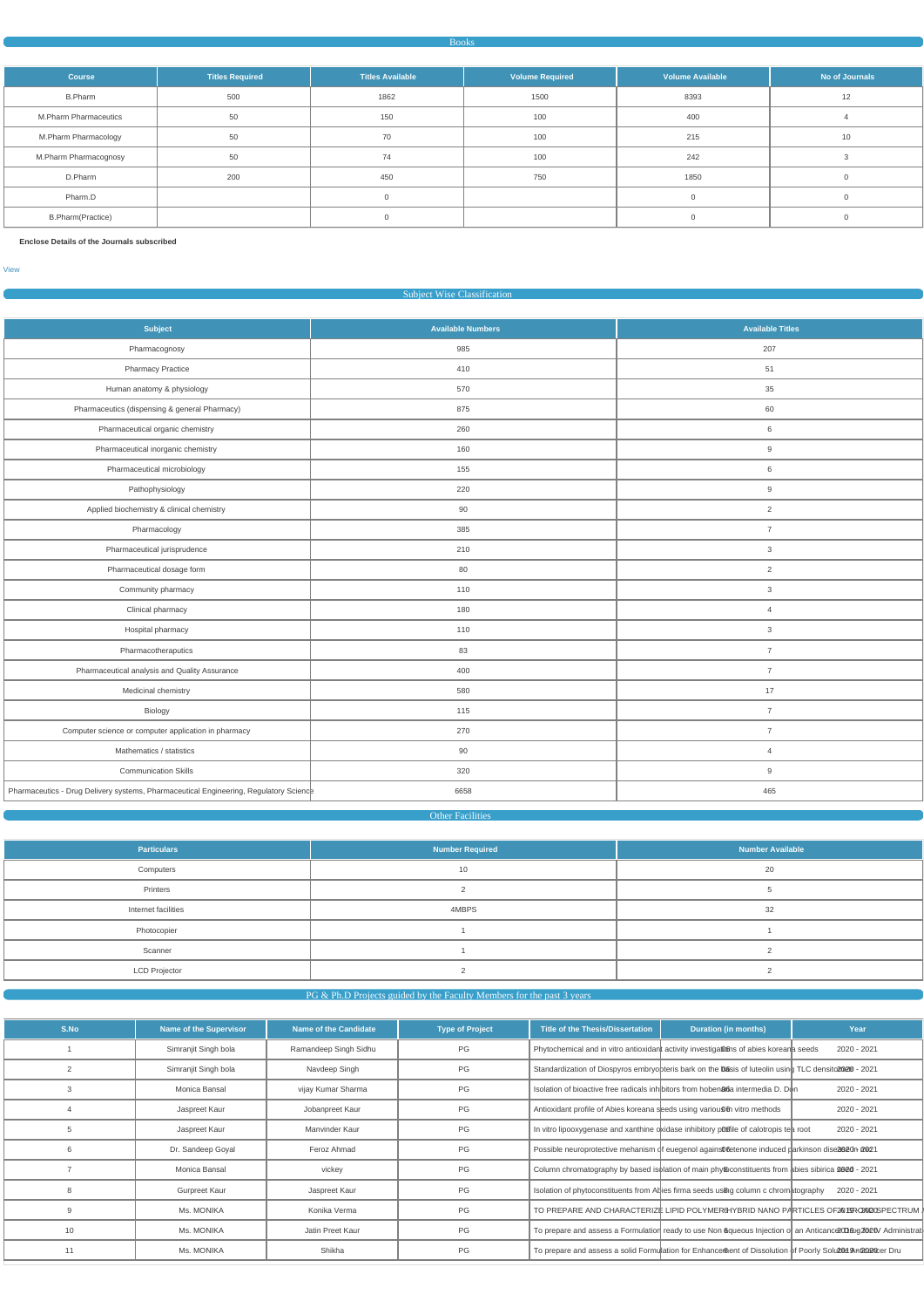## Books

| Course | Titles Required | Titles Available | Volume Required | Volume Available | No of Journals |
|---|---|---|---|---|---|
| B.Pharm | 500 | 1862 | 1500 | 8393 | 12 |
| M.Pharm Pharmaceutics | 50 | 150 | 100 | 400 | 4 |
| M.Pharm Pharmacology | 50 | 70 | 100 | 215 | 10 |
| M.Pharm Pharmacognosy | 50 | 74 | 100 | 242 | 3 |
| D.Pharm | 200 | 450 | 750 | 1850 | 0 |
| Pharm.D | | 0 | | 0 | 0 |
| B.Pharm(Practice) | | 0 | | 0 | 0 |

**Enclose Details of the Journals subscribed**

View

## Subject Wise Classification

| Subject | Available Numbers | Available Titles |
|---|---|---|
| Pharmacognosy | 985 | 207 |
| Pharmacy Practice | 410 | 51 |
| Human anatomy & physiology | 570 | 35 |
| Pharmaceutics (dispensing & general Pharmacy) | 875 | 60 |
| Pharmaceutical organic chemistry | 260 | 6 |
| Pharmaceutical inorganic chemistry | 160 | 9 |
| Pharmaceutical microbiology | 155 | 6 |
| Pathophysiology | 220 | 9 |
| Applied biochemistry & clinical chemistry | 90 | 2 |
| Pharmacology | 385 | 7 |
| Pharmaceutical jurisprudence | 210 | 3 |
| Pharmaceutical dosage form | 80 | 2 |
| Community pharmacy | 110 | 3 |
| Clinical pharmacy | 180 | 4 |
| Hospital pharmacy | 110 | 3 |
| Pharmacotheraputics | 83 | 7 |
| Pharmaceutical analysis and Quality Assurance | 400 | 7 |
| Medicinal chemistry | 580 | 17 |
| Biology | 115 | 7 |
| Computer science or computer application in pharmacy | 270 | 7 |
| Mathematics / statistics | 90 | 4 |
| Communication Skills | 320 | 9 |
| Pharmaceutics - Drug Delivery systems, Pharmaceutical Engineering, Regulatory Science | 6658 | 465 |

## Other Facilities

| Particulars | Number Required | Number Available |
|---|---|---|
| Computers | 10 | 20 |
| Printers | 2 | 5 |
| Internet facilities | 4MBPS | 32 |
| Photocopier | 1 | 1 |
| Scanner | 1 | 2 |
| LCD Projector | 2 | 2 |

## PG & Ph.D Projects guided by the Faculty Members for the past 3 years

| S.No | Name of the Supervisor | Name of the Candidate | Type of Project | Title of the Thesis/Dissertation | Duration (in months) | Year |
|---|---|---|---|---|---|---|
| 1 | Simranjit Singh bola | Ramandeep Singh Sidhu | PG | Phytochemical and in vitro antioxidant activity investigations of abies koreana seeds | 06 | 2020 - 2021 |
| 2 | Simranjit Singh bola | Navdeep Singh | PG | Standardization of Diospyros embryopteris bark on the basis of luteolin using TLC densitometry | 06 | 2020 - 2021 |
| 3 | Monica Bansal | vijay Kumar Sharma | PG | Isolation of bioactive free radicals inhibitors from hobenaria intermedia D. Don | 06 | 2020 - 2021 |
| 4 | Jaspreet Kaur | Jobanpreet Kaur | PG | Antioxidant profile of Abies koreana seeds using various in vitro methods | 06 | 2020 - 2021 |
| 5 | Jaspreet Kaur | Manvinder Kaur | PG | In vitro lipooxygenase and xanthine oxidase inhibitory profile of calotropis tea root | 06 | 2020 - 2021 |
| 6 | Dr. Sandeep Goyal | Feroz Ahmad | PG | Possible neuroprotective mehanism of euegenol against rotenone induced parkinson disease in rat | 06 | 2020 - 2021 |
| 7 | Monica Bansal | vickey | PG | Column chromatography by based isolation of main phytoconstituents from abies sibirica seeds | 06 | 2020 - 2021 |
| 8 | Gurpreet Kaur | Jaspreet Kaur | PG | Isolation of phytoconstituents from Abies firma seeds using column c chromatography | 06 | 2020 - 2021 |
| 9 | Ms. MONIKA | Konika Verma | PG | TO PREPARE AND CHARACTERIZE LIPID POLYMER HYBRID NANO PARTICLES OF BROAD SPECTRUM | 6 | 2019 - 2020 |
| 10 | Ms. MONIKA | Jatin Preet Kaur | PG | To prepare and assess a Formulation ready to use Non aqueous Injection of an Anticancer Drug for IV Administration | 6 | 2019 - 2020 |
| 11 | Ms. MONIKA | Shikha | PG | To prepare and assess a solid Formulation for Enhancement of Dissolution of Poorly Soluble Anticancer Dru | 6 | 2019 - 2020 |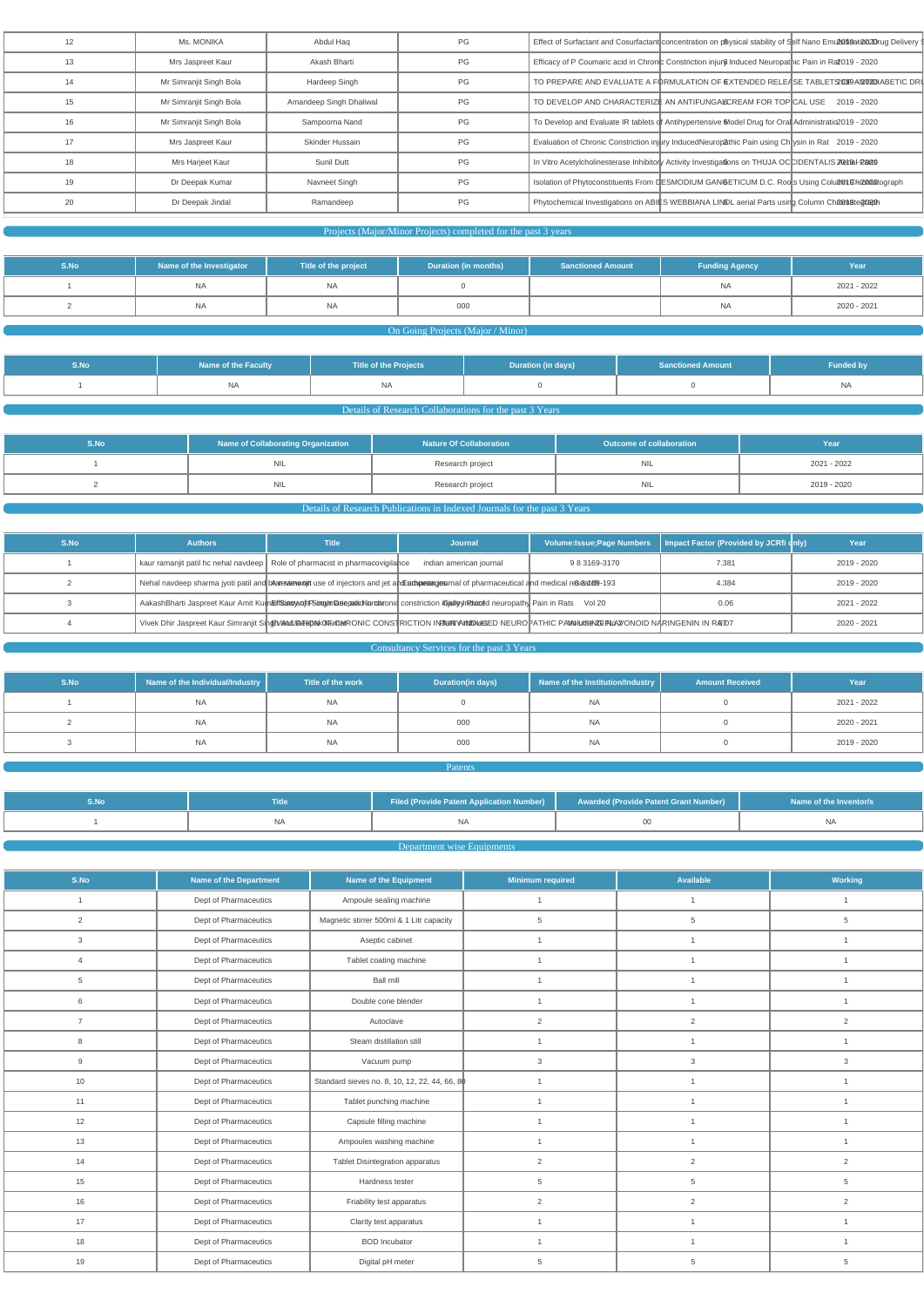| 12 | Ms. MONIKA | Abdul Haq | PG | Effect of Surfactant and Cosurfactant concentration on physical stability of Self Nano Emulsifying Drug Delivery S | 2019 - 2020 |
|---|---|---|---|---|---|
| 13 | Mrs Jaspreet Kaur | Akash Bharti | PG | Efficacy of P Coumaric acid in Chronic Constriction injury Induced Neuropathic Pain in Rat | 2019 - 2020 |
| 14 | Mr Simranjit Singh Bola | Hardeep Singh | PG | TO PREPARE AND EVALUATE A FORMULATION OF EXTENDED RELEASE TABLETS OF ANTIDIABETIC DRU | 2019 - 2020 |
| 15 | Mr Simranjit Singh Bola | Amandeep Singh Dhaliwal | PG | TO DEVELOP AND CHARACTERIZE AN ANTIFUNGAL CREAM FOR TOPICAL USE | 2019 - 2020 |
| 16 | Mr Simranjit Singh Bola | Sampoorna Nand | PG | To Develop and Evaluate IR tablets of Antihypertensive Model Drug for Oral Administration | 2019 - 2020 |
| 17 | Mrs Jaspreet Kaur | Skinder Hussain | PG | Evaluation of Chronic Constriction injury InducedNeuropathic Pain using Chrysin in Rat | 2019 - 2020 |
| 18 | Mrs Harjeet Kaur | Sunil Dutt | PG | In Vitro Acetylcholinesterase Inhibitory Activity Investigations on THUJA OCCIDENTALIS Aerial Parts | 2019 - 2020 |
| 19 | Dr Deepak Kumar | Navneet Singh | PG | Isolation of Phytoconstituents From DESMODIUM GANGETICUM D.C. Roots Using Column Chromatograph | 2019 - 2020 |
| 20 | Dr Deepak Jindal | Ramandeep | PG | Phytochemical Investigations on ABIES WEBBIANA LINDL aerial Parts using Column Chromatograph | 2019 - 2020 |

## Projects (Major/Minor Projects) completed for the past 3 years

| S.No | Name of the Investigator | Title of the project | Duration (in months) | Sanctioned Amount | Funding Agency | Year |
|---|---|---|---|---|---|---|
| 1 | NA | NA | 0 | | NA | 2021 - 2022 |
| 2 | NA | NA | 000 | | NA | 2020 - 2021 |

## On Going Projects (Major / Minor)

| S.No | Name of the Faculty | Title of the Projects | Duration (in days) | Sanctioned Amount | Funded by |
|---|---|---|---|---|---|
| 1 | NA | NA | 0 | 0 | NA |

## Details of Research Collaborations for the past 3 Years

| S.No | Name of Collaborating Organization | Nature Of Collaboration | Outcome of collaboration | Year |
|---|---|---|---|---|
| 1 | NIL | Research project | NIL | 2021 - 2022 |
| 2 | NIL | Research project | NIL | 2019 - 2020 |

## Details of Research Publications in Indexed Journals for the past 3 Years

| S.No | Authors | Title | Journal | Volume:Issue;Page Numbers | Impact Factor (Provided by JCR only) | Year |
|---|---|---|---|---|---|---|
| 1 | kaur ramanjit patil hc nehal navdeep | Role of pharmacist in pharmacovigilance | indian american journal | 9 8 3169-3170 | 7.381 | 2019 - 2020 |
| 2 | Nehal navdeep sharma jyoti patil and bhavana | A review on use of injectors and jet and advantages | European journal of pharmaceutical and medical research | 6 3 189-193 | 4.384 | 2019 - 2020 |
| 3 | AakashBharti Jaspreet Kaur Amit Kumar Simranjit Singh Deepak Kumar | Efficacy of P coumaric acid in chronic constriction injury induced neuropathy Pain in Rats | Gally Proof | Vol 20 | 0.06 | 2021 - 2022 |
| 4 | Vivek Dhir Jaspreet Kaur Simranjit Singh and Deepak Kumar | EVALUATION OF CHRONIC CONSTRICTION INJURY INDUCED NEUROPATHIC PAIN USING FLAVONOID NARINGENIN IN RAT | Vol 18 No 2 | | 0.07 | 2020 - 2021 |

## Consultancy Services for the past 3 Years

| S.No | Name of the Individual/Industry | Title of the work | Duration(in days) | Name of the Institution/Industry | Amount Received | Year |
|---|---|---|---|---|---|---|
| 1 | NA | NA | 0 | NA | 0 | 2021 - 2022 |
| 2 | NA | NA | 000 | NA | 0 | 2020 - 2021 |
| 3 | NA | NA | 000 | NA | 0 | 2019 - 2020 |

## Patents

| S.No | Title | Filed (Provide Patent Application Number) | Awarded (Provide Patent Grant Number) | Name of the Inventor/s |
|---|---|---|---|---|
| 1 | NA | NA | 00 | NA |

## Department wise Equipments

| S.No | Name of the Department | Name of the Equipment | Minimum required | Available | Working |
|---|---|---|---|---|---|
| 1 | Dept of Pharmaceutics | Ampoule sealing machine | 1 | 1 | 1 |
| 2 | Dept of Pharmaceutics | Magnetic stirrer 500ml & 1 Litr capacity | 5 | 5 | 5 |
| 3 | Dept of Pharmaceutics | Aseptic cabinet | 1 | 1 | 1 |
| 4 | Dept of Pharmaceutics | Tablet coating machine | 1 | 1 | 1 |
| 5 | Dept of Pharmaceutics | Ball mill | 1 | 1 | 1 |
| 6 | Dept of Pharmaceutics | Double cone blender | 1 | 1 | 1 |
| 7 | Dept of Pharmaceutics | Autoclave | 2 | 2 | 2 |
| 8 | Dept of Pharmaceutics | Steam distillation still | 1 | 1 | 1 |
| 9 | Dept of Pharmaceutics | Vacuum pump | 3 | 3 | 3 |
| 10 | Dept of Pharmaceutics | Standard sieves no. 8, 10, 12, 22, 44, 66, 80 | 1 | 1 | 1 |
| 11 | Dept of Pharmaceutics | Tablet punching machine | 1 | 1 | 1 |
| 12 | Dept of Pharmaceutics | Capsule filling machine | 1 | 1 | 1 |
| 13 | Dept of Pharmaceutics | Ampoules washing machine | 1 | 1 | 1 |
| 14 | Dept of Pharmaceutics | Tablet Disintegration apparatus | 2 | 2 | 2 |
| 15 | Dept of Pharmaceutics | Hardness tester | 5 | 5 | 5 |
| 16 | Dept of Pharmaceutics | Friability test apparatus | 2 | 2 | 2 |
| 17 | Dept of Pharmaceutics | Clarity test apparatus | 1 | 1 | 1 |
| 18 | Dept of Pharmaceutics | BOD Incubator | 1 | 1 | 1 |
| 19 | Dept of Pharmaceutics | Digital pH meter | 5 | 5 | 5 |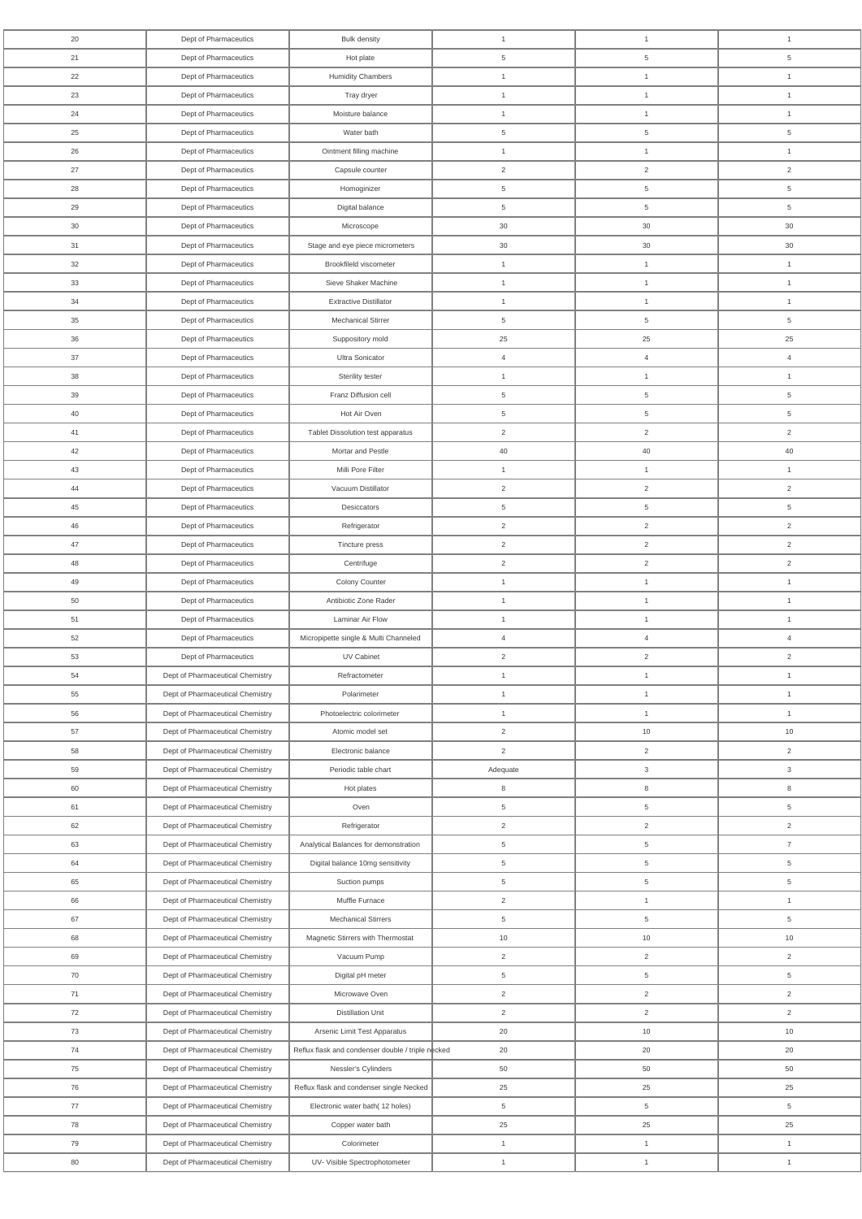| 20 | Dept of Pharmaceutics | Bulk density | 1 | 1 | 1 |
|---|---|---|---|---|---|
| 21 | Dept of Pharmaceutics | Hot plate | 5 | 5 | 5 |
| 22 | Dept of Pharmaceutics | Humidity Chambers | 1 | 1 | 1 |
| 23 | Dept of Pharmaceutics | Tray dryer | 1 | 1 | 1 |
| 24 | Dept of Pharmaceutics | Moisture balance | 1 | 1 | 1 |
| 25 | Dept of Pharmaceutics | Water bath | 5 | 5 | 5 |
| 26 | Dept of Pharmaceutics | Ointment filling machine | 1 | 1 | 1 |
| 27 | Dept of Pharmaceutics | Capsule counter | 2 | 2 | 2 |
| 28 | Dept of Pharmaceutics | Homoginizer | 5 | 5 | 5 |
| 29 | Dept of Pharmaceutics | Digital balance | 5 | 5 | 5 |
| 30 | Dept of Pharmaceutics | Microscope | 30 | 30 | 30 |
| 31 | Dept of Pharmaceutics | Stage and eye piece micrometers | 30 | 30 | 30 |
| 32 | Dept of Pharmaceutics | Brookfileld viscometer | 1 | 1 | 1 |
| 33 | Dept of Pharmaceutics | Sieve Shaker Machine | 1 | 1 | 1 |
| 34 | Dept of Pharmaceutics | Extractive Distillator | 1 | 1 | 1 |
| 35 | Dept of Pharmaceutics | Mechanical Stirrer | 5 | 5 | 5 |
| 36 | Dept of Pharmaceutics | Suppository mold | 25 | 25 | 25 |
| 37 | Dept of Pharmaceutics | Ultra Sonicator | 4 | 4 | 4 |
| 38 | Dept of Pharmaceutics | Sterility tester | 1 | 1 | 1 |
| 39 | Dept of Pharmaceutics | Franz Diffusion cell | 5 | 5 | 5 |
| 40 | Dept of Pharmaceutics | Hot Air Oven | 5 | 5 | 5 |
| 41 | Dept of Pharmaceutics | Tablet Dissolution test apparatus | 2 | 2 | 2 |
| 42 | Dept of Pharmaceutics | Mortar and Pestle | 40 | 40 | 40 |
| 43 | Dept of Pharmaceutics | Milli Pore Filter | 1 | 1 | 1 |
| 44 | Dept of Pharmaceutics | Vacuum Distillator | 2 | 2 | 2 |
| 45 | Dept of Pharmaceutics | Desiccators | 5 | 5 | 5 |
| 46 | Dept of Pharmaceutics | Refrigerator | 2 | 2 | 2 |
| 47 | Dept of Pharmaceutics | Tincture press | 2 | 2 | 2 |
| 48 | Dept of Pharmaceutics | Centrifuge | 2 | 2 | 2 |
| 49 | Dept of Pharmaceutics | Colony Counter | 1 | 1 | 1 |
| 50 | Dept of Pharmaceutics | Antibiotic Zone Rader | 1 | 1 | 1 |
| 51 | Dept of Pharmaceutics | Laminar Air Flow | 1 | 1 | 1 |
| 52 | Dept of Pharmaceutics | Micropipette single & Multi Channeled | 4 | 4 | 4 |
| 53 | Dept of Pharmaceutics | UV Cabinet | 2 | 2 | 2 |
| 54 | Dept of Pharmaceutical Chemistry | Refractometer | 1 | 1 | 1 |
| 55 | Dept of Pharmaceutical Chemistry | Polarimeter | 1 | 1 | 1 |
| 56 | Dept of Pharmaceutical Chemistry | Photoelectric colorimeter | 1 | 1 | 1 |
| 57 | Dept of Pharmaceutical Chemistry | Atomic model set | 2 | 10 | 10 |
| 58 | Dept of Pharmaceutical Chemistry | Electronic balance | 2 | 2 | 2 |
| 59 | Dept of Pharmaceutical Chemistry | Periodic table chart | Adequate | 3 | 3 |
| 60 | Dept of Pharmaceutical Chemistry | Hot plates | 8 | 8 | 8 |
| 61 | Dept of Pharmaceutical Chemistry | Oven | 5 | 5 | 5 |
| 62 | Dept of Pharmaceutical Chemistry | Refrigerator | 2 | 2 | 2 |
| 63 | Dept of Pharmaceutical Chemistry | Analytical Balances for demonstration | 5 | 5 | 7 |
| 64 | Dept of Pharmaceutical Chemistry | Digital balance 10mg sensitivity | 5 | 5 | 5 |
| 65 | Dept of Pharmaceutical Chemistry | Suction pumps | 5 | 5 | 5 |
| 66 | Dept of Pharmaceutical Chemistry | Muffle Furnace | 2 | 1 | 1 |
| 67 | Dept of Pharmaceutical Chemistry | Mechanical Stirrers | 5 | 5 | 5 |
| 68 | Dept of Pharmaceutical Chemistry | Magnetic Stirrers with Thermostat | 10 | 10 | 10 |
| 69 | Dept of Pharmaceutical Chemistry | Vacuum Pump | 2 | 2 | 2 |
| 70 | Dept of Pharmaceutical Chemistry | Digital pH meter | 5 | 5 | 5 |
| 71 | Dept of Pharmaceutical Chemistry | Microwave Oven | 2 | 2 | 2 |
| 72 | Dept of Pharmaceutical Chemistry | Distillation Unit | 2 | 2 | 2 |
| 73 | Dept of Pharmaceutical Chemistry | Arsenic Limit Test Apparatus | 20 | 10 | 10 |
| 74 | Dept of Pharmaceutical Chemistry | Reflux flask and condenser double / triple necked | 20 | 20 | 20 |
| 75 | Dept of Pharmaceutical Chemistry | Nessler's Cylinders | 50 | 50 | 50 |
| 76 | Dept of Pharmaceutical Chemistry | Reflux flask and condenser single Necked | 25 | 25 | 25 |
| 77 | Dept of Pharmaceutical Chemistry | Electronic water bath( 12 holes) | 5 | 5 | 5 |
| 78 | Dept of Pharmaceutical Chemistry | Copper water bath | 25 | 25 | 25 |
| 79 | Dept of Pharmaceutical Chemistry | Colorimeter | 1 | 1 | 1 |
| 80 | Dept of Pharmaceutical Chemistry | UV- Visible Spectrophotometer | 1 | 1 | 1 |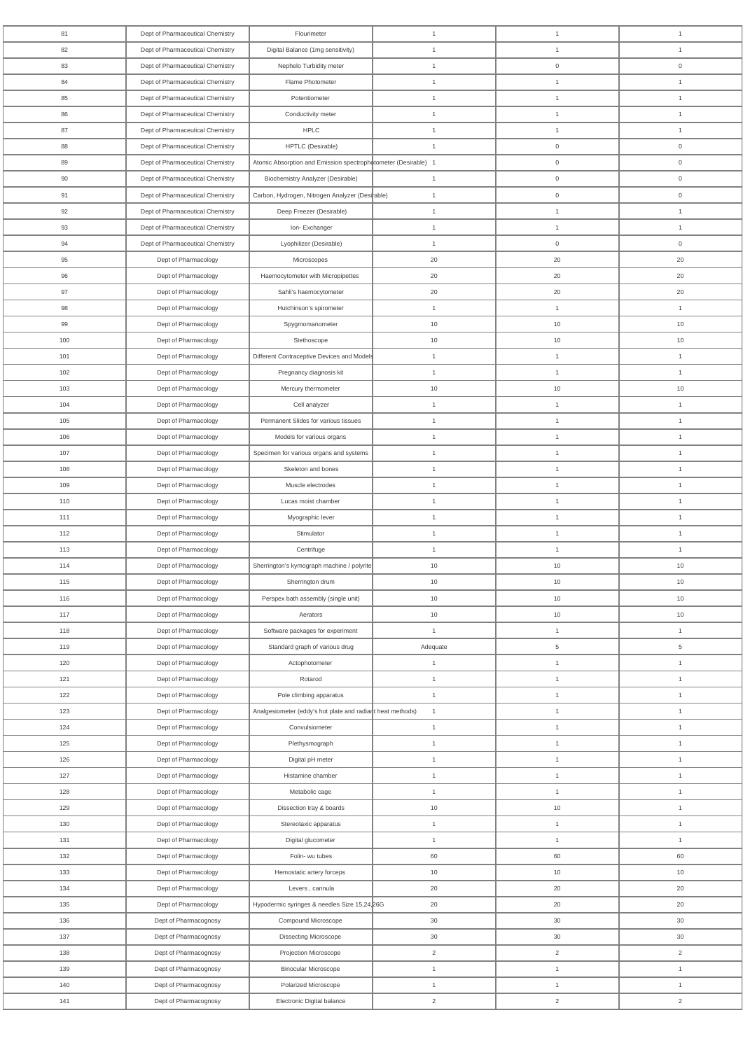| 81 | Dept of Pharmaceutical Chemistry | Flourimeter | 1 | 1 | 1 |
|---|---|---|---|---|---|
| 82 | Dept of Pharmaceutical Chemistry | Digital Balance (1mg sensitivity) | 1 | 1 | 1 |
| 83 | Dept of Pharmaceutical Chemistry | Nephelo Turbidity meter | 1 | 0 | 0 |
| 84 | Dept of Pharmaceutical Chemistry | Flame Photometer | 1 | 1 | 1 |
| 85 | Dept of Pharmaceutical Chemistry | Potentiometer | 1 | 1 | 1 |
| 86 | Dept of Pharmaceutical Chemistry | Conductivity meter | 1 | 1 | 1 |
| 87 | Dept of Pharmaceutical Chemistry | HPLC | 1 | 1 | 1 |
| 88 | Dept of Pharmaceutical Chemistry | HPTLC (Desirable) | 1 | 0 | 0 |
| 89 | Dept of Pharmaceutical Chemistry | Atomic Absorption and Emission spectrophotometer (Desirable) | 1 | 0 | 0 |
| 90 | Dept of Pharmaceutical Chemistry | Biochemistry Analyzer (Desirable) | 1 | 0 | 0 |
| 91 | Dept of Pharmaceutical Chemistry | Carbon, Hydrogen, Nitrogen Analyzer (Desirable) | 1 | 0 | 0 |
| 92 | Dept of Pharmaceutical Chemistry | Deep Freezer (Desirable) | 1 | 1 | 1 |
| 93 | Dept of Pharmaceutical Chemistry | Ion- Exchanger | 1 | 1 | 1 |
| 94 | Dept of Pharmaceutical Chemistry | Lyophilizer (Desirable) | 1 | 0 | 0 |
| 95 | Dept of Pharmacology | Microscopes | 20 | 20 | 20 |
| 96 | Dept of Pharmacology | Haemocytometer with Micropipettes | 20 | 20 | 20 |
| 97 | Dept of Pharmacology | Sahli's haemocytometer | 20 | 20 | 20 |
| 98 | Dept of Pharmacology | Hutchinson's spirometer | 1 | 1 | 1 |
| 99 | Dept of Pharmacology | Spygmomanometer | 10 | 10 | 10 |
| 100 | Dept of Pharmacology | Stethoscope | 10 | 10 | 10 |
| 101 | Dept of Pharmacology | Different Contraceptive Devices and Models | 1 | 1 | 1 |
| 102 | Dept of Pharmacology | Pregnancy diagnosis kit | 1 | 1 | 1 |
| 103 | Dept of Pharmacology | Mercury thermometer | 10 | 10 | 10 |
| 104 | Dept of Pharmacology | Cell analyzer | 1 | 1 | 1 |
| 105 | Dept of Pharmacology | Permanent Slides for various tissues | 1 | 1 | 1 |
| 106 | Dept of Pharmacology | Models for various organs | 1 | 1 | 1 |
| 107 | Dept of Pharmacology | Specimen for various organs and systems | 1 | 1 | 1 |
| 108 | Dept of Pharmacology | Skeleton and bones | 1 | 1 | 1 |
| 109 | Dept of Pharmacology | Muscle electrodes | 1 | 1 | 1 |
| 110 | Dept of Pharmacology | Lucas moist chamber | 1 | 1 | 1 |
| 111 | Dept of Pharmacology | Myographic lever | 1 | 1 | 1 |
| 112 | Dept of Pharmacology | Stimulator | 1 | 1 | 1 |
| 113 | Dept of Pharmacology | Centrifuge | 1 | 1 | 1 |
| 114 | Dept of Pharmacology | Sherrington's kymograph machine / polyrite | 10 | 10 | 10 |
| 115 | Dept of Pharmacology | Sherrington drum | 10 | 10 | 10 |
| 116 | Dept of Pharmacology | Perspex bath assembly (single unit) | 10 | 10 | 10 |
| 117 | Dept of Pharmacology | Aerators | 10 | 10 | 10 |
| 118 | Dept of Pharmacology | Software packages for experiment | 1 | 1 | 1 |
| 119 | Dept of Pharmacology | Standard graph of various drug | Adequate | 5 | 5 |
| 120 | Dept of Pharmacology | Actophotometer | 1 | 1 | 1 |
| 121 | Dept of Pharmacology | Rotarod | 1 | 1 | 1 |
| 122 | Dept of Pharmacology | Pole climbing apparatus | 1 | 1 | 1 |
| 123 | Dept of Pharmacology | Analgesiometer (eddy's hot plate and radiant heat methods) | 1 | 1 | 1 |
| 124 | Dept of Pharmacology | Convulsiometer | 1 | 1 | 1 |
| 125 | Dept of Pharmacology | Plethysmograph | 1 | 1 | 1 |
| 126 | Dept of Pharmacology | Digital pH meter | 1 | 1 | 1 |
| 127 | Dept of Pharmacology | Histamine chamber | 1 | 1 | 1 |
| 128 | Dept of Pharmacology | Metabolic cage | 1 | 1 | 1 |
| 129 | Dept of Pharmacology | Dissection tray & boards | 10 | 10 | 1 |
| 130 | Dept of Pharmacology | Stereotaxic apparatus | 1 | 1 | 1 |
| 131 | Dept of Pharmacology | Digital glucometer | 1 | 1 | 1 |
| 132 | Dept of Pharmacology | Folin- wu tubes | 60 | 60 | 60 |
| 133 | Dept of Pharmacology | Hemostatic artery forceps | 10 | 10 | 10 |
| 134 | Dept of Pharmacology | Levers , cannula | 20 | 20 | 20 |
| 135 | Dept of Pharmacology | Hypodermic syringes & needles Size 15,24,26G | 20 | 20 | 20 |
| 136 | Dept of Pharmacognosy | Compound Microscope | 30 | 30 | 30 |
| 137 | Dept of Pharmacognosy | Dissecting Microscope | 30 | 30 | 30 |
| 138 | Dept of Pharmacognosy | Projection Microscope | 2 | 2 | 2 |
| 139 | Dept of Pharmacognosy | Binocular Microscope | 1 | 1 | 1 |
| 140 | Dept of Pharmacognosy | Polarized Microscope | 1 | 1 | 1 |
| 141 | Dept of Pharmacognosy | Electronic Digital balance | 2 | 2 | 2 |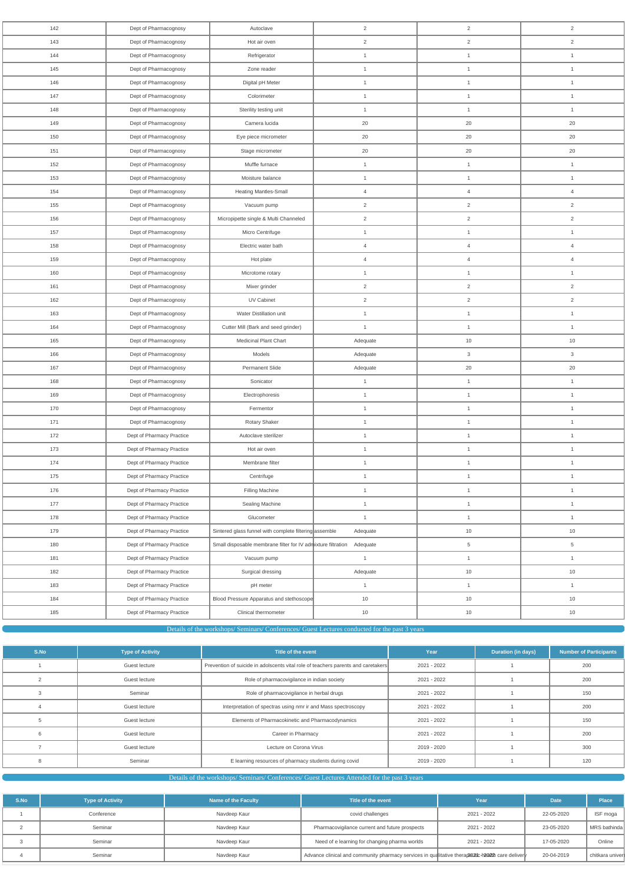| 142 | Dept of Pharmacognosy | Autoclave | 2 | 2 | 2 |
|---|---|---|---|---|---|
| 143 | Dept of Pharmacognosy | Hot air oven | 2 | 2 | 2 |
| 144 | Dept of Pharmacognosy | Refrigerator | 1 | 1 | 1 |
| 145 | Dept of Pharmacognosy | Zone reader | 1 | 1 | 1 |
| 146 | Dept of Pharmacognosy | Digital pH Meter | 1 | 1 | 1 |
| 147 | Dept of Pharmacognosy | Colorimeter | 1 | 1 | 1 |
| 148 | Dept of Pharmacognosy | Sterility testing unit | 1 | 1 | 1 |
| 149 | Dept of Pharmacognosy | Camera lucida | 20 | 20 | 20 |
| 150 | Dept of Pharmacognosy | Eye piece micrometer | 20 | 20 | 20 |
| 151 | Dept of Pharmacognosy | Stage micrometer | 20 | 20 | 20 |
| 152 | Dept of Pharmacognosy | Muffle furnace | 1 | 1 | 1 |
| 153 | Dept of Pharmacognosy | Moisture balance | 1 | 1 | 1 |
| 154 | Dept of Pharmacognosy | Heating Mantles-Small | 4 | 4 | 4 |
| 155 | Dept of Pharmacognosy | Vacuum pump | 2 | 2 | 2 |
| 156 | Dept of Pharmacognosy | Micropipette single & Multi Channeled | 2 | 2 | 2 |
| 157 | Dept of Pharmacognosy | Micro Centrifuge | 1 | 1 | 1 |
| 158 | Dept of Pharmacognosy | Electric water bath | 4 | 4 | 4 |
| 159 | Dept of Pharmacognosy | Hot plate | 4 | 4 | 4 |
| 160 | Dept of Pharmacognosy | Microtome rotary | 1 | 1 | 1 |
| 161 | Dept of Pharmacognosy | Mixer grinder | 2 | 2 | 2 |
| 162 | Dept of Pharmacognosy | UV Cabinet | 2 | 2 | 2 |
| 163 | Dept of Pharmacognosy | Water Distillation unit | 1 | 1 | 1 |
| 164 | Dept of Pharmacognosy | Cutter Mill (Bark and seed grinder) | 1 | 1 | 1 |
| 165 | Dept of Pharmacognosy | Medicinal Plant Chart | Adequate | 10 | 10 |
| 166 | Dept of Pharmacognosy | Models | Adequate | 3 | 3 |
| 167 | Dept of Pharmacognosy | Permanent Slide | Adequate | 20 | 20 |
| 168 | Dept of Pharmacognosy | Sonicator | 1 | 1 | 1 |
| 169 | Dept of Pharmacognosy | Electrophoresis | 1 | 1 | 1 |
| 170 | Dept of Pharmacognosy | Fermentor | 1 | 1 | 1 |
| 171 | Dept of Pharmacognosy | Rotary Shaker | 1 | 1 | 1 |
| 172 | Dept of Pharmacy Practice | Autoclave sterilizer | 1 | 1 | 1 |
| 173 | Dept of Pharmacy Practice | Hot air oven | 1 | 1 | 1 |
| 174 | Dept of Pharmacy Practice | Membrane filter | 1 | 1 | 1 |
| 175 | Dept of Pharmacy Practice | Centrifuge | 1 | 1 | 1 |
| 176 | Dept of Pharmacy Practice | Filling Machine | 1 | 1 | 1 |
| 177 | Dept of Pharmacy Practice | Sealing Machine | 1 | 1 | 1 |
| 178 | Dept of Pharmacy Practice | Glucometer | 1 | 1 | 1 |
| 179 | Dept of Pharmacy Practice | Sintered glass funnel with complete filtering assemble | Adequate | 10 | 10 |
| 180 | Dept of Pharmacy Practice | Small disposable membrane filter for IV admixture filtration | Adequate | 5 | 5 |
| 181 | Dept of Pharmacy Practice | Vacuum pump | 1 | 1 | 1 |
| 182 | Dept of Pharmacy Practice | Surgical dressing | Adequate | 10 | 10 |
| 183 | Dept of Pharmacy Practice | pH meter | 1 | 1 | 1 |
| 184 | Dept of Pharmacy Practice | Blood Pressure Apparatus and stethoscope | 10 | 10 | 10 |
| 185 | Dept of Pharmacy Practice | Clinical thermometer | 10 | 10 | 10 |

## Details of the workshops/ Seminars/ Conferences/ Guest Lectures conducted for the past 3 years

| S.No | Type of Activity | Title of the event | Year | Duration (in days) | Number of Participants |
|---|---|---|---|---|---|
| 1 | Guest lecture | Prevention of suicide in adolscents vital role of teachers parents and caretakers | 2021 - 2022 | 1 | 200 |
| 2 | Guest lecture | Role of pharmacovigilance in indian society | 2021 - 2022 | 1 | 200 |
| 3 | Seminar | Role of pharmacovigilance in herbal drugs | 2021 - 2022 | 1 | 150 |
| 4 | Guest lecture | Interpretation of spectras using nmr ir and Mass spectroscopy | 2021 - 2022 | 1 | 200 |
| 5 | Guest lecture | Elements of Pharmacokinetic and Pharmacodynamics | 2021 - 2022 | 1 | 150 |
| 6 | Guest lecture | Career in Pharmacy | 2021 - 2022 | 1 | 200 |
| 7 | Guest lecture | Lecture on Corona Virus | 2019 - 2020 | 1 | 300 |
| 8 | Seminar | E learning resources of pharmacy students during covid | 2019 - 2020 | 1 | 120 |

## Details of the workshops/ Seminars/ Conferences/ Guest Lectures Attended for the past 3 years

| S.No | Type of Activity | Name of the Faculty | Title of the event | Year | Date | Place |
|---|---|---|---|---|---|---|
| 1 | Conference | Navdeep Kaur | covid challenges | 2021 - 2022 | 22-05-2020 | ISF moga |
| 2 | Seminar | Navdeep Kaur | Pharmacovigilance current and future prospects | 2021 - 2022 | 23-05-2020 | MRS bathinda |
| 3 | Seminar | Navdeep Kaur | Need of e learning for changing pharma worlds | 2021 - 2022 | 17-05-2020 | Online |
| 4 | Seminar | Navdeep Kaur | Advance clinical and community pharmacy services in qualitative therapeutic health care delivery | 2021 - 2022 | 20-04-2019 | chitkara univers |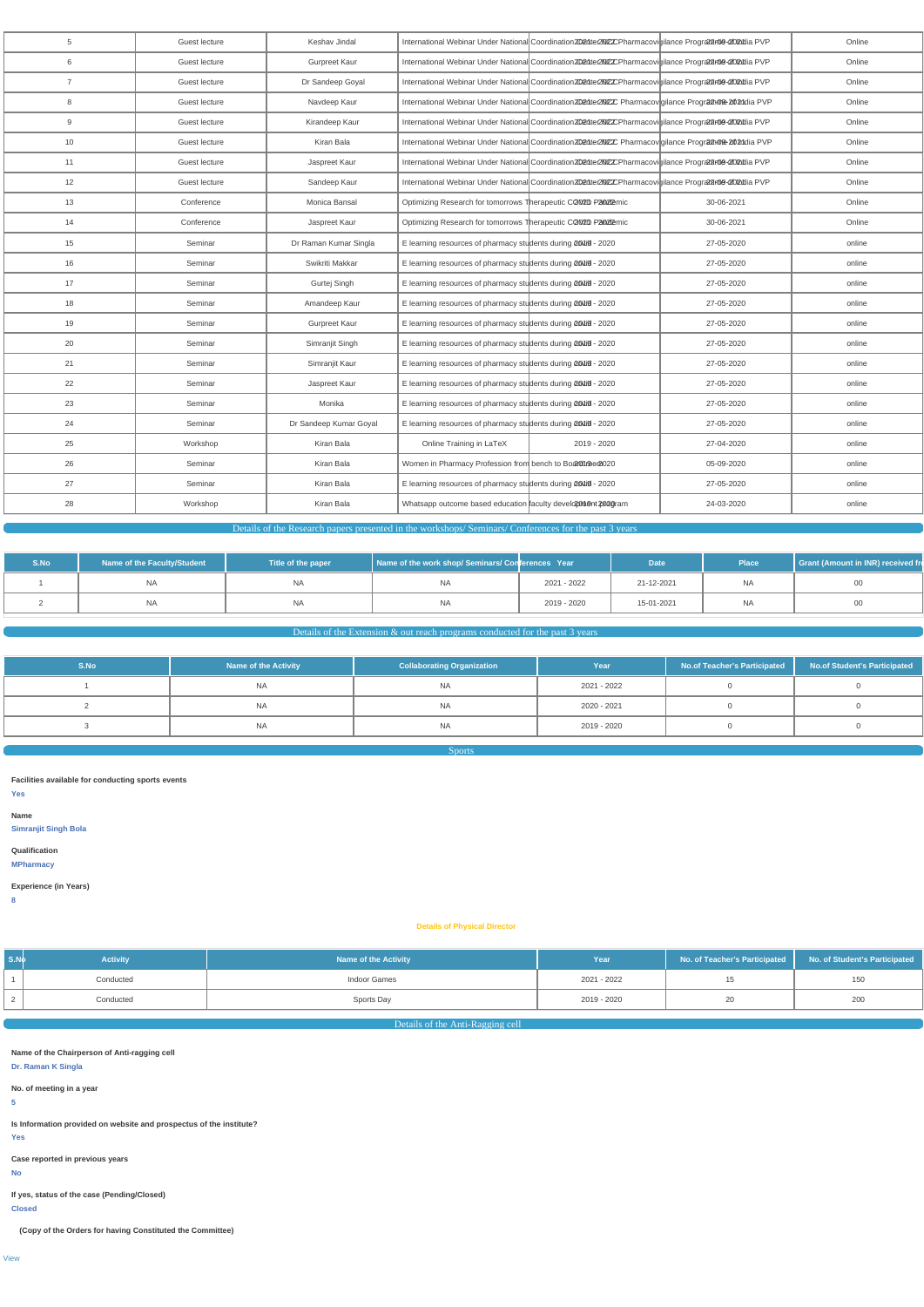| 5 | Guest lecture | Keshav Jindal | International Webinar Under National Coordination Committee Pharmacovigilance Programme of India PVP | 2021 - 2022 | 23-09-2021 | Online |
|---|---|---|---|---|---|---|
| 6 | Guest lecture | Gurpreet Kaur | International Webinar Under National Coordination Committee Pharmacovigilance Programme of India PVP | 2021 - 2022 | 23-09-2021 | Online |
| 7 | Guest lecture | Dr Sandeep Goyal | International Webinar Under National Coordination Committee Pharmacovigilance Programme of India PVP | 2021 - 2022 | 23-09-2021 | Online |
| 8 | Guest lecture | Navdeep Kaur | International Webinar Under National Coordination Committee Pharmacovigilance Programme of India PVP | 2021 - 2022 | 22-09-2021 | Online |
| 9 | Guest lecture | Kirandeep Kaur | International Webinar Under National Coordination Committee Pharmacovigilance Programme of India PVP | 2021 - 2022 | 23-09-2021 | Online |
| 10 | Guest lecture | Kiran Bala | International Webinar Under National Coordination Committee Pharmacovigilance Programme of India PVP | 2021 - 2022 | 22-09-2021 | Online |
| 11 | Guest lecture | Jaspreet Kaur | International Webinar Under National Coordination Committee Pharmacovigilance Programme of India PVP | 2021 - 2022 | 23-09-2021 | Online |
| 12 | Guest lecture | Sandeep Kaur | International Webinar Under National Coordination Committee Pharmacovigilance Programme of India PVP | 2021 - 2022 | 23-09-2021 | Online |
| 13 | Conference | Monica Bansal | Optimizing Research for tomorrows Therapeutic COVID Pandemic | 2020 - 2021 | 30-06-2021 | Online |
| 14 | Conference | Jaspreet Kaur | Optimizing Research for tomorrows Therapeutic COVID Pandemic | 2020 - 2021 | 30-06-2021 | Online |
| 15 | Seminar | Dr Raman Kumar Singla | E learning resources of pharmacy students during covid | 2019 - 2020 | 27-05-2020 | online |
| 16 | Seminar | Swikriti Makkar | E learning resources of pharmacy students during covid | 2019 - 2020 | 27-05-2020 | online |
| 17 | Seminar | Gurtej Singh | E learning resources of pharmacy students during covid | 2019 - 2020 | 27-05-2020 | online |
| 18 | Seminar | Amandeep Kaur | E learning resources of pharmacy students during covid | 2019 - 2020 | 27-05-2020 | online |
| 19 | Seminar | Gurpreet Kaur | E learning resources of pharmacy students during covid | 2019 - 2020 | 27-05-2020 | online |
| 20 | Seminar | Simranjit Singh | E learning resources of pharmacy students during covid | 2019 - 2020 | 27-05-2020 | online |
| 21 | Seminar | Simranjit Kaur | E learning resources of pharmacy students during covid | 2019 - 2020 | 27-05-2020 | online |
| 22 | Seminar | Jaspreet Kaur | E learning resources of pharmacy students during covid | 2019 - 2020 | 27-05-2020 | online |
| 23 | Seminar | Monika | E learning resources of pharmacy students during covid | 2019 - 2020 | 27-05-2020 | online |
| 24 | Seminar | Dr Sandeep Kumar Goyal | E learning resources of pharmacy students during covid | 2019 - 2020 | 27-05-2020 | online |
| 25 | Workshop | Kiran Bala | Online Training in LaTeX | 2019 - 2020 | 27-04-2020 | online |
| 26 | Seminar | Kiran Bala | Women in Pharmacy Profession from bench to Board | 2019 - 2020 | 05-09-2020 | online |
| 27 | Seminar | Kiran Bala | E learning resources of pharmacy students during covid | 2019 - 2020 | 27-05-2020 | online |
| 28 | Workshop | Kiran Bala | Whatsapp outcome based education faculty development program | 2019 - 2020 | 24-03-2020 | online |

## Details of the Research papers presented in the workshops/ Seminars/ Conferences for the past 3 years

| S.No | Name of the Faculty/Student | Title of the paper | Name of the work shop/ Seminars/ Conferences | Year | Date | Place | Grant (Amount in INR) received fr |
|---|---|---|---|---|---|---|---|
| 1 | NA | NA | NA | 2021 - 2022 | 21-12-2021 | NA | 00 |
| 2 | NA | NA | NA | 2019 - 2020 | 15-01-2021 | NA | 00 |

## Details of the Extension & out reach programs conducted for the past 3 years

| S.No | Name of the Activity | Collaborating Organization | Year | No.of Teacher's Participated | No.of Student's Participated |
|---|---|---|---|---|---|
| 1 | NA | NA | 2021 - 2022 | 0 | 0 |
| 2 | NA | NA | 2020 - 2021 | 0 | 0 |
| 3 | NA | NA | 2019 - 2020 | 0 | 0 |

## Sports

**Facilities available for conducting sports events**

Yes

**Name**

Simranjit Singh Bola

**Qualification**

MPharmacy

**Experience (in Years)**

8

**Details of Physical Director**

| S.No | Activity | Name of the Activity | Year | No. of Teacher's Participated | No. of Student's Participated |
|---|---|---|---|---|---|
| 1 | Conducted | Indoor Games | 2021 - 2022 | 15 | 150 |
| 2 | Conducted | Sports Day | 2019 - 2020 | 20 | 200 |

## Details of the Anti-Ragging cell

**Name of the Chairperson of Anti-ragging cell**

Dr. Raman K Singla

**No. of meeting in a year**

5

**Is Information provided on website and prospectus of the institute?**

Yes

**Case reported in previous years**

No

**If yes, status of the case (Pending/Closed)**

Closed

**(Copy of the Orders for having Constituted the Committee)**

View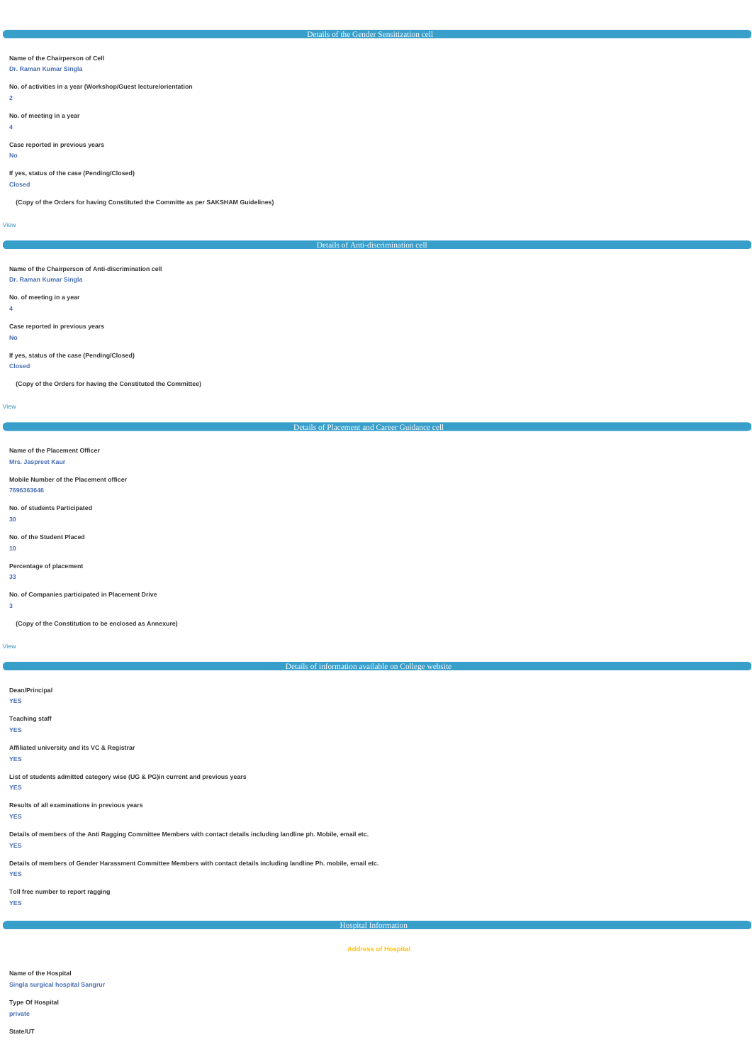## Details of the Gender Sensitization cell

**Name of the Chairperson of Cell**
Dr. Raman Kumar Singla

**No. of activities in a year (Workshop/Guest lecture/orientation**
2

**No. of meeting in a year**
4

**Case reported in previous years**
No

**If yes, status of the case (Pending/Closed)**
Closed

**(Copy of the Orders for having Constituted the Committe as per SAKSHAM Guidelines)**

View

## Details of Anti-discrimination cell

**Name of the Chairperson of Anti-discrimination cell**
Dr. Raman Kumar Singla

**No. of meeting in a year**
4

**Case reported in previous years**
No

**If yes, status of the case (Pending/Closed)**
Closed

**(Copy of the Orders for having the Constituted the Committee)**

View

## Details of Placement and Career Guidance cell

**Name of the Placement Officer**
Mrs. Jaspreet Kaur

**Mobile Number of the Placement officer**
7696363646

**No. of students Participated**
30

**No. of the Student Placed**
10

**Percentage of placement**
33

**No. of Companies participated in Placement Drive**
3

**(Copy of the Constitution to be enclosed as Annexure)**

View

## Details of information available on College website

**Dean/Principal**
YES

**Teaching staff**
YES

**Affiliated university and its VC & Registrar**
YES

**List of students admitted category wise (UG & PG)in current and previous years**
YES

**Results of all examinations in previous years**
YES

**Details of members of the Anti Ragging Committee Members with contact details including landline ph. Mobile, email etc.**
YES

**Details of members of Gender Harassment Committee Members with contact details including landline Ph. mobile, email etc.**
YES

**Toll free number to report ragging**
YES

## Hospital Information

### Address of Hospital

**Name of the Hospital**
Singla surgical hospital Sangrur

**Type Of Hospital**
private

**State/UT**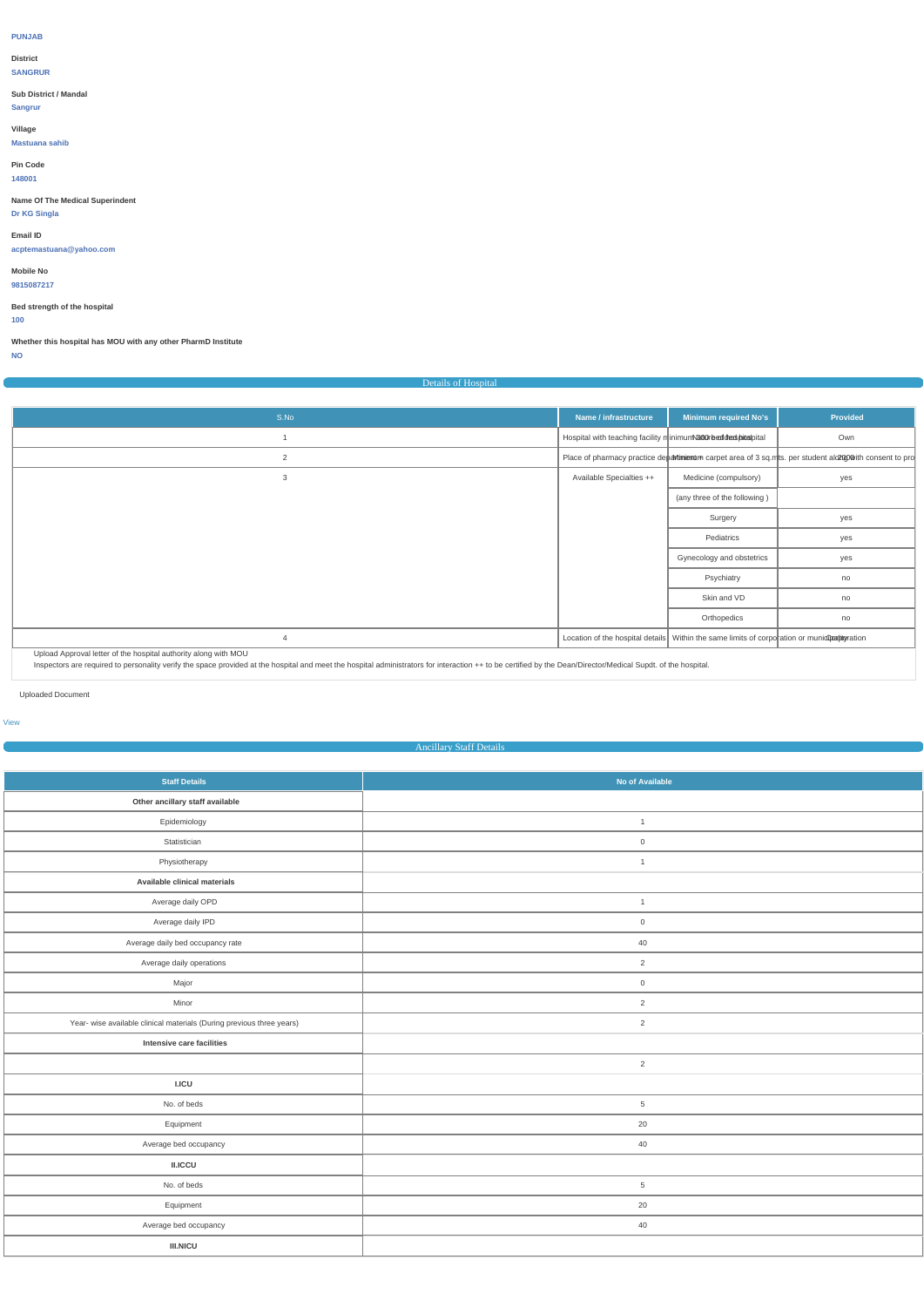**PUNJAB**

**District**

SANGRUR

**Sub District / Mandal**

Sangrur

**Village**

Mastuana sahib

**Pin Code**

148001

**Name Of The Medical Superindent**

Dr KG Singla

**Email ID**

acptemastuana@yahoo.com

**Mobile No**

9815087217

**Bed strength of the hospital**

100

**Whether this hospital has MOU with any other PharmD Institute**

NO

## Details of Hospital

| S.No | Name / infrastructure | Minimum required No's | Provided |
|---|---|---|---|
| 1 | Hospital with teaching facility | minimum 300 bedded hospital | Own |
| 2 | Place of pharmacy practice department | Minimum carpet area of 3 sq.mts. per student along with consent to pro | 2000 |
| 3 | Available Specialties ++ | Medicine (compulsory) | yes |
| | | (any three of the following ) | |
| | | Surgery | yes |
| | | Pediatrics | yes |
| | | Gynecology and obstetrics | yes |
| | | Psychiatry | no |
| | | Skin and VD | no |
| | | Orthopedics | no |
| 4 | Location of the hospital details | Within the same limits of corporation or municipality | Corporation |

Upload Approval letter of the hospital authority along with MOU

Inspectors are required to personality verify the space provided at the hospital and meet the hospital administrators for interaction ++ to be certified by the Dean/Director/Medical Supdt. of the hospital.

Uploaded Document

View

## Ancillary Staff Details

| Staff Details | No of Available |
|---|---|
| **Other ancillary staff available** | |
| Epidemiology | 1 |
| Statistician | 0 |
| Physiotherapy | 1 |
| **Available clinical materials** | |
| Average daily OPD | 1 |
| Average daily IPD | 0 |
| Average daily bed occupancy rate | 40 |
| Average daily operations | 2 |
| Major | 0 |
| Minor | 2 |
| Year- wise available clinical materials (During previous three years) | 2 |
| **Intensive care facilities** | |
| | 2 |
| **I.ICU** | |
| No. of beds | 5 |
| Equipment | 20 |
| Average bed occupancy | 40 |
| **II.ICCU** | |
| No. of beds | 5 |
| Equipment | 20 |
| Average bed occupancy | 40 |
| **III.NICU** | |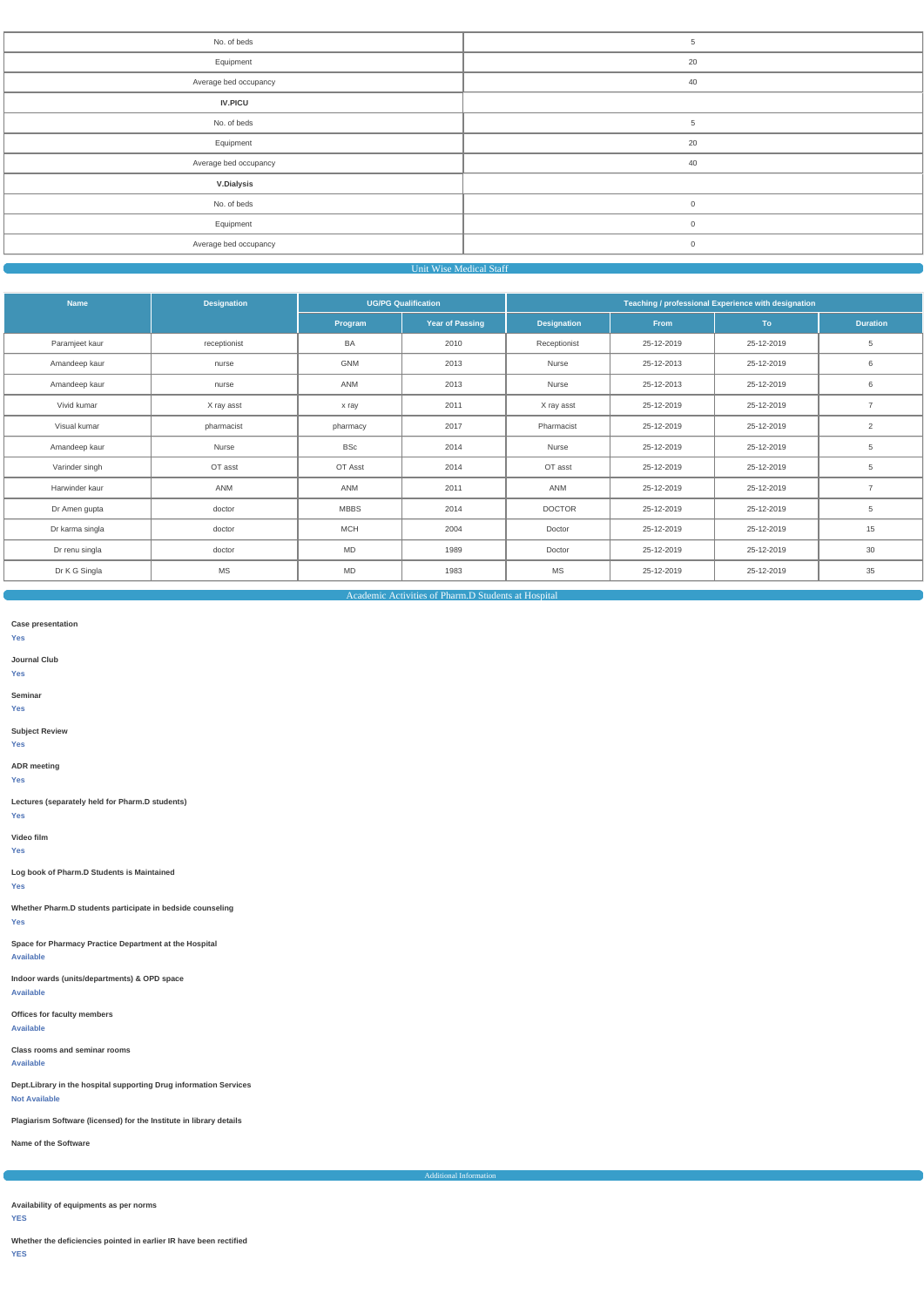| | |
|---|---|
| No. of beds | 5 |
| Equipment | 20 |
| Average bed occupancy | 40 |
| **IV.PICU** | |
| No. of beds | 5 |
| Equipment | 20 |
| Average bed occupancy | 40 |
| **V.Dialysis** | |
| No. of beds | 0 |
| Equipment | 0 |
| Average bed occupancy | 0 |

## Unit Wise Medical Staff

| Name | Designation | UG/PG Qualification | | Teaching / professional Experience with designation | | | |
|---|---|---|---|---|---|---|---|
| | | Program | Year of Passing | Designation | From | To | Duration |
| Paramjeet kaur | receptionist | BA | 2010 | Receptionist | 25-12-2019 | 25-12-2019 | 5 |
| Amandeep kaur | nurse | GNM | 2013 | Nurse | 25-12-2013 | 25-12-2019 | 6 |
| Amandeep kaur | nurse | ANM | 2013 | Nurse | 25-12-2013 | 25-12-2019 | 6 |
| Vivid kumar | X ray asst | x ray | 2011 | X ray asst | 25-12-2019 | 25-12-2019 | 7 |
| Visual kumar | pharmacist | pharmacy | 2017 | Pharmacist | 25-12-2019 | 25-12-2019 | 2 |
| Amandeep kaur | Nurse | BSc | 2014 | Nurse | 25-12-2019 | 25-12-2019 | 5 |
| Varinder singh | OT asst | OT Asst | 2014 | OT asst | 25-12-2019 | 25-12-2019 | 5 |
| Harwinder kaur | ANM | ANM | 2011 | ANM | 25-12-2019 | 25-12-2019 | 7 |
| Dr Amen gupta | doctor | MBBS | 2014 | DOCTOR | 25-12-2019 | 25-12-2019 | 5 |
| Dr karma singla | doctor | MCH | 2004 | Doctor | 25-12-2019 | 25-12-2019 | 15 |
| Dr renu singla | doctor | MD | 1989 | Doctor | 25-12-2019 | 25-12-2019 | 30 |
| Dr K G Singla | MS | MD | 1983 | MS | 25-12-2019 | 25-12-2019 | 35 |

## Academic Activities of Pharm.D Students at Hospital

**Case presentation**
Yes

**Journal Club**
Yes

**Seminar**
Yes

**Subject Review**
Yes

**ADR meeting**
Yes

**Lectures (separately held for Pharm.D students)**
Yes

**Video film**
Yes

**Log book of Pharm.D Students is Maintained**
Yes

**Whether Pharm.D students participate in bedside counseling**
Yes

**Space for Pharmacy Practice Department at the Hospital**
Available

**Indoor wards (units/departments) & OPD space**
Available

**Offices for faculty members**
Available

**Class rooms and seminar rooms**
Available

**Dept.Library in the hospital supporting Drug information Services**
Not Available

**Plagiarism Software (licensed) for the Institute in library details**

**Name of the Software**

## Additional Information

**Availability of equipments as per norms**
YES

**Whether the deficiencies pointed in earlier IR have been rectified**
YES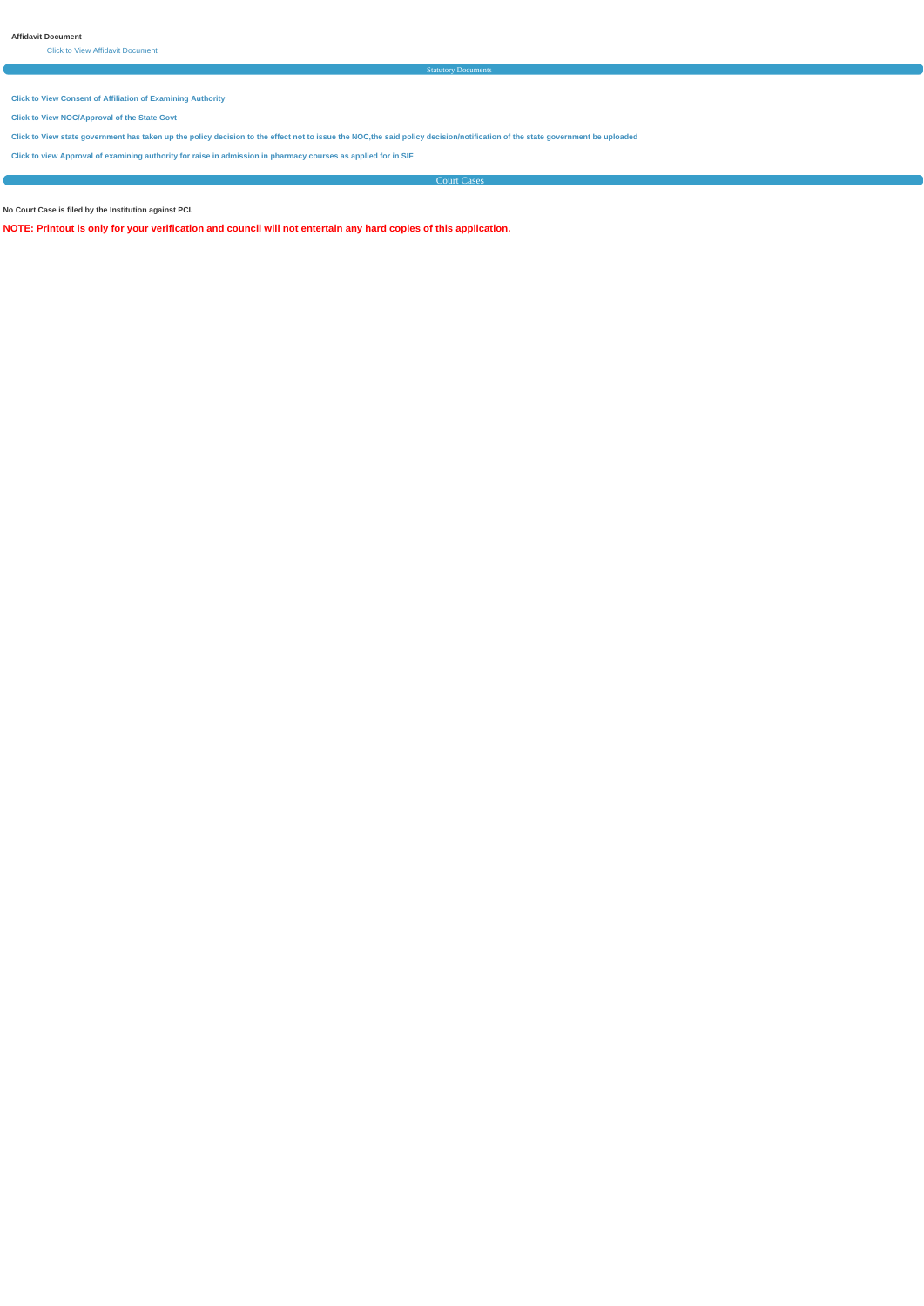**Affidavit Document**

Click to View Affidavit Document

## Statutory Documents

**Click to View Consent of Affiliation of Examining Authority**

**Click to View NOC/Approval of the State Govt**

**Click to View state government has taken up the policy decision to the effect not to issue the NOC,the said policy decision/notification of the state government be uploaded**

**Click to view Approval of examining authority for raise in admission in pharmacy courses as applied for in SIF**

## Court Cases

**No Court Case is filed by the Institution against PCI.**

**NOTE: Printout is only for your verification and council will not entertain any hard copies of this application.**